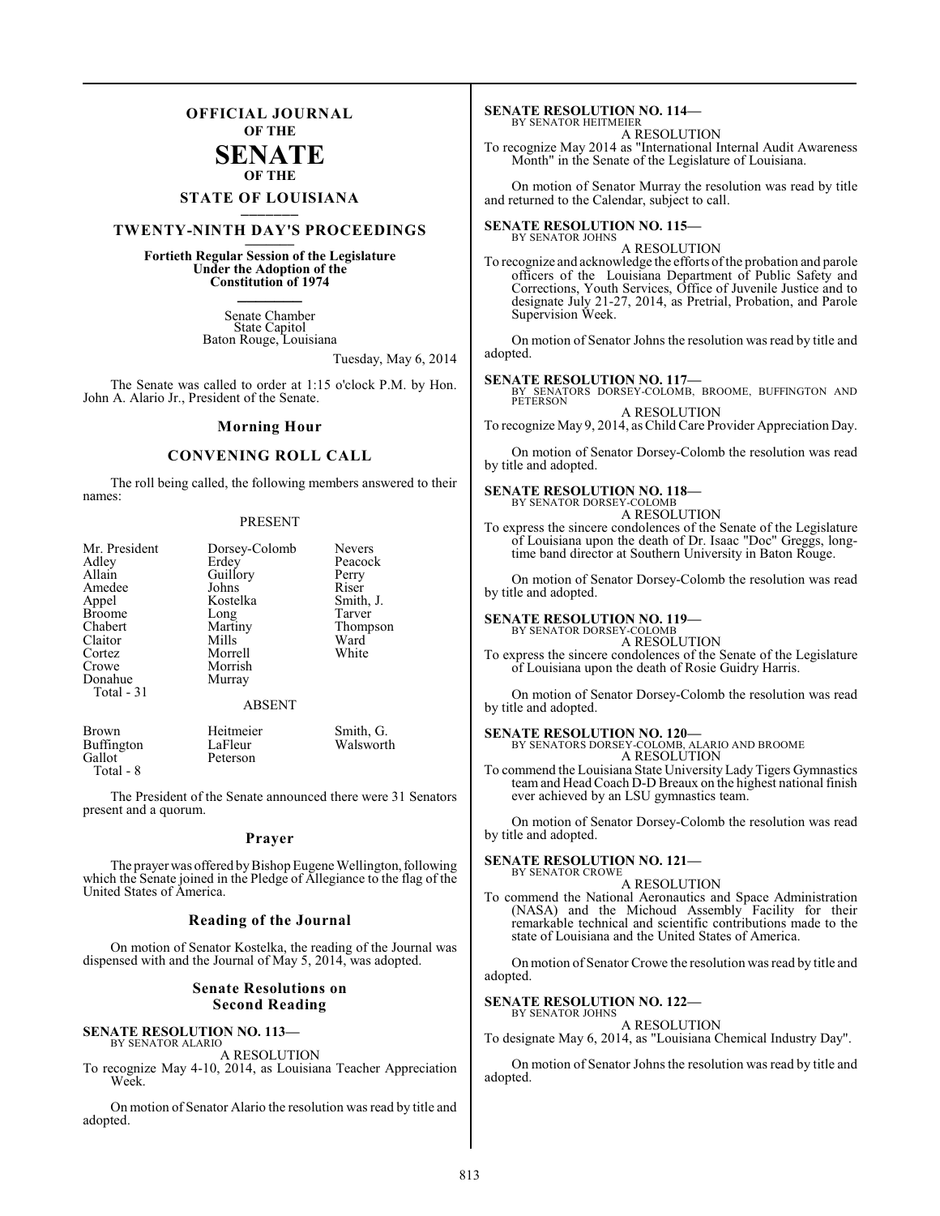# OFFICIAL JOURNAL OF THE SENATE OF THE STATE OF LOUISIANA

## TWENTY-NINTH DAY'S PROCEEDINGS

**Fortieth Regular Session of the Legislature Under the Adoption of the Constitution of 1974**

Senate Chamber
State Capitol
Baton Rouge, Louisiana

Tuesday, May 6, 2014

The Senate was called to order at 1:15 o'clock P.M. by Hon. John A. Alario Jr., President of the Senate.

### Morning Hour

### CONVENING ROLL CALL

The roll being called, the following members answered to their names:

PRESENT

| | | |
|---|---|---|
| Mr. President | Dorsey-Colomb | Nevers |
| Adley | Erdey | Peacock |
| Allain | Guillory | Perry |
| Amedee | Johns | Riser |
| Appel | Kostelka | Smith, J. |
| Broome | Long | Tarver |
| Chabert | Martiny | Thompson |
| Claitor | Mills | Ward |
| Cortez | Morrell | White |
| Crowe | Morrish | |
| Donahue | Murray | |

Total - 31

ABSENT

| | | |
|---|---|---|
| Brown | Heitmeier | Smith, G. |
| Buffington | LaFleur | Walsworth |
| Gallot | Peterson | |

Total - 8

The President of the Senate announced there were 31 Senators present and a quorum.

### Prayer

The prayer was offered by Bishop Eugene Wellington, following which the Senate joined in the Pledge of Allegiance to the flag of the United States of America.

### Reading of the Journal

On motion of Senator Kostelka, the reading of the Journal was dispensed with and the Journal of May 5, 2014, was adopted.

### Senate Resolutions on Second Reading

**SENATE RESOLUTION NO. 113—**
BY SENATOR ALARIO
A RESOLUTION
To recognize May 4-10, 2014, as Louisiana Teacher Appreciation Week.

On motion of Senator Alario the resolution was read by title and adopted.

**SENATE RESOLUTION NO. 114—**
BY SENATOR HEITMEIER
A RESOLUTION
To recognize May 2014 as "International Internal Audit Awareness Month" in the Senate of the Legislature of Louisiana.

On motion of Senator Murray the resolution was read by title and returned to the Calendar, subject to call.

**SENATE RESOLUTION NO. 115—**
BY SENATOR JOHNS
A RESOLUTION
To recognize and acknowledge the efforts of the probation and parole officers of the Louisiana Department of Public Safety and Corrections, Youth Services, Office of Juvenile Justice and to designate July 21-27, 2014, as Pretrial, Probation, and Parole Supervision Week.

On motion of Senator Johns the resolution was read by title and adopted.

**SENATE RESOLUTION NO. 117—**
BY SENATORS DORSEY-COLOMB, BROOME, BUFFINGTON AND PETERSON
A RESOLUTION
To recognize May 9, 2014, as Child Care Provider Appreciation Day.

On motion of Senator Dorsey-Colomb the resolution was read by title and adopted.

**SENATE RESOLUTION NO. 118—**
BY SENATOR DORSEY-COLOMB
A RESOLUTION
To express the sincere condolences of the Senate of the Legislature of Louisiana upon the death of Dr. Isaac "Doc" Greggs, long-time band director at Southern University in Baton Rouge.

On motion of Senator Dorsey-Colomb the resolution was read by title and adopted.

**SENATE RESOLUTION NO. 119—**
BY SENATOR DORSEY-COLOMB
A RESOLUTION
To express the sincere condolences of the Senate of the Legislature of Louisiana upon the death of Rosie Guidry Harris.

On motion of Senator Dorsey-Colomb the resolution was read by title and adopted.

**SENATE RESOLUTION NO. 120—**
BY SENATORS DORSEY-COLOMB, ALARIO AND BROOME
A RESOLUTION
To commend the Louisiana State University Lady Tigers Gymnastics team and Head Coach D-D Breaux on the highest national finish ever achieved by an LSU gymnastics team.

On motion of Senator Dorsey-Colomb the resolution was read by title and adopted.

**SENATE RESOLUTION NO. 121—**
BY SENATOR CROWE
A RESOLUTION
To commend the National Aeronautics and Space Administration (NASA) and the Michoud Assembly Facility for their remarkable technical and scientific contributions made to the state of Louisiana and the United States of America.

On motion of Senator Crowe the resolution was read by title and adopted.

**SENATE RESOLUTION NO. 122—**
BY SENATOR JOHNS
A RESOLUTION
To designate May 6, 2014, as "Louisiana Chemical Industry Day".

On motion of Senator Johns the resolution was read by title and adopted.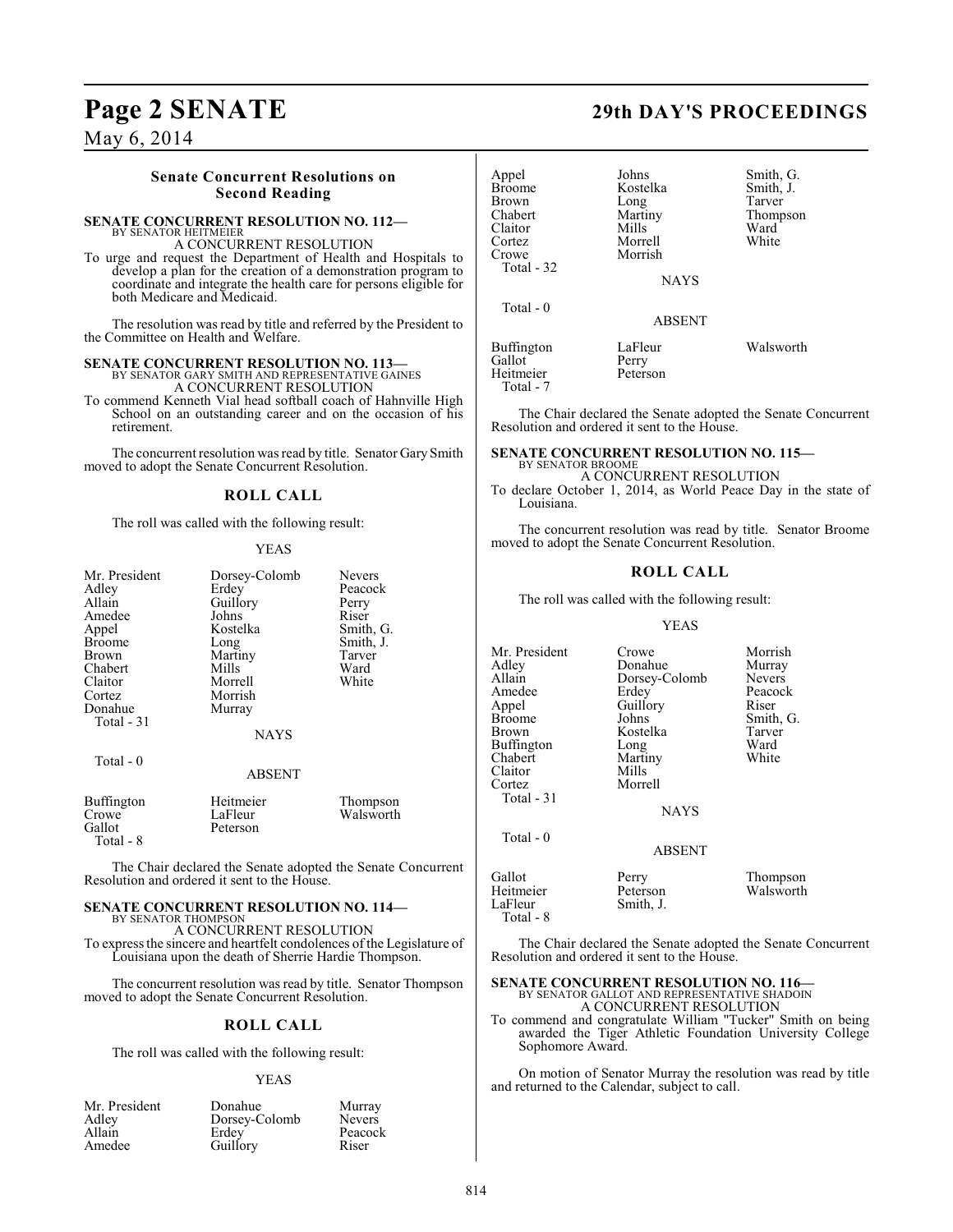### Senate Concurrent Resolutions on Second Reading

**SENATE CONCURRENT RESOLUTION NO. 112—**
BY SENATOR HEITMEIER
A CONCURRENT RESOLUTION

To urge and request the Department of Health and Hospitals to develop a plan for the creation of a demonstration program to coordinate and integrate the health care for persons eligible for both Medicare and Medicaid.

The resolution was read by title and referred by the President to the Committee on Health and Welfare.

**SENATE CONCURRENT RESOLUTION NO. 113—**
BY SENATOR GARY SMITH AND REPRESENTATIVE GAINES
A CONCURRENT RESOLUTION

To commend Kenneth Vial head softball coach of Hahnville High School on an outstanding career and on the occasion of his retirement.

The concurrent resolution was read by title. Senator Gary Smith moved to adopt the Senate Concurrent Resolution.

### ROLL CALL

The roll was called with the following result:

YEAS

| | | |
|---|---|---|
| Mr. President | Dorsey-Colomb | Nevers |
| Adley | Erdey | Peacock |
| Allain | Guillory | Perry |
| Amedee | Johns | Riser |
| Appel | Kostelka | Smith, G. |
| Broome | Long | Smith, J. |
| Brown | Martiny | Tarver |
| Chabert | Mills | Ward |
| Claitor | Morrell | White |
| Cortez | Morrish | |
| Donahue | Murray | |

Total - 31

NAYS

Total - 0

ABSENT

| | | |
|---|---|---|
| Buffington | Heitmeier | Thompson |
| Crowe | LaFleur | Walsworth |
| Gallot | Peterson | |

Total - 8

The Chair declared the Senate adopted the Senate Concurrent Resolution and ordered it sent to the House.

**SENATE CONCURRENT RESOLUTION NO. 114—**
BY SENATOR THOMPSON
A CONCURRENT RESOLUTION

To express the sincere and heartfelt condolences of the Legislature of Louisiana upon the death of Sherrie Hardie Thompson.

The concurrent resolution was read by title. Senator Thompson moved to adopt the Senate Concurrent Resolution.

### ROLL CALL

The roll was called with the following result:

YEAS

| | | |
|---|---|---|
| Mr. President | Donahue | Murray |
| Adley | Dorsey-Colomb | Nevers |
| Allain | Erdey | Peacock |
| Amedee | Guillory | Riser |
| Appel | Johns | Smith, G. |
| Broome | Kostelka | Smith, J. |
| Brown | Long | Tarver |
| Chabert | Martiny | Thompson |
| Claitor | Mills | Ward |
| Cortez | Morrell | White |
| Crowe | Morrish | |

Total - 32

NAYS

Total - 0

ABSENT

| | | |
|---|---|---|
| Buffington | LaFleur | Walsworth |
| Gallot | Perry | |
| Heitmeier | Peterson | |

Total - 7

The Chair declared the Senate adopted the Senate Concurrent Resolution and ordered it sent to the House.

**SENATE CONCURRENT RESOLUTION NO. 115—**
BY SENATOR BROOME
A CONCURRENT RESOLUTION

To declare October 1, 2014, as World Peace Day in the state of Louisiana.

The concurrent resolution was read by title. Senator Broome moved to adopt the Senate Concurrent Resolution.

### ROLL CALL

The roll was called with the following result:

YEAS

| | | |
|---|---|---|
| Mr. President | Crowe | Morrish |
| Adley | Donahue | Murray |
| Allain | Dorsey-Colomb | Nevers |
| Amedee | Erdey | Peacock |
| Appel | Guillory | Riser |
| Broome | Johns | Smith, G. |
| Brown | Kostelka | Tarver |
| Buffington | Long | Ward |
| Chabert | Martiny | White |
| Claitor | Mills | |
| Cortez | Morrell | |

Total - 31

NAYS

Total - 0

ABSENT

| | | |
|---|---|---|
| Gallot | Perry | Thompson |
| Heitmeier | Peterson | Walsworth |
| LaFleur | Smith, J. | |

Total - 8

The Chair declared the Senate adopted the Senate Concurrent Resolution and ordered it sent to the House.

**SENATE CONCURRENT RESOLUTION NO. 116—**
BY SENATOR GALLOT AND REPRESENTATIVE SHADOIN
A CONCURRENT RESOLUTION

To commend and congratulate William "Tucker" Smith on being awarded the Tiger Athletic Foundation University College Sophomore Award.

On motion of Senator Murray the resolution was read by title and returned to the Calendar, subject to call.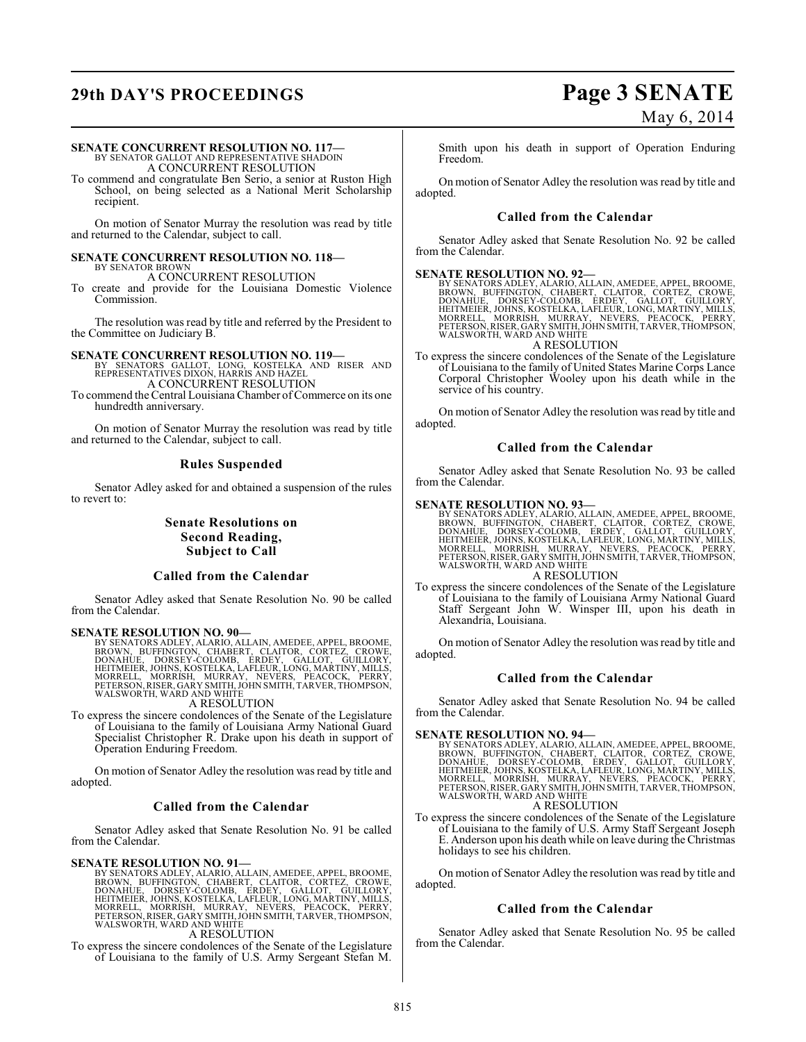**SENATE CONCURRENT RESOLUTION NO. 117—**
BY SENATOR GALLOT AND REPRESENTATIVE SHADOIN
A CONCURRENT RESOLUTION

To commend and congratulate Ben Serio, a senior at Ruston High School, on being selected as a National Merit Scholarship recipient.

On motion of Senator Murray the resolution was read by title and returned to the Calendar, subject to call.

**SENATE CONCURRENT RESOLUTION NO. 118—**
BY SENATOR BROWN
A CONCURRENT RESOLUTION

To create and provide for the Louisiana Domestic Violence Commission.

The resolution was read by title and referred by the President to the Committee on Judiciary B.

**SENATE CONCURRENT RESOLUTION NO. 119—**
BY SENATORS GALLOT, LONG, KOSTELKA AND RISER AND REPRESENTATIVES DIXON, HARRIS AND HAZEL
A CONCURRENT RESOLUTION

To commend the Central Louisiana Chamber of Commerce on its one hundredth anniversary.

On motion of Senator Murray the resolution was read by title and returned to the Calendar, subject to call.

## Rules Suspended

Senator Adley asked for and obtained a suspension of the rules to revert to:

## Senate Resolutions on Second Reading, Subject to Call

### Called from the Calendar

Senator Adley asked that Senate Resolution No. 90 be called from the Calendar.

**SENATE RESOLUTION NO. 90—**
BY SENATORS ADLEY, ALARIO, ALLAIN, AMEDEE, APPEL, BROOME, BROWN, BUFFINGTON, CHABERT, CLAITOR, CORTEZ, CROWE, DONAHUE, DORSEY-COLOMB, ERDEY, GALLOT, GUILLORY, HEITMEIER, JOHNS, KOSTELKA, LAFLEUR, LONG, MARTINY, MILLS, MORRELL, MORRISH, MURRAY, NEVERS, PEACOCK, PERRY, PETERSON, RISER, GARY SMITH, JOHN SMITH, TARVER, THOMPSON, WALSWORTH, WARD AND WHITE
A RESOLUTION

To express the sincere condolences of the Senate of the Legislature of Louisiana to the family of Louisiana Army National Guard Specialist Christopher R. Drake upon his death in support of Operation Enduring Freedom.

On motion of Senator Adley the resolution was read by title and adopted.

### Called from the Calendar

Senator Adley asked that Senate Resolution No. 91 be called from the Calendar.

**SENATE RESOLUTION NO. 91—**
BY SENATORS ADLEY, ALARIO, ALLAIN, AMEDEE, APPEL, BROOME, BROWN, BUFFINGTON, CHABERT, CLAITOR, CORTEZ, CROWE, DONAHUE, DORSEY-COLOMB, ERDEY, GALLOT, GUILLORY, HEITMEIER, JOHNS, KOSTELKA, LAFLEUR, LONG, MARTINY, MILLS, MORRELL, MORRISH, MURRAY, NEVERS, PEACOCK, PERRY, PETERSON, RISER, GARY SMITH, JOHN SMITH, TARVER, THOMPSON, WALSWORTH, WARD AND WHITE
A RESOLUTION

To express the sincere condolences of the Senate of the Legislature of Louisiana to the family of U.S. Army Sergeant Stefan M. Smith upon his death in support of Operation Enduring Freedom.

On motion of Senator Adley the resolution was read by title and adopted.

### Called from the Calendar

Senator Adley asked that Senate Resolution No. 92 be called from the Calendar.

**SENATE RESOLUTION NO. 92—**
BY SENATORS ADLEY, ALARIO, ALLAIN, AMEDEE, APPEL, BROOME, BROWN, BUFFINGTON, CHABERT, CLAITOR, CORTEZ, CROWE, DONAHUE, DORSEY-COLOMB, ERDEY, GALLOT, GUILLORY, HEITMEIER, JOHNS, KOSTELKA, LAFLEUR, LONG, MARTINY, MILLS, MORRELL, MORRISH, MURRAY, NEVERS, PEACOCK, PERRY, PETERSON, RISER, GARY SMITH, JOHN SMITH, TARVER, THOMPSON, WALSWORTH, WARD AND WHITE
A RESOLUTION

To express the sincere condolences of the Senate of the Legislature of Louisiana to the family of United States Marine Corps Lance Corporal Christopher Wooley upon his death while in the service of his country.

On motion of Senator Adley the resolution was read by title and adopted.

### Called from the Calendar

Senator Adley asked that Senate Resolution No. 93 be called from the Calendar.

**SENATE RESOLUTION NO. 93—**
BY SENATORS ADLEY, ALARIO, ALLAIN, AMEDEE, APPEL, BROOME, BROWN, BUFFINGTON, CHABERT, CLAITOR, CORTEZ, CROWE, DONAHUE, DORSEY-COLOMB, ERDEY, GALLOT, GUILLORY, HEITMEIER, JOHNS, KOSTELKA, LAFLEUR, LONG, MARTINY, MILLS, MORRELL, MORRISH, MURRAY, NEVERS, PEACOCK, PERRY, PETERSON, RISER, GARY SMITH, JOHN SMITH, TARVER, THOMPSON, WALSWORTH, WARD AND WHITE
A RESOLUTION

To express the sincere condolences of the Senate of the Legislature of Louisiana to the family of Louisiana Army National Guard Staff Sergeant John W. Winsper III, upon his death in Alexandria, Louisiana.

On motion of Senator Adley the resolution was read by title and adopted.

### Called from the Calendar

Senator Adley asked that Senate Resolution No. 94 be called from the Calendar.

**SENATE RESOLUTION NO. 94—**
BY SENATORS ADLEY, ALARIO, ALLAIN, AMEDEE, APPEL, BROOME, BROWN, BUFFINGTON, CHABERT, CLAITOR, CORTEZ, CROWE, DONAHUE, DORSEY-COLOMB, ERDEY, GALLOT, GUILLORY, HEITMEIER, JOHNS, KOSTELKA, LAFLEUR, LONG, MARTINY, MILLS, MORRELL, MORRISH, MURRAY, NEVERS, PEACOCK, PERRY, PETERSON, RISER, GARY SMITH, JOHN SMITH, TARVER, THOMPSON, WALSWORTH, WARD AND WHITE
A RESOLUTION

To express the sincere condolences of the Senate of the Legislature of Louisiana to the family of U.S. Army Staff Sergeant Joseph E. Anderson upon his death while on leave during the Christmas holidays to see his children.

On motion of Senator Adley the resolution was read by title and adopted.

### Called from the Calendar

Senator Adley asked that Senate Resolution No. 95 be called from the Calendar.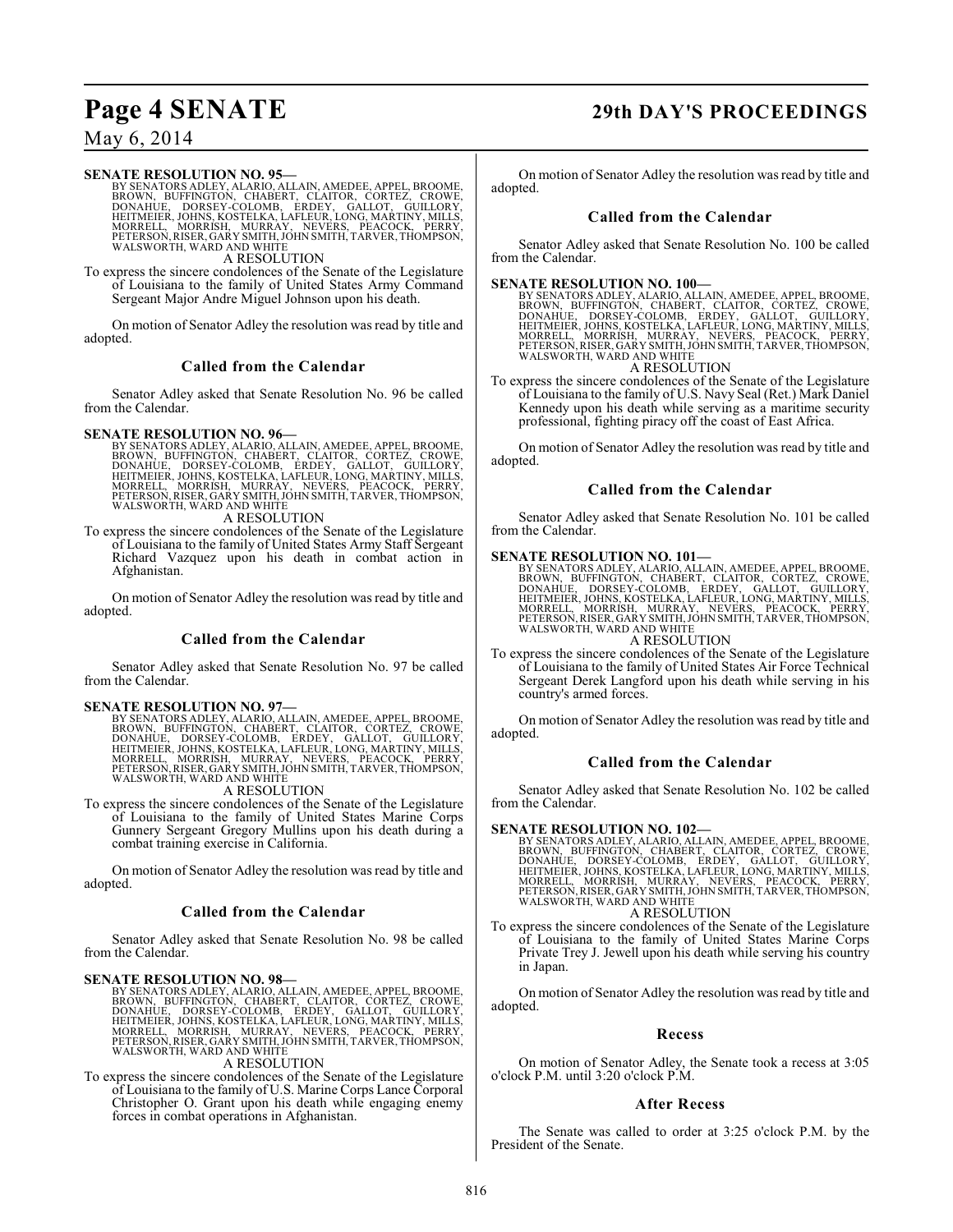**SENATE RESOLUTION NO. 95—**

BY SENATORS ADLEY, ALARIO, ALLAIN, AMEDEE, APPEL, BROOME, BROWN, BUFFINGTON, CHABERT, CLAITOR, CORTEZ, CROWE, DONAHUE, DORSEY-COLOMB, ERDEY, GALLOT, GUILLORY, HEITMEIER, JOHNS, KOSTELKA, LAFLEUR, LONG, MARTINY, MILLS, MORRELL, MORRISH, MURRAY, NEVERS, PEACOCK, PERRY, PETERSON, RISER, GARY SMITH, JOHN SMITH, TARVER, THOMPSON, WALSWORTH, WARD AND WHITE

A RESOLUTION

To express the sincere condolences of the Senate of the Legislature of Louisiana to the family of United States Army Command Sergeant Major Andre Miguel Johnson upon his death.

On motion of Senator Adley the resolution was read by title and adopted.

### Called from the Calendar

Senator Adley asked that Senate Resolution No. 96 be called from the Calendar.

**SENATE RESOLUTION NO. 96—**

BY SENATORS ADLEY, ALARIO, ALLAIN, AMEDEE, APPEL, BROOME, BROWN, BUFFINGTON, CHABERT, CLAITOR, CORTEZ, CROWE, DONAHUE, DORSEY-COLOMB, ERDEY, GALLOT, GUILLORY, HEITMEIER, JOHNS, KOSTELKA, LAFLEUR, LONG, MARTINY, MILLS, MORRELL, MORRISH, MURRAY, NEVERS, PEACOCK, PERRY, PETERSON, RISER, GARY SMITH, JOHN SMITH, TARVER, THOMPSON, WALSWORTH, WARD AND WHITE

A RESOLUTION

To express the sincere condolences of the Senate of the Legislature of Louisiana to the family of United States Army Staff Sergeant Richard Vazquez upon his death in combat action in Afghanistan.

On motion of Senator Adley the resolution was read by title and adopted.

### Called from the Calendar

Senator Adley asked that Senate Resolution No. 97 be called from the Calendar.

**SENATE RESOLUTION NO. 97—**

BY SENATORS ADLEY, ALARIO, ALLAIN, AMEDEE, APPEL, BROOME, BROWN, BUFFINGTON, CHABERT, CLAITOR, CORTEZ, CROWE, DONAHUE, DORSEY-COLOMB, ERDEY, GALLOT, GUILLORY, HEITMEIER, JOHNS, KOSTELKA, LAFLEUR, LONG, MARTINY, MILLS, MORRELL, MORRISH, MURRAY, NEVERS, PEACOCK, PERRY, PETERSON, RISER, GARY SMITH, JOHN SMITH, TARVER, THOMPSON, WALSWORTH, WARD AND WHITE

A RESOLUTION

To express the sincere condolences of the Senate of the Legislature of Louisiana to the family of United States Marine Corps Gunnery Sergeant Gregory Mullins upon his death during a combat training exercise in California.

On motion of Senator Adley the resolution was read by title and adopted.

### Called from the Calendar

Senator Adley asked that Senate Resolution No. 98 be called from the Calendar.

**SENATE RESOLUTION NO. 98—**

BY SENATORS ADLEY, ALARIO, ALLAIN, AMEDEE, APPEL, BROOME, BROWN, BUFFINGTON, CHABERT, CLAITOR, CORTEZ, CROWE, DONAHUE, DORSEY-COLOMB, ERDEY, GALLOT, GUILLORY, HEITMEIER, JOHNS, KOSTELKA, LAFLEUR, LONG, MARTINY, MILLS, MORRELL, MORRISH, MURRAY, NEVERS, PEACOCK, PERRY, PETERSON, RISER, GARY SMITH, JOHN SMITH, TARVER, THOMPSON, WALSWORTH, WARD AND WHITE

A RESOLUTION

To express the sincere condolences of the Senate of the Legislature of Louisiana to the family of U.S. Marine Corps Lance Corporal Christopher O. Grant upon his death while engaging enemy forces in combat operations in Afghanistan.

On motion of Senator Adley the resolution was read by title and adopted.

### Called from the Calendar

Senator Adley asked that Senate Resolution No. 100 be called from the Calendar.

**SENATE RESOLUTION NO. 100—**

BY SENATORS ADLEY, ALARIO, ALLAIN, AMEDEE, APPEL, BROOME, BROWN, BUFFINGTON, CHABERT, CLAITOR, CORTEZ, CROWE, DONAHUE, DORSEY-COLOMB, ERDEY, GALLOT, GUILLORY, HEITMEIER, JOHNS, KOSTELKA, LAFLEUR, LONG, MARTINY, MILLS, MORRELL, MORRISH, MURRAY, NEVERS, PEACOCK, PERRY, PETERSON, RISER, GARY SMITH, JOHN SMITH, TARVER, THOMPSON, WALSWORTH, WARD AND WHITE

A RESOLUTION

To express the sincere condolences of the Senate of the Legislature of Louisiana to the family of U.S. Navy Seal (Ret.) Mark Daniel Kennedy upon his death while serving as a maritime security professional, fighting piracy off the coast of East Africa.

On motion of Senator Adley the resolution was read by title and adopted.

### Called from the Calendar

Senator Adley asked that Senate Resolution No. 101 be called from the Calendar.

**SENATE RESOLUTION NO. 101—**

BY SENATORS ADLEY, ALARIO, ALLAIN, AMEDEE, APPEL, BROOME, BROWN, BUFFINGTON, CHABERT, CLAITOR, CORTEZ, CROWE, DONAHUE, DORSEY-COLOMB, ERDEY, GALLOT, GUILLORY, HEITMEIER, JOHNS, KOSTELKA, LAFLEUR, LONG, MARTINY, MILLS, MORRELL, MORRISH, MURRAY, NEVERS, PEACOCK, PERRY, PETERSON, RISER, GARY SMITH, JOHN SMITH, TARVER, THOMPSON, WALSWORTH, WARD AND WHITE

A RESOLUTION

To express the sincere condolences of the Senate of the Legislature of Louisiana to the family of United States Air Force Technical Sergeant Derek Langford upon his death while serving in his country's armed forces.

On motion of Senator Adley the resolution was read by title and adopted.

### Called from the Calendar

Senator Adley asked that Senate Resolution No. 102 be called from the Calendar.

**SENATE RESOLUTION NO. 102—**

BY SENATORS ADLEY, ALARIO, ALLAIN, AMEDEE, APPEL, BROOME, BROWN, BUFFINGTON, CHABERT, CLAITOR, CORTEZ, CROWE, DONAHUE, DORSEY-COLOMB, ERDEY, GALLOT, GUILLORY, HEITMEIER, JOHNS, KOSTELKA, LAFLEUR, LONG, MARTINY, MILLS, MORRELL, MORRISH, MURRAY, NEVERS, PEACOCK, PERRY, PETERSON, RISER, GARY SMITH, JOHN SMITH, TARVER, THOMPSON, WALSWORTH, WARD AND WHITE

A RESOLUTION

To express the sincere condolences of the Senate of the Legislature of Louisiana to the family of United States Marine Corps Private Trey J. Jewell upon his death while serving his country in Japan.

On motion of Senator Adley the resolution was read by title and adopted.

### Recess

On motion of Senator Adley, the Senate took a recess at 3:05 o'clock P.M. until 3:20 o'clock P.M.

### After Recess

The Senate was called to order at 3:25 o'clock P.M. by the President of the Senate.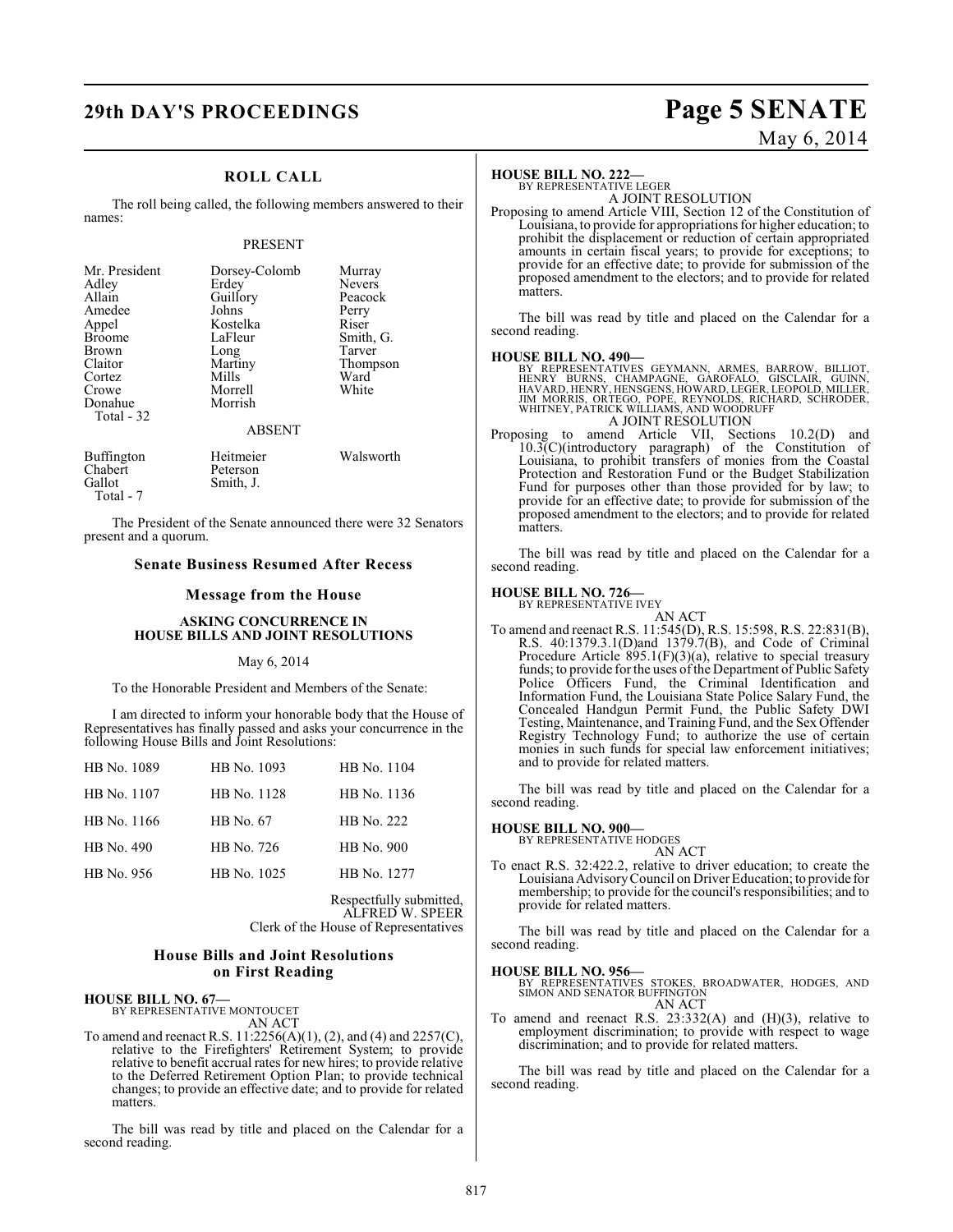## ROLL CALL

The roll being called, the following members answered to their names:

PRESENT

| | | |
|---|---|---|
| Mr. President | Dorsey-Colomb | Murray |
| Adley | Erdey | Nevers |
| Allain | Guillory | Peacock |
| Amedee | Johns | Perry |
| Appel | Kostelka | Riser |
| Broome | LaFleur | Smith, G. |
| Brown | Long | Tarver |
| Claitor | Martiny | Thompson |
| Cortez | Mills | Ward |
| Crowe | Morrell | White |
| Donahue | Morrish | |
| Total - 32 | | |

ABSENT

| | | |
|---|---|---|
| Buffington | Heitmeier | Walsworth |
| Chabert | Peterson | |
| Gallot | Smith, J. | |
| Total - 7 | | |

The President of the Senate announced there were 32 Senators present and a quorum.

### Senate Business Resumed After Recess

### Message from the House

**ASKING CONCURRENCE IN HOUSE BILLS AND JOINT RESOLUTIONS**

May 6, 2014

To the Honorable President and Members of the Senate:

I am directed to inform your honorable body that the House of Representatives has finally passed and asks your concurrence in the following House Bills and Joint Resolutions:

| | | |
|---|---|---|
| HB No. 1089 | HB No. 1093 | HB No. 1104 |
| HB No. 1107 | HB No. 1128 | HB No. 1136 |
| HB No. 1166 | HB No. 67 | HB No. 222 |
| HB No. 490 | HB No. 726 | HB No. 900 |
| HB No. 956 | HB No. 1025 | HB No. 1277 |

Respectfully submitted,
ALFRED W. SPEER
Clerk of the House of Representatives

### House Bills and Joint Resolutions on First Reading

**HOUSE BILL NO. 67—**
BY REPRESENTATIVE MONTOUCET
AN ACT

To amend and reenact R.S. 11:2256(A)(1), (2), and (4) and 2257(C), relative to the Firefighters' Retirement System; to provide relative to benefit accrual rates for new hires; to provide relative to the Deferred Retirement Option Plan; to provide technical changes; to provide an effective date; and to provide for related matters.

The bill was read by title and placed on the Calendar for a second reading.

**HOUSE BILL NO. 222—**
BY REPRESENTATIVE LEGER
A JOINT RESOLUTION

Proposing to amend Article VIII, Section 12 of the Constitution of Louisiana, to provide for appropriations for higher education; to prohibit the displacement or reduction of certain appropriated amounts in certain fiscal years; to provide for exceptions; to provide for an effective date; to provide for submission of the proposed amendment to the electors; and to provide for related matters.

The bill was read by title and placed on the Calendar for a second reading.

**HOUSE BILL NO. 490—**
BY REPRESENTATIVES GEYMANN, ARMES, BARROW, BILLIOT, HENRY BURNS, CHAMPAGNE, GAROFALO, GISCLAIR, GUINN, HAVARD, HENRY, HENSGENS, HOWARD, LEGER, LEOPOLD, MILLER, JIM MORRIS, ORTEGO, POPE, REYNOLDS, RICHARD, SCHRODER, WHITNEY, PATRICK WILLIAMS, AND WOODRUFF
A JOINT RESOLUTION

Proposing to amend Article VII, Sections 10.2(D) and 10.3(C)(introductory paragraph) of the Constitution of Louisiana, to prohibit transfers of monies from the Coastal Protection and Restoration Fund or the Budget Stabilization Fund for purposes other than those provided for by law; to provide for an effective date; to provide for submission of the proposed amendment to the electors; and to provide for related matters.

The bill was read by title and placed on the Calendar for a second reading.

**HOUSE BILL NO. 726—**
BY REPRESENTATIVE IVEY
AN ACT

To amend and reenact R.S. 11:545(D), R.S. 15:598, R.S. 22:831(B), R.S. 40:1379.3.1(D)and 1379.7(B), and Code of Criminal Procedure Article 895.1(F)(3)(a), relative to special treasury funds; to provide for the uses of the Department of Public Safety Police Officers Fund, the Criminal Identification and Information Fund, the Louisiana State Police Salary Fund, the Concealed Handgun Permit Fund, the Public Safety DWI Testing, Maintenance, and Training Fund, and the Sex Offender Registry Technology Fund; to authorize the use of certain monies in such funds for special law enforcement initiatives; and to provide for related matters.

The bill was read by title and placed on the Calendar for a second reading.

**HOUSE BILL NO. 900—**
BY REPRESENTATIVE HODGES
AN ACT

To enact R.S. 32:422.2, relative to driver education; to create the Louisiana Advisory Council on Driver Education; to provide for membership; to provide for the council's responsibilities; and to provide for related matters.

The bill was read by title and placed on the Calendar for a second reading.

**HOUSE BILL NO. 956—**
BY REPRESENTATIVES STOKES, BROADWATER, HODGES, AND SIMON AND SENATOR BUFFINGTON
AN ACT

To amend and reenact R.S. 23:332(A) and (H)(3), relative to employment discrimination; to provide with respect to wage discrimination; and to provide for related matters.

The bill was read by title and placed on the Calendar for a second reading.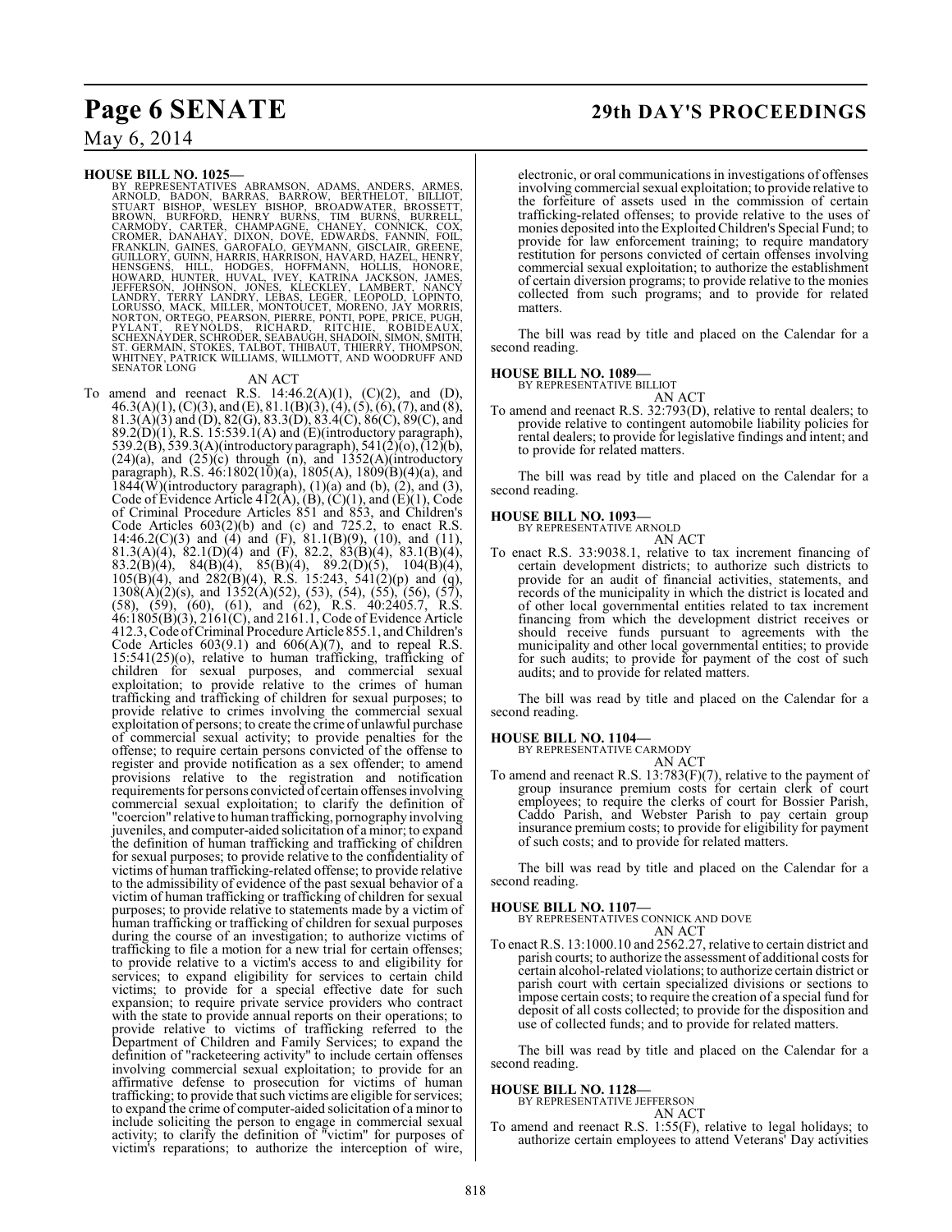**HOUSE BILL NO. 1025—**

BY REPRESENTATIVES ABRAMSON, ADAMS, ANDERS, ARMES, ARNOLD, BADON, BARRAS, BARROW, BERTHELOT, BILLIOT, STUART BISHOP, WESLEY BISHOP, BROADWATER, BROSSETT, BROWN, BURFORD, HENRY BURNS, TIM BURNS, BURRELL, CARMODY, CARTER, CHAMPAGNE, CHANEY, CONNICK, COX, CROMER, DANAHAY, DIXON, DOVE, EDWARDS, FANNIN, FOIL, FRANKLIN, GAINES, GAROFALO, GEYMANN, GISCLAIR, GREENE, GUILLORY, GUINN, HARRIS, HARRISON, HAVARD, HAZEL, HENRY, HENSGENS, HILL, HODGES, HOFFMANN, HOLLIS, HONORE, HOWARD, HUNTER, HUVAL, IVEY, KATRINA JACKSON, JAMES, JEFFERSON, JOHNSON, JONES, KLECKLEY, LAMBERT, NANCY LANDRY, TERRY LANDRY, LEBAS, LEGER, LEOPOLD, LOPINTO, LORUSSO, MACK, MILLER, MONTOUCET, MORENO, JAY MORRIS, NORTON, ORTEGO, PEARSON, PIERRE, PONTI, POPE, PRICE, PUGH, PYLANT, REYNOLDS, RICHARD, RITCHIE, ROBIDEAUX, SCHEXNAYDER, SCHRODER, SEABAUGH, SHADOIN, SIMON, SMITH, ST. GERMAIN, STOKES, TALBOT, THIBAUT, THIERRY, THOMPSON, WHITNEY, PATRICK WILLIAMS, WILLMOTT, AND WOODRUFF AND SENATOR LONG

AN ACT

To amend and reenact R.S. 14:46.2(A)(1), (C)(2), and (D), 46.3(A)(1), (C)(3), and (E), 81.1(B)(3), (4), (5), (6), (7), and (8), 81.3(A)(3) and (D), 82(G), 83.3(D), 83.4(C), 86(C), 89(C), and 89.2(D)(1), R.S. 15:539.1(A) and (E)(introductory paragraph), 539.2(B), 539.3(A)(introductory paragraph), 541(2)(o), (12)(b), (24)(a), and (25)(c) through (n), and 1352(A)(introductory paragraph), R.S. 46:1802(10)(a), 1805(A), 1809(B)(4)(a), and 1844(W)(introductory paragraph), (1)(a) and (b), (2), and (3), Code of Evidence Article 412(A), (B), (C)(1), and (E)(1), Code of Criminal Procedure Articles 851 and 853, and Children's Code Articles 603(2)(b) and (c) and 725.2, to enact R.S. 14:46.2(C)(3) and (4) and (F), 81.1(B)(9), (10), and (11), 81.3(A)(4), 82.1(D)(4) and (F), 82.2, 83(B)(4), 83.1(B)(4), 83.2(B)(4), 84(B)(4), 85(B)(4), 89.2(D)(5), 104(B)(4), 105(B)(4), and 282(B)(4), R.S. 15:243, 541(2)(p) and (q), 1308(A)(2)(s), and 1352(A)(52), (53), (54), (55), (56), (57), (58), (59), (60), (61), and (62), R.S. 40:2405.7, R.S. 46:1805(B)(3), 2161(C), and 2161.1, Code of Evidence Article 412.3, Code of Criminal Procedure Article 855.1, and Children's Code Articles 603(9.1) and 606(A)(7), and to repeal R.S. 15:541(25)(o), relative to human trafficking, trafficking of children for sexual purposes, and commercial sexual exploitation; to provide relative to the crimes of human trafficking and trafficking of children for sexual purposes; to provide relative to crimes involving the commercial sexual exploitation of persons; to create the crime of unlawful purchase of commercial sexual activity; to provide penalties for the offense; to require certain persons convicted of the offense to register and provide notification as a sex offender; to amend provisions relative to the registration and notification requirements for persons convicted of certain offenses involving commercial sexual exploitation; to clarify the definition of "coercion" relative to human trafficking, pornography involving juveniles, and computer-aided solicitation of a minor; to expand the definition of human trafficking and trafficking of children for sexual purposes; to provide relative to the confidentiality of victims of human trafficking-related offense; to provide relative to the admissibility of evidence of the past sexual behavior of a victim of human trafficking or trafficking of children for sexual purposes; to provide relative to statements made by a victim of human trafficking or trafficking of children for sexual purposes during the course of an investigation; to authorize victims of trafficking to file a motion for a new trial for certain offenses; to provide relative to a victim's access to and eligibility for services; to expand eligibility for services to certain child victims; to provide for a special effective date for such expansion; to require private service providers who contract with the state to provide annual reports on their operations; to provide relative to victims of trafficking referred to the Department of Children and Family Services; to expand the definition of "racketeering activity" to include certain offenses involving commercial sexual exploitation; to provide for an affirmative defense to prosecution for victims of human trafficking; to provide that such victims are eligible for services; to expand the crime of computer-aided solicitation of a minor to include soliciting the person to engage in commercial sexual activity; to clarify the definition of "victim" for purposes of victim's reparations; to authorize the interception of wire, electronic, or oral communications in investigations of offenses involving commercial sexual exploitation; to provide relative to the forfeiture of assets used in the commission of certain trafficking-related offenses; to provide relative to the uses of monies deposited into the Exploited Children's Special Fund; to provide for law enforcement training; to require mandatory restitution for persons convicted of certain offenses involving commercial sexual exploitation; to authorize the establishment of certain diversion programs; to provide relative to the monies collected from such programs; and to provide for related matters.

The bill was read by title and placed on the Calendar for a second reading.

**HOUSE BILL NO. 1089—**

BY REPRESENTATIVE BILLIOT

AN ACT

To amend and reenact R.S. 32:793(D), relative to rental dealers; to provide relative to contingent automobile liability policies for rental dealers; to provide for legislative findings and intent; and to provide for related matters.

The bill was read by title and placed on the Calendar for a second reading.

**HOUSE BILL NO. 1093—**

BY REPRESENTATIVE ARNOLD

AN ACT

To enact R.S. 33:9038.1, relative to tax increment financing of certain development districts; to authorize such districts to provide for an audit of financial activities, statements, and records of the municipality in which the district is located and of other local governmental entities related to tax increment financing from which the development district receives or should receive funds pursuant to agreements with the municipality and other local governmental entities; to provide for such audits; to provide for payment of the cost of such audits; and to provide for related matters.

The bill was read by title and placed on the Calendar for a second reading.

**HOUSE BILL NO. 1104—**

BY REPRESENTATIVE CARMODY

AN ACT

To amend and reenact R.S. 13:783(F)(7), relative to the payment of group insurance premium costs for certain clerk of court employees; to require the clerks of court for Bossier Parish, Caddo Parish, and Webster Parish to pay certain group insurance premium costs; to provide for eligibility for payment of such costs; and to provide for related matters.

The bill was read by title and placed on the Calendar for a second reading.

**HOUSE BILL NO. 1107—**

BY REPRESENTATIVES CONNICK AND DOVE

AN ACT

To enact R.S. 13:1000.10 and 2562.27, relative to certain district and parish courts; to authorize the assessment of additional costs for certain alcohol-related violations; to authorize certain district or parish court with certain specialized divisions or sections to impose certain costs; to require the creation of a special fund for deposit of all costs collected; to provide for the disposition and use of collected funds; and to provide for related matters.

The bill was read by title and placed on the Calendar for a second reading.

**HOUSE BILL NO. 1128—**

BY REPRESENTATIVE JEFFERSON

AN ACT

To amend and reenact R.S. 1:55(F), relative to legal holidays; to authorize certain employees to attend Veterans' Day activities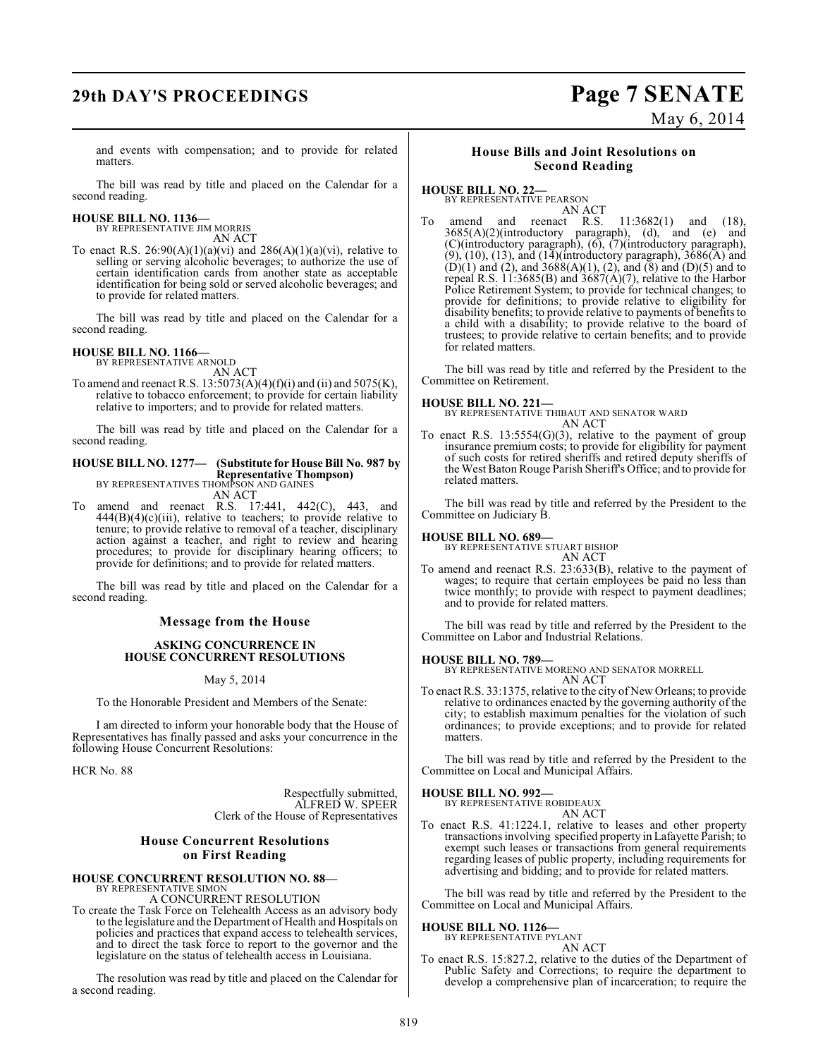and events with compensation; and to provide for related matters.

The bill was read by title and placed on the Calendar for a second reading.

**HOUSE BILL NO. 1136—**
BY REPRESENTATIVE JIM MORRIS
AN ACT

To enact R.S. 26:90(A)(1)(a)(vi) and 286(A)(1)(a)(vi), relative to selling or serving alcoholic beverages; to authorize the use of certain identification cards from another state as acceptable identification for being sold or served alcoholic beverages; and to provide for related matters.

The bill was read by title and placed on the Calendar for a second reading.

**HOUSE BILL NO. 1166—**
BY REPRESENTATIVE ARNOLD
AN ACT

To amend and reenact R.S. 13:5073(A)(4)(f)(i) and (ii) and 5075(K), relative to tobacco enforcement; to provide for certain liability relative to importers; and to provide for related matters.

The bill was read by title and placed on the Calendar for a second reading.

**HOUSE BILL NO. 1277— (Substitute for House Bill No. 987 by Representative Thompson)**
BY REPRESENTATIVES THOMPSON AND GAINES
AN ACT

To amend and reenact R.S. 17:441, 442(C), 443, and 444(B)(4)(c)(iii), relative to teachers; to provide relative to tenure; to provide relative to removal of a teacher, disciplinary action against a teacher, and right to review and hearing procedures; to provide for disciplinary hearing officers; to provide for definitions; and to provide for related matters.

The bill was read by title and placed on the Calendar for a second reading.

## Message from the House

### ASKING CONCURRENCE IN HOUSE CONCURRENT RESOLUTIONS

May 5, 2014

To the Honorable President and Members of the Senate:

I am directed to inform your honorable body that the House of Representatives has finally passed and asks your concurrence in the following House Concurrent Resolutions:

HCR No. 88

Respectfully submitted,
ALFRED W. SPEER
Clerk of the House of Representatives

## House Concurrent Resolutions on First Reading

**HOUSE CONCURRENT RESOLUTION NO. 88—**
BY REPRESENTATIVE SIMON
A CONCURRENT RESOLUTION

To create the Task Force on Telehealth Access as an advisory body to the legislature and the Department of Health and Hospitals on policies and practices that expand access to telehealth services, and to direct the task force to report to the governor and the legislature on the status of telehealth access in Louisiana.

The resolution was read by title and placed on the Calendar for a second reading.

## House Bills and Joint Resolutions on Second Reading

**HOUSE BILL NO. 22—**
BY REPRESENTATIVE PEARSON
AN ACT

To amend and reenact R.S. 11:3682(1) and (18), 3685(A)(2)(introductory paragraph), (d), and (e) and (C)(introductory paragraph), (6), (7)(introductory paragraph), (9), (10), (13), and (14)(introductory paragraph), 3686(A) and (D)(1) and (2), and 3688(A)(1), (2), and (8) and (D)(5) and to repeal R.S. 11:3685(B) and 3687(A)(7), relative to the Harbor Police Retirement System; to provide for technical changes; to provide for definitions; to provide relative to eligibility for disability benefits; to provide relative to payments of benefits to a child with a disability; to provide relative to the board of trustees; to provide relative to certain benefits; and to provide for related matters.

The bill was read by title and referred by the President to the Committee on Retirement.

**HOUSE BILL NO. 221—**
BY REPRESENTATIVE THIBAUT AND SENATOR WARD
AN ACT

To enact R.S. 13:5554(G)(3), relative to the payment of group insurance premium costs; to provide for eligibility for payment of such costs for retired sheriffs and retired deputy sheriffs of the West Baton Rouge Parish Sheriff's Office; and to provide for related matters.

The bill was read by title and referred by the President to the Committee on Judiciary B.

**HOUSE BILL NO. 689—**
BY REPRESENTATIVE STUART BISHOP
AN ACT

To amend and reenact R.S. 23:633(B), relative to the payment of wages; to require that certain employees be paid no less than twice monthly; to provide with respect to payment deadlines; and to provide for related matters.

The bill was read by title and referred by the President to the Committee on Labor and Industrial Relations.

**HOUSE BILL NO. 789—**
BY REPRESENTATIVE MORENO AND SENATOR MORRELL
AN ACT

To enact R.S. 33:1375, relative to the city of New Orleans; to provide relative to ordinances enacted by the governing authority of the city; to establish maximum penalties for the violation of such ordinances; to provide exceptions; and to provide for related matters.

The bill was read by title and referred by the President to the Committee on Local and Municipal Affairs.

**HOUSE BILL NO. 992—**
BY REPRESENTATIVE ROBIDEAUX
AN ACT

To enact R.S. 41:1224.1, relative to leases and other property transactions involving specified property in Lafayette Parish; to exempt such leases or transactions from general requirements regarding leases of public property, including requirements for advertising and bidding; and to provide for related matters.

The bill was read by title and referred by the President to the Committee on Local and Municipal Affairs.

**HOUSE BILL NO. 1126—**
BY REPRESENTATIVE PYLANT
AN ACT

To enact R.S. 15:827.2, relative to the duties of the Department of Public Safety and Corrections; to require the department to develop a comprehensive plan of incarceration; to require the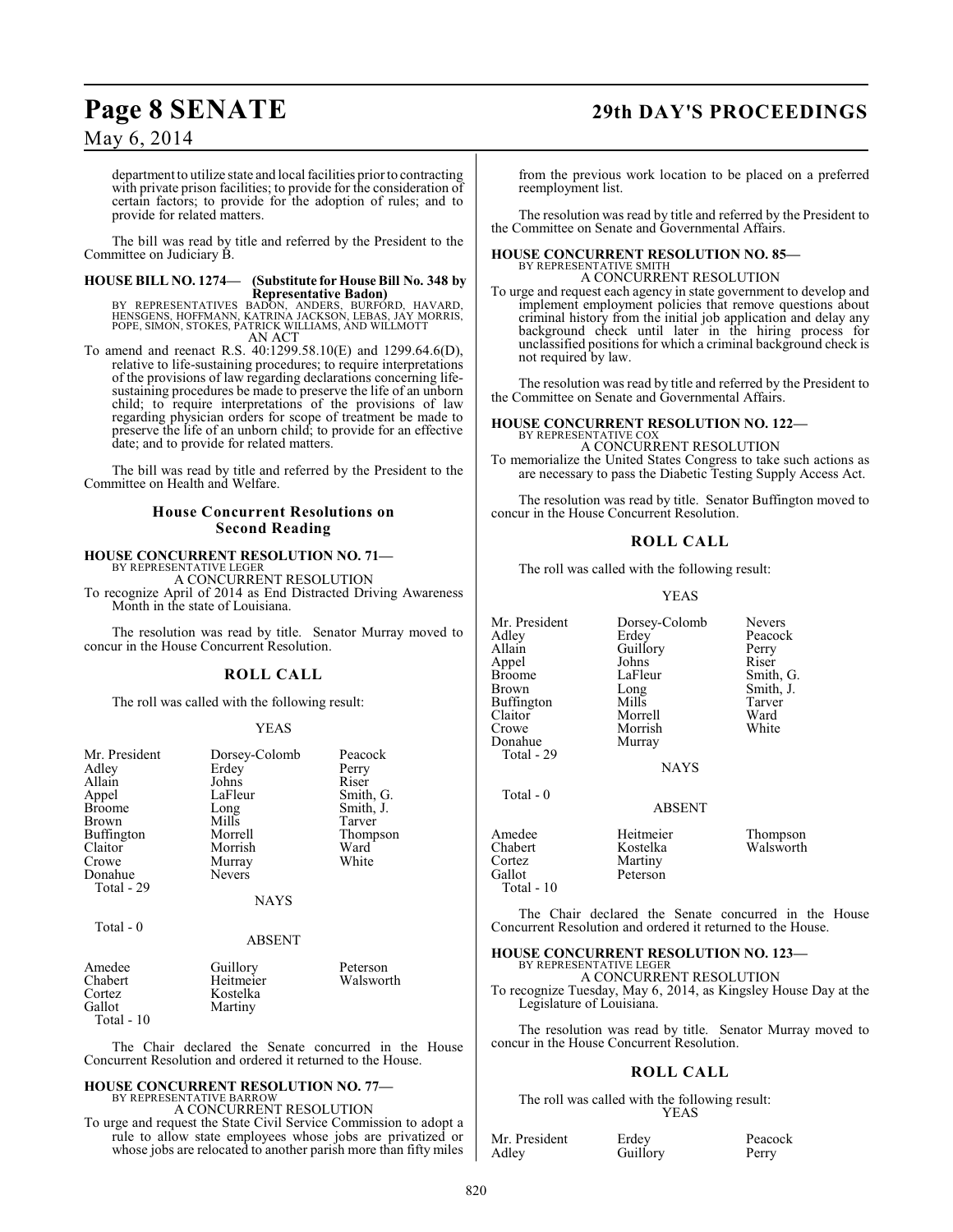department to utilize state and local facilities prior to contracting with private prison facilities; to provide for the consideration of certain factors; to provide for the adoption of rules; and to provide for related matters.

The bill was read by title and referred by the President to the Committee on Judiciary B.

**HOUSE BILL NO. 1274— (Substitute for House Bill No. 348 by Representative Badon)**
BY REPRESENTATIVES BADON, ANDERS, BURFORD, HAVARD, HENSGENS, HOFFMANN, KATRINA JACKSON, LEBAS, JAY MORRIS, POPE, SIMON, STOKES, PATRICK WILLIAMS, AND WILLMOTT
AN ACT

To amend and reenact R.S. 40:1299.58.10(E) and 1299.64.6(D), relative to life-sustaining procedures; to require interpretations of the provisions of law regarding declarations concerning life-sustaining procedures be made to preserve the life of an unborn child; to require interpretations of the provisions of law regarding physician orders for scope of treatment be made to preserve the life of an unborn child; to provide for an effective date; and to provide for related matters.

The bill was read by title and referred by the President to the Committee on Health and Welfare.

## House Concurrent Resolutions on Second Reading

**HOUSE CONCURRENT RESOLUTION NO. 71—**
BY REPRESENTATIVE LEGER
A CONCURRENT RESOLUTION

To recognize April of 2014 as End Distracted Driving Awareness Month in the state of Louisiana.

The resolution was read by title. Senator Murray moved to concur in the House Concurrent Resolution.

### ROLL CALL

The roll was called with the following result:

YEAS

| | | |
|---|---|---|
| Mr. President | Dorsey-Colomb | Peacock |
| Adley | Erdey | Perry |
| Allain | Johns | Riser |
| Appel | LaFleur | Smith, G. |
| Broome | Long | Smith, J. |
| Brown | Mills | Tarver |
| Buffington | Morrell | Thompson |
| Claitor | Morrish | Ward |
| Crowe | Murray | White |
| Donahue | Nevers | |

Total - 29

NAYS

Total - 0

ABSENT

| | | |
|---|---|---|
| Amedee | Guillory | Peterson |
| Chabert | Heitmeier | Walsworth |
| Cortez | Kostelka | |
| Gallot | Martiny | |

Total - 10

The Chair declared the Senate concurred in the House Concurrent Resolution and ordered it returned to the House.

**HOUSE CONCURRENT RESOLUTION NO. 77—**
BY REPRESENTATIVE BARROW
A CONCURRENT RESOLUTION

To urge and request the State Civil Service Commission to adopt a rule to allow state employees whose jobs are privatized or whose jobs are relocated to another parish more than fifty miles from the previous work location to be placed on a preferred reemployment list.

The resolution was read by title and referred by the President to the Committee on Senate and Governmental Affairs.

**HOUSE CONCURRENT RESOLUTION NO. 85—**
BY REPRESENTATIVE SMITH
A CONCURRENT RESOLUTION

To urge and request each agency in state government to develop and implement employment policies that remove questions about criminal history from the initial job application and delay any background check until later in the hiring process for unclassified positions for which a criminal background check is not required by law.

The resolution was read by title and referred by the President to the Committee on Senate and Governmental Affairs.

**HOUSE CONCURRENT RESOLUTION NO. 122—**
BY REPRESENTATIVE COX
A CONCURRENT RESOLUTION

To memorialize the United States Congress to take such actions as are necessary to pass the Diabetic Testing Supply Access Act.

The resolution was read by title. Senator Buffington moved to concur in the House Concurrent Resolution.

### ROLL CALL

The roll was called with the following result:

YEAS

| | | |
|---|---|---|
| Mr. President | Dorsey-Colomb | Nevers |
| Adley | Erdey | Peacock |
| Allain | Guillory | Perry |
| Appel | Johns | Riser |
| Broome | LaFleur | Smith, G. |
| Brown | Long | Smith, J. |
| Buffington | Mills | Tarver |
| Claitor | Morrell | Ward |
| Crowe | Morrish | White |
| Donahue | Murray | |

Total - 29

NAYS

Total - 0

ABSENT

| | | |
|---|---|---|
| Amedee | Heitmeier | Thompson |
| Chabert | Kostelka | Walsworth |
| Cortez | Martiny | |
| Gallot | Peterson | |

Total - 10

The Chair declared the Senate concurred in the House Concurrent Resolution and ordered it returned to the House.

**HOUSE CONCURRENT RESOLUTION NO. 123—**
BY REPRESENTATIVE LEGER
A CONCURRENT RESOLUTION

To recognize Tuesday, May 6, 2014, as Kingsley House Day at the Legislature of Louisiana.

The resolution was read by title. Senator Murray moved to concur in the House Concurrent Resolution.

### ROLL CALL

The roll was called with the following result:

YEAS

| | | |
|---|---|---|
| Mr. President | Erdey | Peacock |
| Adley | Guillory | Perry |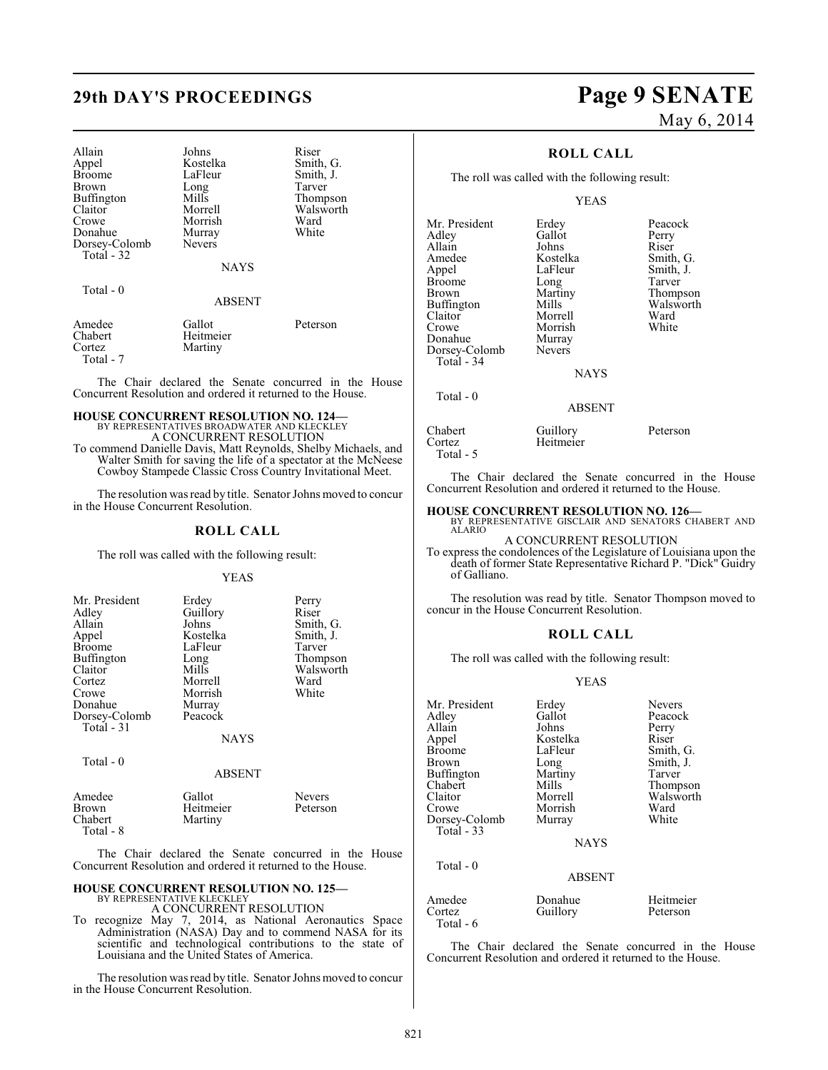| | | |
|---|---|---|
| Allain | Johns | Riser |
| Appel | Kostelka | Smith, G. |
| Broome | LaFleur | Smith, J. |
| Brown | Long | Tarver |
| Buffington | Mills | Thompson |
| Claitor | Morrell | Walsworth |
| Crowe | Morrish | Ward |
| Donahue | Murray | White |
| Dorsey-Colomb | Nevers | |

Total - 32

NAYS

Total - 0

ABSENT

| | | |
|---|---|---|
| Amedee | Gallot | Peterson |
| Chabert | Heitmeier | |
| Cortez | Martiny | |

Total - 7

The Chair declared the Senate concurred in the House Concurrent Resolution and ordered it returned to the House.

**HOUSE CONCURRENT RESOLUTION NO. 124—**
BY REPRESENTATIVES BROADWATER AND KLECKLEY
A CONCURRENT RESOLUTION

To commend Danielle Davis, Matt Reynolds, Shelby Michaels, and Walter Smith for saving the life of a spectator at the McNeese Cowboy Stampede Classic Cross Country Invitational Meet.

The resolution was read by title. Senator Johns moved to concur in the House Concurrent Resolution.

## ROLL CALL

The roll was called with the following result:

YEAS

| | | |
|---|---|---|
| Mr. President | Erdey | Perry |
| Adley | Guillory | Riser |
| Allain | Johns | Smith, G. |
| Appel | Kostelka | Smith, J. |
| Broome | LaFleur | Tarver |
| Buffington | Long | Thompson |
| Claitor | Mills | Walsworth |
| Cortez | Morrell | Ward |
| Crowe | Morrish | White |
| Donahue | Murray | |
| Dorsey-Colomb | Peacock | |

Total - 31

NAYS

Total - 0

ABSENT

| | | |
|---|---|---|
| Amedee | Gallot | Nevers |
| Brown | Heitmeier | Peterson |
| Chabert | Martiny | |

Total - 8

The Chair declared the Senate concurred in the House Concurrent Resolution and ordered it returned to the House.

**HOUSE CONCURRENT RESOLUTION NO. 125—**
BY REPRESENTATIVE KLECKLEY
A CONCURRENT RESOLUTION

To recognize May 7, 2014, as National Aeronautics Space Administration (NASA) Day and to commend NASA for its scientific and technological contributions to the state of Louisiana and the United States of America.

The resolution was read by title. Senator Johns moved to concur in the House Concurrent Resolution.

## ROLL CALL

The roll was called with the following result:

YEAS

| | | |
|---|---|---|
| Mr. President | Erdey | Peacock |
| Adley | Gallot | Perry |
| Allain | Johns | Riser |
| Amedee | Kostelka | Smith, G. |
| Appel | LaFleur | Smith, J. |
| Broome | Long | Tarver |
| Brown | Martiny | Thompson |
| Buffington | Mills | Walsworth |
| Claitor | Morrell | Ward |
| Crowe | Morrish | White |
| Donahue | Murray | |
| Dorsey-Colomb | Nevers | |

Total - 34

NAYS

Total - 0

ABSENT

| | | |
|---|---|---|
| Chabert | Guillory | Peterson |
| Cortez | Heitmeier | |

Total - 5

The Chair declared the Senate concurred in the House Concurrent Resolution and ordered it returned to the House.

**HOUSE CONCURRENT RESOLUTION NO. 126—**
BY REPRESENTATIVE GISCLAIR AND SENATORS CHABERT AND ALARIO
A CONCURRENT RESOLUTION

To express the condolences of the Legislature of Louisiana upon the death of former State Representative Richard P. "Dick" Guidry of Galliano.

The resolution was read by title. Senator Thompson moved to concur in the House Concurrent Resolution.

## ROLL CALL

The roll was called with the following result:

YEAS

| | | |
|---|---|---|
| Mr. President | Erdey | Nevers |
| Adley | Gallot | Peacock |
| Allain | Johns | Perry |
| Appel | Kostelka | Riser |
| Broome | LaFleur | Smith, G. |
| Brown | Long | Smith, J. |
| Buffington | Martiny | Tarver |
| Chabert | Mills | Thompson |
| Claitor | Morrell | Walsworth |
| Crowe | Morrish | Ward |
| Dorsey-Colomb | Murray | White |

Total - 33

NAYS

Total - 0

ABSENT

| | | |
|---|---|---|
| Amedee | Donahue | Heitmeier |
| Cortez | Guillory | Peterson |

Total - 6

The Chair declared the Senate concurred in the House Concurrent Resolution and ordered it returned to the House.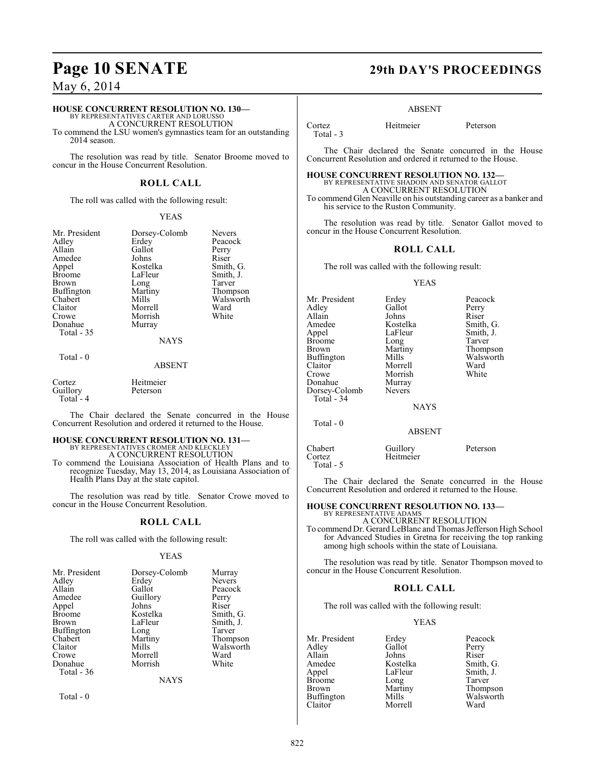### HOUSE CONCURRENT RESOLUTION NO. 130—

BY REPRESENTATIVES CARTER AND LORUSSO

A CONCURRENT RESOLUTION

To commend the LSU women's gymnastics team for an outstanding 2014 season.

The resolution was read by title. Senator Broome moved to concur in the House Concurrent Resolution.

## ROLL CALL

The roll was called with the following result:

YEAS

| | | |
|---|---|---|
| Mr. President | Dorsey-Colomb | Nevers |
| Adley | Erdey | Peacock |
| Allain | Gallot | Perry |
| Amedee | Johns | Riser |
| Appel | Kostelka | Smith, G. |
| Broome | LaFleur | Smith, J. |
| Brown | Long | Tarver |
| Buffington | Martiny | Thompson |
| Chabert | Mills | Walsworth |
| Claitor | Morrell | Ward |
| Crowe | Morrish | White |
| Donahue | Murray | |

Total - 35

NAYS

Total - 0

ABSENT

| | |
|---|---|
| Cortez | Heitmeier |
| Guillory | Peterson |

Total - 4

The Chair declared the Senate concurred in the House Concurrent Resolution and ordered it returned to the House.

### HOUSE CONCURRENT RESOLUTION NO. 131—

BY REPRESENTATIVES CROMER AND KLECKLEY

A CONCURRENT RESOLUTION

To commend the Louisiana Association of Health Plans and to recognize Tuesday, May 13, 2014, as Louisiana Association of Health Plans Day at the state capitol.

The resolution was read by title. Senator Crowe moved to concur in the House Concurrent Resolution.

## ROLL CALL

The roll was called with the following result:

YEAS

| | | |
|---|---|---|
| Mr. President | Dorsey-Colomb | Murray |
| Adley | Erdey | Nevers |
| Allain | Gallot | Peacock |
| Amedee | Guillory | Perry |
| Appel | Johns | Riser |
| Broome | Kostelka | Smith, G. |
| Brown | LaFleur | Smith, J. |
| Buffington | Long | Tarver |
| Chabert | Martiny | Thompson |
| Claitor | Mills | Walsworth |
| Crowe | Morrell | Ward |
| Donahue | Morrish | White |

Total - 36

NAYS

Total - 0

ABSENT

| | | |
|---|---|---|
| Cortez | Heitmeier | Peterson |

Total - 3

The Chair declared the Senate concurred in the House Concurrent Resolution and ordered it returned to the House.

### HOUSE CONCURRENT RESOLUTION NO. 132—

BY REPRESENTATIVE SHADOIN AND SENATOR GALLOT

A CONCURRENT RESOLUTION

To commend Glen Neaville on his outstanding career as a banker and his service to the Ruston Community.

The resolution was read by title. Senator Gallot moved to concur in the House Concurrent Resolution.

## ROLL CALL

The roll was called with the following result:

YEAS

| | | |
|---|---|---|
| Mr. President | Erdey | Peacock |
| Adley | Gallot | Perry |
| Allain | Johns | Riser |
| Amedee | Kostelka | Smith, G. |
| Appel | LaFleur | Smith, J. |
| Broome | Long | Tarver |
| Brown | Martiny | Thompson |
| Buffington | Mills | Walsworth |
| Claitor | Morrell | Ward |
| Crowe | Morrish | White |
| Donahue | Murray | |
| Dorsey-Colomb | Nevers | |

Total - 34

NAYS

Total - 0

ABSENT

| | | |
|---|---|---|
| Chabert | Guillory | Peterson |
| Cortez | Heitmeier | |

Total - 5

The Chair declared the Senate concurred in the House Concurrent Resolution and ordered it returned to the House.

### HOUSE CONCURRENT RESOLUTION NO. 133—

BY REPRESENTATIVE ADAMS

A CONCURRENT RESOLUTION

To commend Dr. Gerard LeBlanc and Thomas Jefferson High School for Advanced Studies in Gretna for receiving the top ranking among high schools within the state of Louisiana.

The resolution was read by title. Senator Thompson moved to concur in the House Concurrent Resolution.

## ROLL CALL

The roll was called with the following result:

YEAS

| | | |
|---|---|---|
| Mr. President | Erdey | Peacock |
| Adley | Gallot | Perry |
| Allain | Johns | Riser |
| Amedee | Kostelka | Smith, G. |
| Appel | LaFleur | Smith, J. |
| Broome | Long | Tarver |
| Brown | Martiny | Thompson |
| Buffington | Mills | Walsworth |
| Claitor | Morrell | Ward |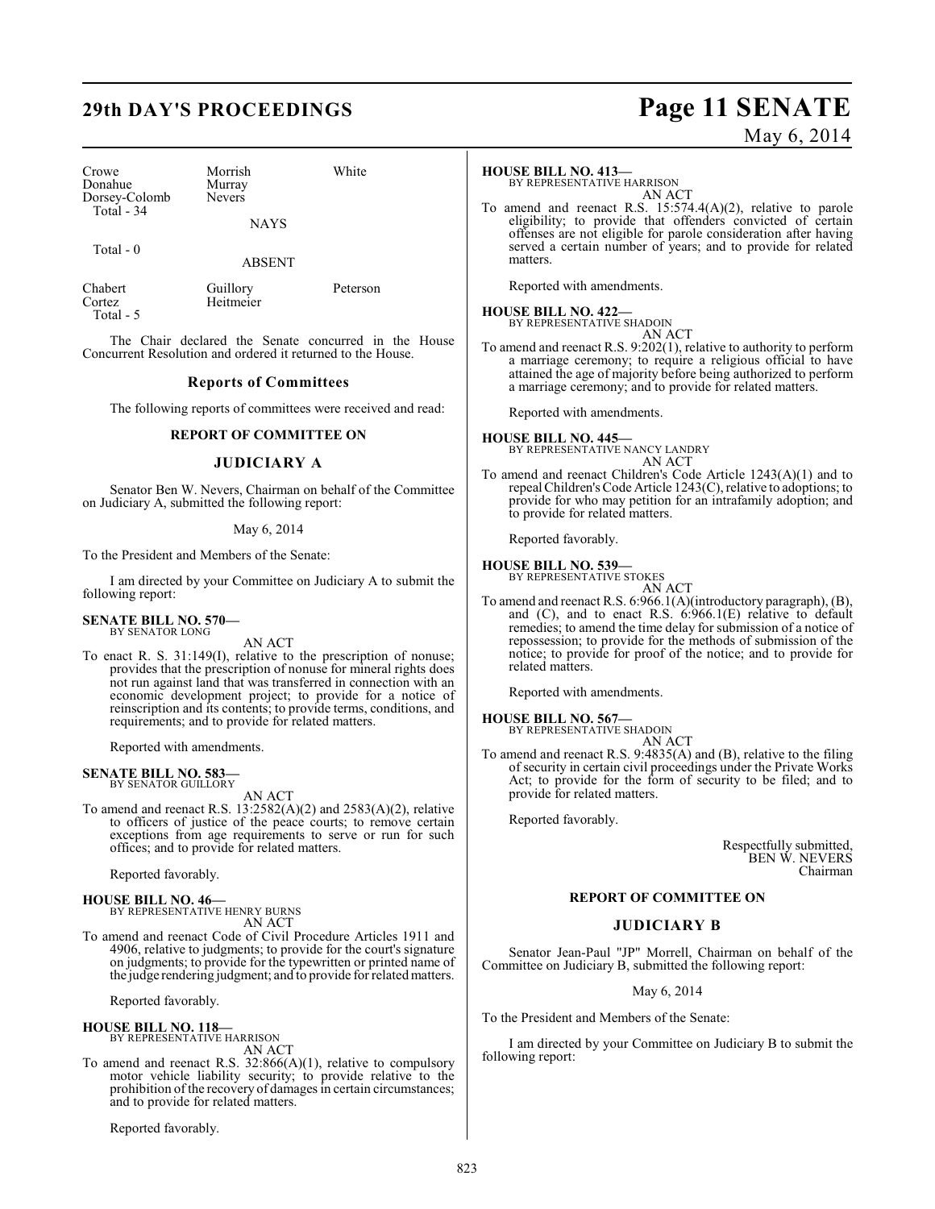| Crowe | Morrish | White |
|---|---|---|
| Donahue | Murray | |
| Dorsey-Colomb | Nevers | |
| Total - 34 | | |

NAYS

Total - 0

ABSENT

| Chabert | Guillory | Peterson |
|---|---|---|
| Cortez | Heitmeier | |
| Total - 5 | | |

The Chair declared the Senate concurred in the House Concurrent Resolution and ordered it returned to the House.

## Reports of Committees

The following reports of committees were received and read:

### REPORT OF COMMITTEE ON

### JUDICIARY A

Senator Ben W. Nevers, Chairman on behalf of the Committee on Judiciary A, submitted the following report:

May 6, 2014

To the President and Members of the Senate:

I am directed by your Committee on Judiciary A to submit the following report:

**SENATE BILL NO. 570—**
BY SENATOR LONG

AN ACT

To enact R. S. 31:149(I), relative to the prescription of nonuse; provides that the prescription of nonuse for mineral rights does not run against land that was transferred in connection with an economic development project; to provide for a notice of reinscription and its contents; to provide terms, conditions, and requirements; and to provide for related matters.

Reported with amendments.

**SENATE BILL NO. 583—**
BY SENATOR GUILLORY

AN ACT

To amend and reenact R.S. 13:2582(A)(2) and 2583(A)(2), relative to officers of justice of the peace courts; to remove certain exceptions from age requirements to serve or run for such offices; and to provide for related matters.

Reported favorably.

**HOUSE BILL NO. 46—**
BY REPRESENTATIVE HENRY BURNS

AN ACT

To amend and reenact Code of Civil Procedure Articles 1911 and 4906, relative to judgments; to provide for the court's signature on judgments; to provide for the typewritten or printed name of the judge rendering judgment; and to provide for related matters.

Reported favorably.

**HOUSE BILL NO. 118—**
BY REPRESENTATIVE HARRISON

AN ACT

To amend and reenact R.S. 32:866(A)(1), relative to compulsory motor vehicle liability security; to provide relative to the prohibition of the recovery of damages in certain circumstances; and to provide for related matters.

Reported favorably.

**HOUSE BILL NO. 413—**
BY REPRESENTATIVE HARRISON

AN ACT

To amend and reenact R.S. 15:574.4(A)(2), relative to parole eligibility; to provide that offenders convicted of certain offenses are not eligible for parole consideration after having served a certain number of years; and to provide for related matters.

Reported with amendments.

**HOUSE BILL NO. 422—**
BY REPRESENTATIVE SHADOIN

AN ACT

To amend and reenact R.S. 9:202(1), relative to authority to perform a marriage ceremony; to require a religious official to have attained the age of majority before being authorized to perform a marriage ceremony; and to provide for related matters.

Reported with amendments.

**HOUSE BILL NO. 445—**
BY REPRESENTATIVE NANCY LANDRY

AN ACT

To amend and reenact Children's Code Article 1243(A)(1) and to repeal Children's Code Article 1243(C), relative to adoptions; to provide for who may petition for an intrafamily adoption; and to provide for related matters.

Reported favorably.

**HOUSE BILL NO. 539—**
BY REPRESENTATIVE STOKES

AN ACT

To amend and reenact R.S. 6:966.1(A)(introductory paragraph), (B), and (C), and to enact R.S. 6:966.1(E) relative to default remedies; to amend the time delay for submission of a notice of repossession; to provide for the methods of submission of the notice; to provide for proof of the notice; and to provide for related matters.

Reported with amendments.

**HOUSE BILL NO. 567—**
BY REPRESENTATIVE SHADOIN

AN ACT

To amend and reenact R.S. 9:4835(A) and (B), relative to the filing of security in certain civil proceedings under the Private Works Act; to provide for the form of security to be filed; and to provide for related matters.

Reported favorably.

Respectfully submitted,
BEN W. NEVERS
Chairman

### REPORT OF COMMITTEE ON

### JUDICIARY B

Senator Jean-Paul "JP" Morrell, Chairman on behalf of the Committee on Judiciary B, submitted the following report:

May 6, 2014

To the President and Members of the Senate:

I am directed by your Committee on Judiciary B to submit the following report: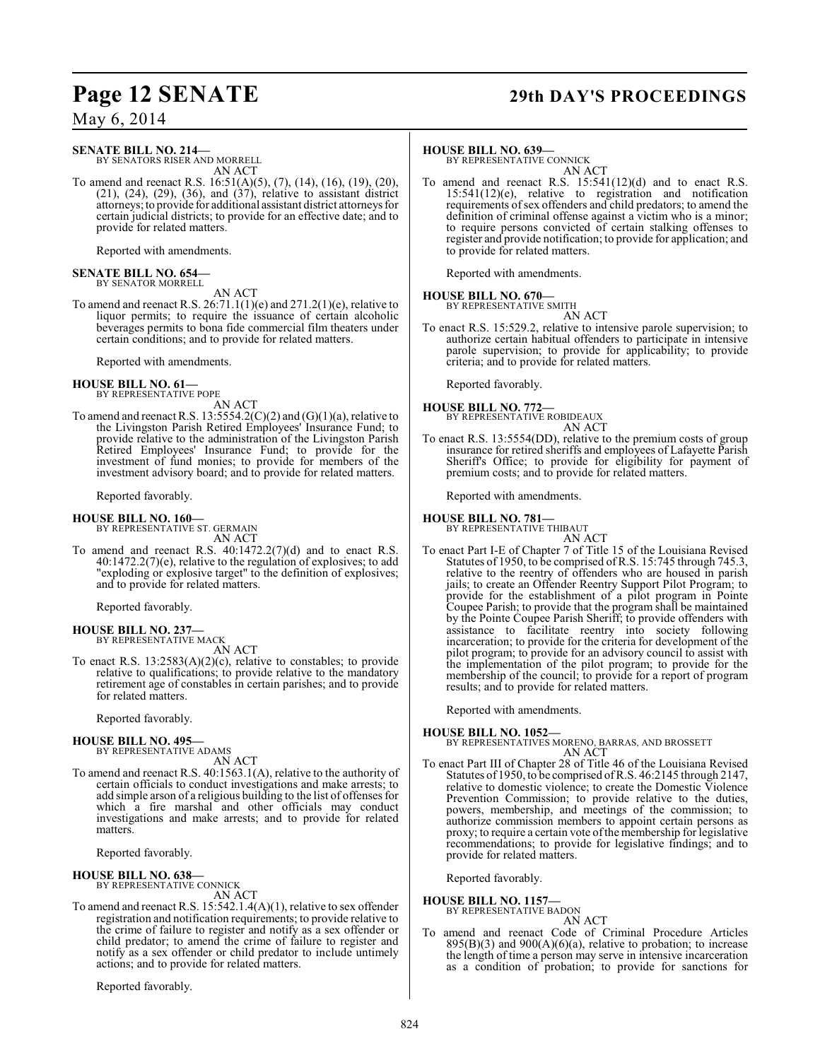**SENATE BILL NO. 214—**
BY SENATORS RISER AND MORRELL

AN ACT

To amend and reenact R.S. 16:51(A)(5), (7), (14), (16), (19), (20), (21), (24), (29), (36), and (37), relative to assistant district attorneys; to provide for additional assistant district attorneys for certain judicial districts; to provide for an effective date; and to provide for related matters.

Reported with amendments.

**SENATE BILL NO. 654—**
BY SENATOR MORRELL

AN ACT

To amend and reenact R.S. 26:71.1(1)(e) and 271.2(1)(e), relative to liquor permits; to require the issuance of certain alcoholic beverages permits to bona fide commercial film theaters under certain conditions; and to provide for related matters.

Reported with amendments.

**HOUSE BILL NO. 61—**
BY REPRESENTATIVE POPE

AN ACT

To amend and reenact R.S. 13:5554.2(C)(2) and (G)(1)(a), relative to the Livingston Parish Retired Employees' Insurance Fund; to provide relative to the administration of the Livingston Parish Retired Employees' Insurance Fund; to provide for the investment of fund monies; to provide for members of the investment advisory board; and to provide for related matters.

Reported favorably.

**HOUSE BILL NO. 160—**
BY REPRESENTATIVE ST. GERMAIN

AN ACT

To amend and reenact R.S. 40:1472.2(7)(d) and to enact R.S. 40:1472.2(7)(e), relative to the regulation of explosives; to add "exploding or explosive target" to the definition of explosives; and to provide for related matters.

Reported favorably.

**HOUSE BILL NO. 237—**
BY REPRESENTATIVE MACK

AN ACT

To enact R.S. 13:2583(A)(2)(c), relative to constables; to provide relative to qualifications; to provide relative to the mandatory retirement age of constables in certain parishes; and to provide for related matters.

Reported favorably.

**HOUSE BILL NO. 495—**
BY REPRESENTATIVE ADAMS

AN ACT

To amend and reenact R.S. 40:1563.1(A), relative to the authority of certain officials to conduct investigations and make arrests; to add simple arson of a religious building to the list of offenses for which a fire marshal and other officials may conduct investigations and make arrests; and to provide for related matters.

Reported favorably.

**HOUSE BILL NO. 638—**
BY REPRESENTATIVE CONNICK

AN ACT

To amend and reenact R.S. 15:542.1.4(A)(1), relative to sex offender registration and notification requirements; to provide relative to the crime of failure to register and notify as a sex offender or child predator; to amend the crime of failure to register and notify as a sex offender or child predator to include untimely actions; and to provide for related matters.

Reported favorably.

**HOUSE BILL NO. 639—**
BY REPRESENTATIVE CONNICK

AN ACT

To amend and reenact R.S. 15:541(12)(d) and to enact R.S. 15:541(12)(e), relative to registration and notification requirements of sex offenders and child predators; to amend the definition of criminal offense against a victim who is a minor; to require persons convicted of certain stalking offenses to register and provide notification; to provide for application; and to provide for related matters.

Reported with amendments.

**HOUSE BILL NO. 670—**
BY REPRESENTATIVE SMITH

AN ACT

To enact R.S. 15:529.2, relative to intensive parole supervision; to authorize certain habitual offenders to participate in intensive parole supervision; to provide for applicability; to provide criteria; and to provide for related matters.

Reported favorably.

**HOUSE BILL NO. 772—**
BY REPRESENTATIVE ROBIDEAUX

AN ACT

To enact R.S. 13:5554(DD), relative to the premium costs of group insurance for retired sheriffs and employees of Lafayette Parish Sheriff's Office; to provide for eligibility for payment of premium costs; and to provide for related matters.

Reported with amendments.

**HOUSE BILL NO. 781—**
BY REPRESENTATIVE THIBAUT

AN ACT

To enact Part I-E of Chapter 7 of Title 15 of the Louisiana Revised Statutes of 1950, to be comprised of R.S. 15:745 through 745.3, relative to the reentry of offenders who are housed in parish jails; to create an Offender Reentry Support Pilot Program; to provide for the establishment of a pilot program in Pointe Coupee Parish; to provide that the program shall be maintained by the Pointe Coupee Parish Sheriff; to provide offenders with assistance to facilitate reentry into society following incarceration; to provide for the criteria for development of the pilot program; to provide for an advisory council to assist with the implementation of the pilot program; to provide for the membership of the council; to provide for a report of program results; and to provide for related matters.

Reported with amendments.

**HOUSE BILL NO. 1052—**
BY REPRESENTATIVES MORENO, BARRAS, AND BROSSETT

AN ACT

To enact Part III of Chapter 28 of Title 46 of the Louisiana Revised Statutes of 1950, to be comprised of R.S. 46:2145 through 2147, relative to domestic violence; to create the Domestic Violence Prevention Commission; to provide relative to the duties, powers, membership, and meetings of the commission; to authorize commission members to appoint certain persons as proxy; to require a certain vote of the membership for legislative recommendations; to provide for legislative findings; and to provide for related matters.

Reported favorably.

**HOUSE BILL NO. 1157—**
BY REPRESENTATIVE BADON

AN ACT

To amend and reenact Code of Criminal Procedure Articles 895(B)(3) and 900(A)(6)(a), relative to probation; to increase the length of time a person may serve in intensive incarceration as a condition of probation; to provide for sanctions for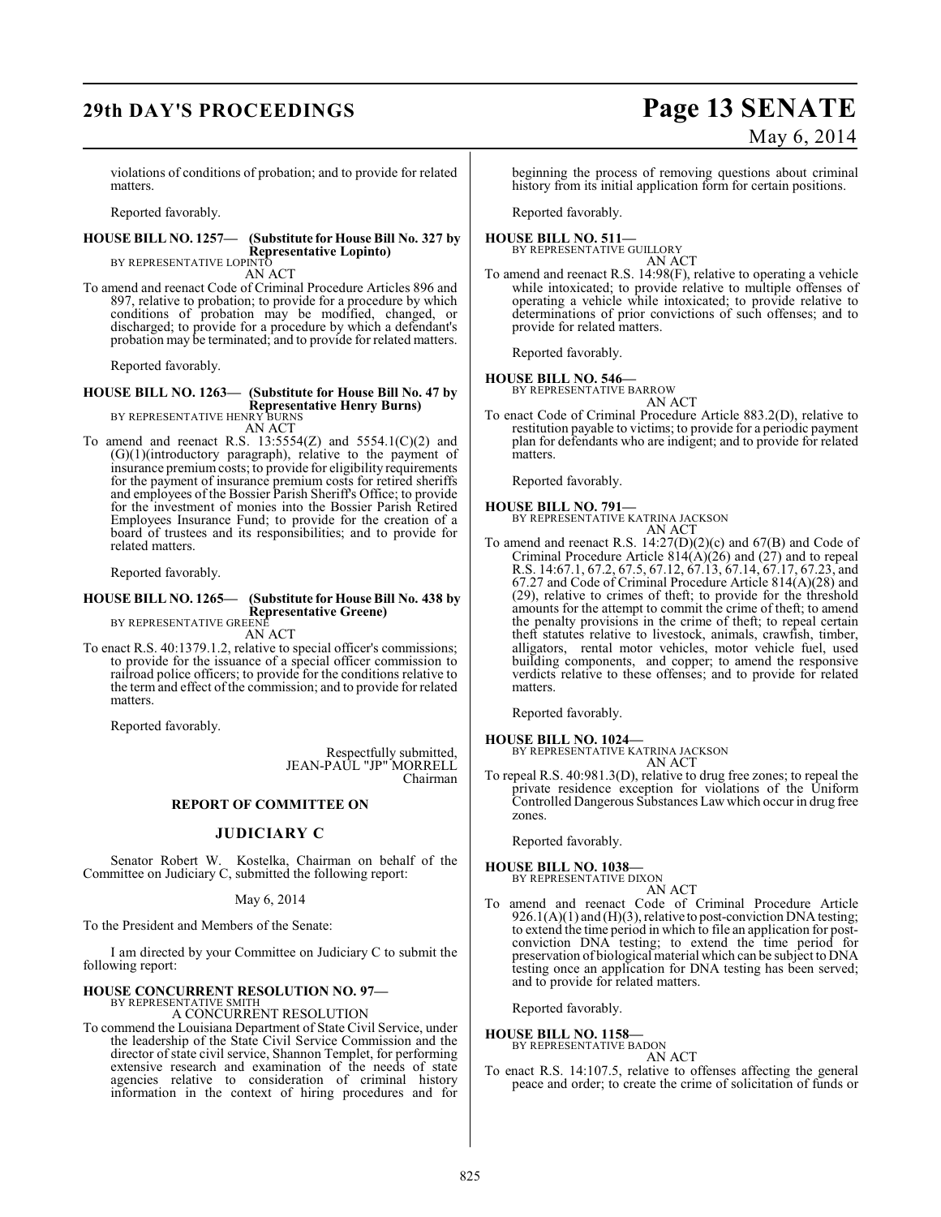violations of conditions of probation; and to provide for related matters.

Reported favorably.

**HOUSE BILL NO. 1257— (Substitute for House Bill No. 327 by Representative Lopinto)**
BY REPRESENTATIVE LOPINTO
AN ACT

To amend and reenact Code of Criminal Procedure Articles 896 and 897, relative to probation; to provide for a procedure by which conditions of probation may be modified, changed, or discharged; to provide for a procedure by which a defendant's probation may be terminated; and to provide for related matters.

Reported favorably.

**HOUSE BILL NO. 1263— (Substitute for House Bill No. 47 by Representative Henry Burns)**
BY REPRESENTATIVE HENRY BURNS
AN ACT

To amend and reenact R.S. 13:5554(Z) and 5554.1(C)(2) and (G)(1)(introductory paragraph), relative to the payment of insurance premium costs; to provide for eligibility requirements for the payment of insurance premium costs for retired sheriffs and employees of the Bossier Parish Sheriff's Office; to provide for the investment of monies into the Bossier Parish Retired Employees Insurance Fund; to provide for the creation of a board of trustees and its responsibilities; and to provide for related matters.

Reported favorably.

**HOUSE BILL NO. 1265— (Substitute for House Bill No. 438 by Representative Greene)**
BY REPRESENTATIVE GREENE
AN ACT

To enact R.S. 40:1379.1.2, relative to special officer's commissions; to provide for the issuance of a special officer commission to railroad police officers; to provide for the conditions relative to the term and effect of the commission; and to provide for related matters.

Reported favorably.

Respectfully submitted,
JEAN-PAUL "JP" MORRELL
Chairman

## REPORT OF COMMITTEE ON

## JUDICIARY C

Senator Robert W. Kostelka, Chairman on behalf of the Committee on Judiciary C, submitted the following report:

May 6, 2014

To the President and Members of the Senate:

I am directed by your Committee on Judiciary C to submit the following report:

**HOUSE CONCURRENT RESOLUTION NO. 97—**
BY REPRESENTATIVE SMITH
A CONCURRENT RESOLUTION

To commend the Louisiana Department of State Civil Service, under the leadership of the State Civil Service Commission and the director of state civil service, Shannon Templet, for performing extensive research and examination of the needs of state agencies relative to consideration of criminal history information in the context of hiring procedures and for beginning the process of removing questions about criminal history from its initial application form for certain positions.

Reported favorably.

**HOUSE BILL NO. 511—**
BY REPRESENTATIVE GUILLORY
AN ACT

To amend and reenact R.S. 14:98(F), relative to operating a vehicle while intoxicated; to provide relative to multiple offenses of operating a vehicle while intoxicated; to provide relative to determinations of prior convictions of such offenses; and to provide for related matters.

Reported favorably.

**HOUSE BILL NO. 546—**
BY REPRESENTATIVE BARROW
AN ACT

To enact Code of Criminal Procedure Article 883.2(D), relative to restitution payable to victims; to provide for a periodic payment plan for defendants who are indigent; and to provide for related matters.

Reported favorably.

**HOUSE BILL NO. 791—**
BY REPRESENTATIVE KATRINA JACKSON
AN ACT

To amend and reenact R.S. 14:27(D)(2)(c) and 67(B) and Code of Criminal Procedure Article 814(A)(26) and (27) and to repeal R.S. 14:67.1, 67.2, 67.5, 67.12, 67.13, 67.14, 67.17, 67.23, and 67.27 and Code of Criminal Procedure Article 814(A)(28) and (29), relative to crimes of theft; to provide for the threshold amounts for the attempt to commit the crime of theft; to amend the penalty provisions in the crime of theft; to repeal certain theft statutes relative to livestock, animals, crawfish, timber, alligators, rental motor vehicles, motor vehicle fuel, used building components, and copper; to amend the responsive verdicts relative to these offenses; and to provide for related matters.

Reported favorably.

**HOUSE BILL NO. 1024—**
BY REPRESENTATIVE KATRINA JACKSON
AN ACT

To repeal R.S. 40:981.3(D), relative to drug free zones; to repeal the private residence exception for violations of the Uniform Controlled Dangerous Substances Law which occur in drug free zones.

Reported favorably.

**HOUSE BILL NO. 1038—**
BY REPRESENTATIVE DIXON
AN ACT

To amend and reenact Code of Criminal Procedure Article 926.1(A)(1) and (H)(3), relative to post-conviction DNA testing; to extend the time period in which to file an application for post-conviction DNA testing; to extend the time period for preservation of biological material which can be subject to DNA testing once an application for DNA testing has been served; and to provide for related matters.

Reported favorably.

**HOUSE BILL NO. 1158—**
BY REPRESENTATIVE BADON
AN ACT

To enact R.S. 14:107.5, relative to offenses affecting the general peace and order; to create the crime of solicitation of funds or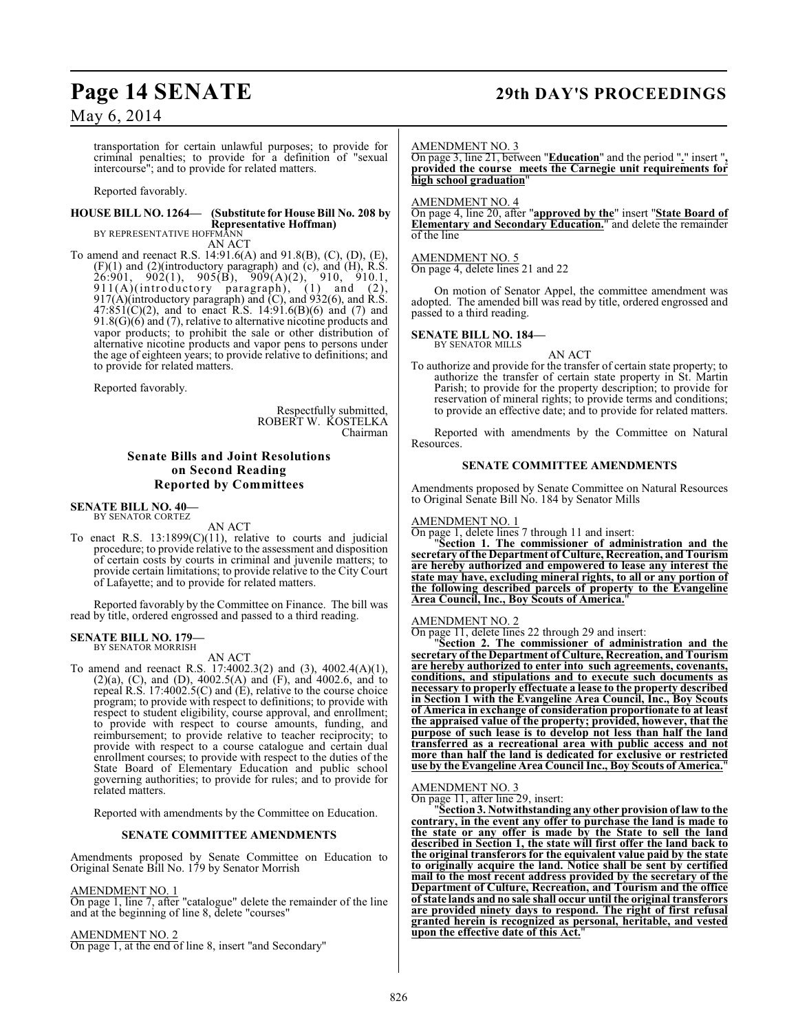transportation for certain unlawful purposes; to provide for criminal penalties; to provide for a definition of "sexual intercourse"; and to provide for related matters.

Reported favorably.

**HOUSE BILL NO. 1264— (Substitute for House Bill No. 208 by Representative Hoffman)**
BY REPRESENTATIVE HOFFMANN

AN ACT

To amend and reenact R.S. 14:91.6(A) and 91.8(B), (C), (D), (E), (F)(1) and (2)(introductory paragraph) and (c), and (H), R.S. 26:901, 902(1), 905(B), 909(A)(2), 910, 910.1, 911(A)(introductory paragraph), (1) and (2), 917(A)(introductory paragraph) and (C), and 932(6), and R.S. 47:851(C)(2), and to enact R.S. 14:91.6(B)(6) and (7) and 91.8(G)(6) and (7), relative to alternative nicotine products and vapor products; to prohibit the sale or other distribution of alternative nicotine products and vapor pens to persons under the age of eighteen years; to provide relative to definitions; and to provide for related matters.

Reported favorably.

Respectfully submitted,
ROBERT W. KOSTELKA
Chairman

## Senate Bills and Joint Resolutions on Second Reading Reported by Committees

**SENATE BILL NO. 40—**
BY SENATOR CORTEZ

AN ACT

To enact R.S. 13:1899(C)(11), relative to courts and judicial procedure; to provide relative to the assessment and disposition of certain costs by courts in criminal and juvenile matters; to provide certain limitations; to provide relative to the City Court of Lafayette; and to provide for related matters.

Reported favorably by the Committee on Finance. The bill was read by title, ordered engrossed and passed to a third reading.

**SENATE BILL NO. 179—**
BY SENATOR MORRISH

AN ACT

To amend and reenact R.S. 17:4002.3(2) and (3), 4002.4(A)(1), (2)(a), (C), and (D), 4002.5(A) and (F), and 4002.6, and to repeal R.S. 17:4002.5(C) and (E), relative to the course choice program; to provide with respect to definitions; to provide with respect to student eligibility, course approval, and enrollment; to provide with respect to course amounts, funding, and reimbursement; to provide relative to teacher reciprocity; to provide with respect to a course catalogue and certain dual enrollment courses; to provide with respect to the duties of the State Board of Elementary Education and public school governing authorities; to provide for rules; and to provide for related matters.

Reported with amendments by the Committee on Education.

### SENATE COMMITTEE AMENDMENTS

Amendments proposed by Senate Committee on Education to Original Senate Bill No. 179 by Senator Morrish

AMENDMENT NO. 1
On page 1, line 7, after "catalogue" delete the remainder of the line and at the beginning of line 8, delete "courses"

AMENDMENT NO. 2
On page 1, at the end of line 8, insert "and Secondary"

AMENDMENT NO. 3
On page 3, line 21, between "**Education**" and the period "**.**" insert "**, provided the course meets the Carnegie unit requirements for high school graduation**"

AMENDMENT NO. 4
On page 4, line 20, after "**approved by the**" insert "**State Board of Elementary and Secondary Education.**" and delete the remainder of the line

AMENDMENT NO. 5
On page 4, delete lines 21 and 22

On motion of Senator Appel, the committee amendment was adopted. The amended bill was read by title, ordered engrossed and passed to a third reading.

**SENATE BILL NO. 184—**
BY SENATOR MILLS

AN ACT

To authorize and provide for the transfer of certain state property; to authorize the transfer of certain state property in St. Martin Parish; to provide for the property description; to provide for reservation of mineral rights; to provide terms and conditions; to provide an effective date; and to provide for related matters.

Reported with amendments by the Committee on Natural Resources.

### SENATE COMMITTEE AMENDMENTS

Amendments proposed by Senate Committee on Natural Resources to Original Senate Bill No. 184 by Senator Mills

AMENDMENT NO. 1
On page 1, delete lines 7 through 11 and insert:

"**Section 1. The commissioner of administration and the secretary of the Department of Culture, Recreation, and Tourism are hereby authorized and empowered to lease any interest the state may have, excluding mineral rights, to all or any portion of the following described parcels of property to the Evangeline Area Council, Inc., Boy Scouts of America.**"

AMENDMENT NO. 2
On page 11, delete lines 22 through 29 and insert:

"**Section 2. The commissioner of administration and the secretary of the Department of Culture, Recreation, and Tourism are hereby authorized to enter into such agreements, covenants, conditions, and stipulations and to execute such documents as necessary to properly effectuate a lease to the property described in Section 1 with the Evangeline Area Council, Inc., Boy Scouts of America in exchange of consideration proportionate to at least the appraised value of the property; provided, however, that the purpose of such lease is to develop not less than half the land transferred as a recreational area with public access and not more than half the land is dedicated for exclusive or restricted use by the Evangeline Area Council Inc., Boy Scouts of America.**"

AMENDMENT NO. 3
On page 11, after line 29, insert:

"**Section 3. Notwithstanding any other provision of law to the contrary, in the event any offer to purchase the land is made to the state or any offer is made by the State to sell the land described in Section 1, the state will first offer the land back to the original transferors for the equivalent value paid by the state to originally acquire the land. Notice shall be sent by certified mail to the most recent address provided by the secretary of the Department of Culture, Recreation, and Tourism and the office of state lands and no sale shall occur until the original transferors are provided ninety days to respond. The right of first refusal granted herein is recognized as personal, heritable, and vested upon the effective date of this Act.**"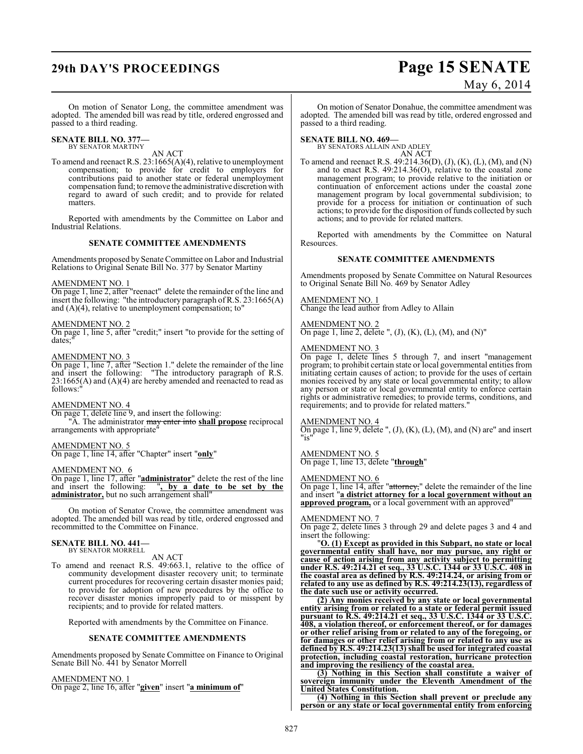On motion of Senator Long, the committee amendment was adopted. The amended bill was read by title, ordered engrossed and passed to a third reading.

**SENATE BILL NO. 377—**
BY SENATOR MARTINY

AN ACT

To amend and reenact R.S. 23:1665(A)(4), relative to unemployment compensation; to provide for credit to employers for contributions paid to another state or federal unemployment compensation fund; to remove the administrative discretion with regard to award of such credit; and to provide for related matters.

Reported with amendments by the Committee on Labor and Industrial Relations.

**SENATE COMMITTEE AMENDMENTS**

Amendments proposed by Senate Committee on Labor and Industrial Relations to Original Senate Bill No. 377 by Senator Martiny

AMENDMENT NO. 1
On page 1, line 2, after "reenact" delete the remainder of the line and insert the following: "the introductory paragraph of R.S. 23:1665(A) and (A)(4), relative to unemployment compensation; to"

AMENDMENT NO. 2
On page 1, line 5, after "credit;" insert "to provide for the setting of dates;"

AMENDMENT NO. 3
On page 1, line 7, after "Section 1." delete the remainder of the line and insert the following: "The introductory paragraph of R.S. 23:1665(A) and (A)(4) are hereby amended and reenacted to read as follows:"

AMENDMENT NO. 4
On page 1, delete line 9, and insert the following:
"A. The administrator ~~may enter into~~ **shall propose** reciprocal arrangements with appropriate"

AMENDMENT NO. 5
On page 1, line 14, after "Chapter" insert "**only**"

AMENDMENT NO. 6
On page 1, line 17, after "**administrator**" delete the rest of the line and insert the following: "**, by a date to be set by the administrator,** but no such arrangement shall"

On motion of Senator Crowe, the committee amendment was adopted. The amended bill was read by title, ordered engrossed and recommitted to the Committee on Finance.

**SENATE BILL NO. 441—**
BY SENATOR MORRELL

AN ACT

To amend and reenact R.S. 49:663.1, relative to the office of community development disaster recovery unit; to terminate current procedures for recovering certain disaster monies paid; to provide for adoption of new procedures by the office to recover disaster monies improperly paid to or misspent by recipients; and to provide for related matters.

Reported with amendments by the Committee on Finance.

**SENATE COMMITTEE AMENDMENTS**

Amendments proposed by Senate Committee on Finance to Original Senate Bill No. 441 by Senator Morrell

AMENDMENT NO. 1
On page 2, line 16, after "**given**" insert "**a minimum of**"

On motion of Senator Donahue, the committee amendment was adopted. The amended bill was read by title, ordered engrossed and passed to a third reading.

**SENATE BILL NO. 469—**
BY SENATORS ALLAIN AND ADLEY

AN ACT

To amend and reenact R.S. 49:214.36(D), (J), (K), (L), (M), and (N) and to enact R.S. 49:214.36(O), relative to the coastal zone management program; to provide relative to the initiation or continuation of enforcement actions under the coastal zone management program by local governmental subdivision; to provide for a process for initiation or continuation of such actions; to provide for the disposition of funds collected by such actions; and to provide for related matters.

Reported with amendments by the Committee on Natural Resources.

**SENATE COMMITTEE AMENDMENTS**

Amendments proposed by Senate Committee on Natural Resources to Original Senate Bill No. 469 by Senator Adley

AMENDMENT NO. 1
Change the lead author from Adley to Allain

AMENDMENT NO. 2
On page 1, line 2, delete ", (J), (K), (L), (M), and (N)"

AMENDMENT NO. 3
On page 1, delete lines 5 through 7, and insert "management program; to prohibit certain state or local governmental entities from initiating certain causes of action; to provide for the uses of certain monies received by any state or local governmental entity; to allow any person or state or local governmental entity to enforce certain rights or administrative remedies; to provide terms, conditions, and requirements; and to provide for related matters."

AMENDMENT NO. 4
On page 1, line 9, delete ", (J), (K), (L), (M), and (N) are" and insert "is"

AMENDMENT NO. 5
On page 1, line 13, delete "**through**"

AMENDMENT NO. 6
On page 1, line 14, after "~~attorney,~~" delete the remainder of the line and insert "**a district attorney for a local government without an approved program,** or a local government with an approved"

AMENDMENT NO. 7
On page 2, delete lines 3 through 29 and delete pages 3 and 4 and insert the following:

"**O. (1) Except as provided in this Subpart, no state or local governmental entity shall have, nor may pursue, any right or cause of action arising from any activity subject to permitting under R.S. 49:214.21 et seq., 33 U.S.C. 1344 or 33 U.S.C. 408 in the coastal area as defined by R.S. 49:214.24, or arising from or related to any use as defined by R.S. 49:214.23(13), regardless of the date such use or activity occurred.**

**(2) Any monies received by any state or local governmental entity arising from or related to a state or federal permit issued pursuant to R.S. 49:214.21 et seq., 33 U.S.C. 1344 or 33 U.S.C. 408, a violation thereof, or enforcement thereof, or for damages or other relief arising from or related to any of the foregoing, or for damages or other relief arising from or related to any use as defined by R.S. 49:214.23(13) shall be used for integrated coastal protection, including coastal restoration, hurricane protection and improving the resiliency of the coastal area.**

**(3) Nothing in this Section shall constitute a waiver of sovereign immunity under the Eleventh Amendment of the United States Constitution.**

**(4) Nothing in this Section shall prevent or preclude any person or any state or local governmental entity from enforcing**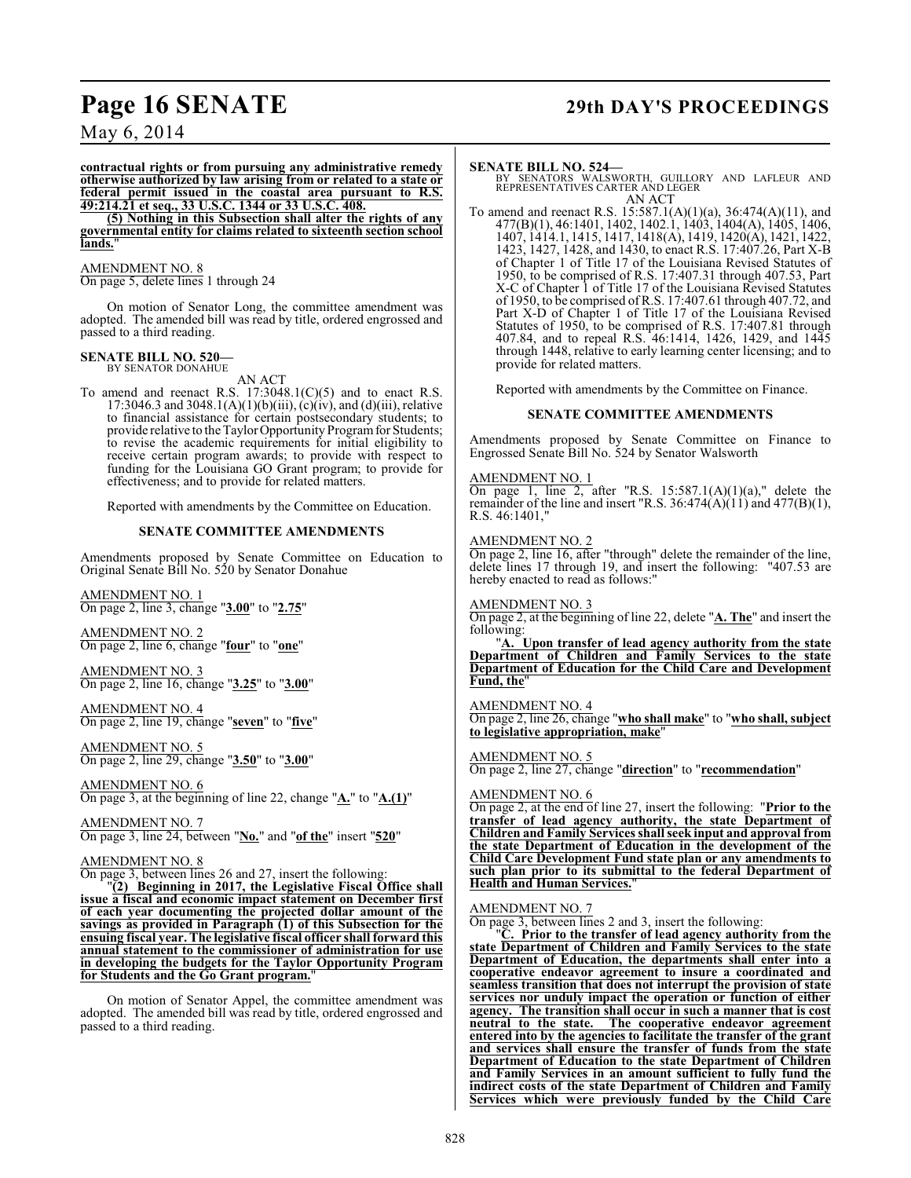**contractual rights or from pursuing any administrative remedy otherwise authorized by law arising from or related to a state or federal permit issued in the coastal area pursuant to R.S. 49:214.21 et seq., 33 U.S.C. 1344 or 33 U.S.C. 408.**

**(5) Nothing in this Subsection shall alter the rights of any governmental entity for claims related to sixteenth section school lands.**"

AMENDMENT NO. 8
On page 5, delete lines 1 through 24

On motion of Senator Long, the committee amendment was adopted. The amended bill was read by title, ordered engrossed and passed to a third reading.

**SENATE BILL NO. 520—**
BY SENATOR DONAHUE

AN ACT

To amend and reenact R.S. 17:3048.1(C)(5) and to enact R.S. 17:3046.3 and 3048.1(A)(1)(b)(iii), (c)(iv), and (d)(iii), relative to financial assistance for certain postsecondary students; to provide relative to the Taylor Opportunity Program for Students; to revise the academic requirements for initial eligibility to receive certain program awards; to provide with respect to funding for the Louisiana GO Grant program; to provide for effectiveness; and to provide for related matters.

Reported with amendments by the Committee on Education.

### SENATE COMMITTEE AMENDMENTS

Amendments proposed by Senate Committee on Education to Original Senate Bill No. 520 by Senator Donahue

AMENDMENT NO. 1
On page 2, line 3, change "**3.00**" to "**2.75**"

AMENDMENT NO. 2
On page 2, line 6, change "**four**" to "**one**"

AMENDMENT NO. 3
On page 2, line 16, change "**3.25**" to "**3.00**"

AMENDMENT NO. 4
On page 2, line 19, change "**seven**" to "**five**"

AMENDMENT NO. 5
On page 2, line 29, change "**3.50**" to "**3.00**"

AMENDMENT NO. 6
On page 3, at the beginning of line 22, change "**A.**" to "**A.(1)**"

AMENDMENT NO. 7
On page 3, line 24, between "**No.**" and "**of the**" insert "**520**"

AMENDMENT NO. 8
On page 3, between lines 26 and 27, insert the following:

"**(2) Beginning in 2017, the Legislative Fiscal Office shall issue a fiscal and economic impact statement on December first of each year documenting the projected dollar amount of the savings as provided in Paragraph (1) of this Subsection for the ensuing fiscal year. The legislative fiscal officer shall forward this annual statement to the commissioner of administration for use in developing the budgets for the Taylor Opportunity Program for Students and the Go Grant program.**"

On motion of Senator Appel, the committee amendment was adopted. The amended bill was read by title, ordered engrossed and passed to a third reading.

**SENATE BILL NO. 524—**
BY SENATORS WALSWORTH, GUILLORY AND LAFLEUR AND REPRESENTATIVES CARTER AND LEGER

AN ACT

To amend and reenact R.S. 15:587.1(A)(1)(a), 36:474(A)(11), and 477(B)(1), 46:1401, 1402, 1402.1, 1403, 1404(A), 1405, 1406, 1407, 1414.1, 1415, 1417, 1418(A), 1419, 1420(A), 1421, 1422, 1423, 1427, 1428, and 1430, to enact R.S. 17:407.26, Part X-B of Chapter 1 of Title 17 of the Louisiana Revised Statutes of 1950, to be comprised of R.S. 17:407.31 through 407.53, Part X-C of Chapter 1 of Title 17 of the Louisiana Revised Statutes of 1950, to be comprised of R.S. 17:407.61 through 407.72, and Part X-D of Chapter 1 of Title 17 of the Louisiana Revised Statutes of 1950, to be comprised of R.S. 17:407.81 through 407.84, and to repeal R.S. 46:1414, 1426, 1429, and 1445 through 1448, relative to early learning center licensing; and to provide for related matters.

Reported with amendments by the Committee on Finance.

### SENATE COMMITTEE AMENDMENTS

Amendments proposed by Senate Committee on Finance to Engrossed Senate Bill No. 524 by Senator Walsworth

AMENDMENT NO. 1
On page 1, line 2, after "R.S. 15:587.1(A)(1)(a)," delete the remainder of the line and insert "R.S. 36:474(A)(11) and 477(B)(1), R.S. 46:1401,"

AMENDMENT NO. 2
On page 2, line 16, after "through" delete the remainder of the line, delete lines 17 through 19, and insert the following: "407.53 are hereby enacted to read as follows:"

AMENDMENT NO. 3
On page 2, at the beginning of line 22, delete "**A. The**" and insert the following:

"**A. Upon transfer of lead agency authority from the state Department of Children and Family Services to the state Department of Education for the Child Care and Development Fund, the**"

AMENDMENT NO. 4
On page 2, line 26, change "**who shall make**" to "**who shall, subject to legislative appropriation, make**"

AMENDMENT NO. 5
On page 2, line 27, change "**direction**" to "**recommendation**"

AMENDMENT NO. 6
On page 2, at the end of line 27, insert the following: "**Prior to the transfer of lead agency authority, the state Department of Children and Family Services shall seek input and approval from the state Department of Education in the development of the Child Care Development Fund state plan or any amendments to such plan prior to its submittal to the federal Department of Health and Human Services.**"

AMENDMENT NO. 7
On page 3, between lines 2 and 3, insert the following:

"**C. Prior to the transfer of lead agency authority from the state Department of Children and Family Services to the state Department of Education, the departments shall enter into a cooperative endeavor agreement to insure a coordinated and seamless transition that does not interrupt the provision of state services nor unduly impact the operation or function of either agency. The transition shall occur in such a manner that is cost neutral to the state. The cooperative endeavor agreement entered into by the agencies to facilitate the transfer of the grant and services shall ensure the transfer of funds from the state Department of Education to the state Department of Children and Family Services in an amount sufficient to fully fund the indirect costs of the state Department of Children and Family Services which were previously funded by the Child Care**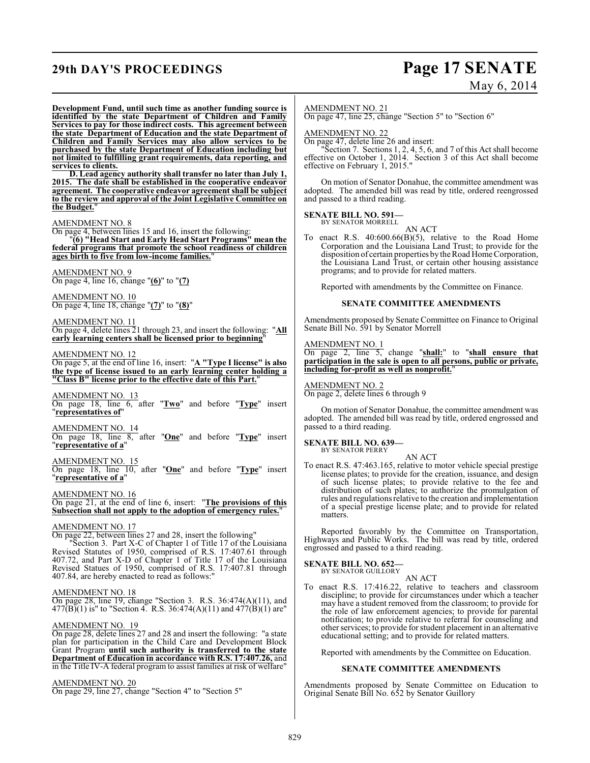**Development Fund, until such time as another funding source is identified by the state Department of Children and Family Services to pay for those indirect costs. This agreement between the state Department of Education and the state Department of Children and Family Services may also allow services to be purchased by the state Department of Education including but not limited to fulfilling grant requirements, data reporting, and services to clients.**

**D. Lead agency authority shall transfer no later than July 1, 2015. The date shall be established in the cooperative endeavor agreement. The cooperative endeavor agreement shall be subject to the review and approval of the Joint Legislative Committee on the Budget.**"

AMENDMENT NO. 8
On page 4, between lines 15 and 16, insert the following:
"**(6) "Head Start and Early Head Start Programs" mean the federal programs that promote the school readiness of children ages birth to five from low-income families.**"

AMENDMENT NO. 9
On page 4, line 16, change "**(6)**" to "**(7)**

AMENDMENT NO. 10
On page 4, line 18, change "**(7)**" to "**(8)**"

AMENDMENT NO. 11
On page 4, delete lines 21 through 23, and insert the following: "**All early learning centers shall be licensed prior to beginning**"

AMENDMENT NO. 12
On page 5, at the end of line 16, insert: "**A "Type I license" is also the type of license issued to an early learning center holding a "Class B" license prior to the effective date of this Part.**"

AMENDMENT NO. 13
On page 18, line 6, after "**Two**" and before "**Type**" insert "**representatives of**"

AMENDMENT NO. 14
On page 18, line 8, after "**One**" and before "**Type**" insert "**representative of a**"

AMENDMENT NO. 15
On page 18, line 10, after "**One**" and before "**Type**" insert "**representative of a**"

AMENDMENT NO. 16
On page 21, at the end of line 6, insert: "**The provisions of this Subsection shall not apply to the adoption of emergency rules.**"

AMENDMENT NO. 17
On page 22, between lines 27 and 28, insert the following"

"Section 3. Part X-C of Chapter 1 of Title 17 of the Louisiana Revised Statutes of 1950, comprised of R.S. 17:407.61 through 407.72, and Part X-D of Chapter 1 of Title 17 of the Louisiana Revised Statues of 1950, comprised of R.S. 17:407.81 through 407.84, are hereby enacted to read as follows:"

AMENDMENT NO. 18
On page 28, line 19, change "Section 3. R.S. 36:474(A)(11), and 477(B)(1) is" to "Section 4. R.S. 36:474(A)(11) and 477(B)(1) are"

AMENDMENT NO. 19
On page 28, delete lines 27 and 28 and insert the following: "a state plan for participation in the Child Care and Development Block Grant Program **until such authority is transferred to the state Department of Education in accordance with R.S. 17:407.26,** and in the Title IV-A federal program to assist families at risk of welfare"

AMENDMENT NO. 20
On page 29, line 27, change "Section 4" to "Section 5"

AMENDMENT NO. 21
On page 47, line 25, change "Section 5" to "Section 6"

AMENDMENT NO. 22
On page 47, delete line 26 and insert:

"Section 7. Sections 1, 2, 4, 5, 6, and 7 of this Act shall become effective on October 1, 2014. Section 3 of this Act shall become effective on February 1, 2015."

On motion of Senator Donahue, the committee amendment was adopted. The amended bill was read by title, ordered reengrossed and passed to a third reading.

**SENATE BILL NO. 591—**
BY SENATOR MORRELL

AN ACT

To enact R.S. 40:600.66(B)(5), relative to the Road Home Corporation and the Louisiana Land Trust; to provide for the disposition of certain properties by the Road Home Corporation, the Louisiana Land Trust, or certain other housing assistance programs; and to provide for related matters.

Reported with amendments by the Committee on Finance.

**SENATE COMMITTEE AMENDMENTS**

Amendments proposed by Senate Committee on Finance to Original Senate Bill No. 591 by Senator Morrell

AMENDMENT NO. 1
On page 2, line 5, change "**shall:**" to "**shall ensure that participation in the sale is open to all persons, public or private, including for-profit as well as nonprofit.**"

AMENDMENT NO. 2
On page 2, delete lines 6 through 9

On motion of Senator Donahue, the committee amendment was adopted. The amended bill was read by title, ordered engrossed and passed to a third reading.

**SENATE BILL NO. 639—**
BY SENATOR PERRY

AN ACT

To enact R.S. 47:463.165, relative to motor vehicle special prestige license plates; to provide for the creation, issuance, and design of such license plates; to provide relative to the fee and distribution of such plates; to authorize the promulgation of rules and regulations relative to the creation and implementation of a special prestige license plate; and to provide for related matters.

Reported favorably by the Committee on Transportation, Highways and Public Works. The bill was read by title, ordered engrossed and passed to a third reading.

**SENATE BILL NO. 652—**
BY SENATOR GUILLORY

AN ACT

To enact R.S. 17:416.22, relative to teachers and classroom discipline; to provide for circumstances under which a teacher may have a student removed from the classroom; to provide for the role of law enforcement agencies; to provide for parental notification; to provide relative to referral for counseling and other services; to provide for student placement in an alternative educational setting; and to provide for related matters.

Reported with amendments by the Committee on Education.

**SENATE COMMITTEE AMENDMENTS**

Amendments proposed by Senate Committee on Education to Original Senate Bill No. 652 by Senator Guillory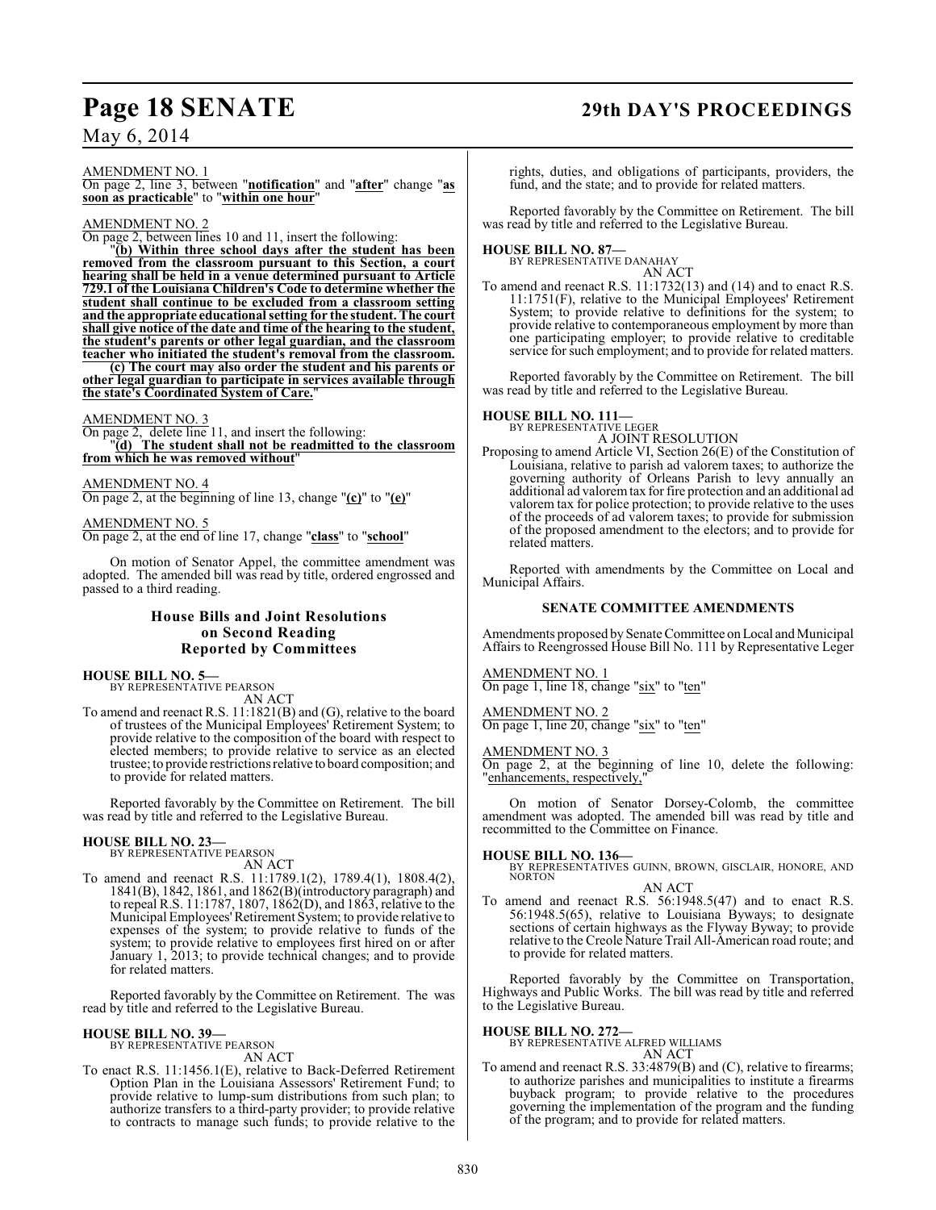AMENDMENT NO. 1

On page 2, line 3, between "**notification**" and "**after**" change "**as soon as practicable**" to "**within one hour**"

AMENDMENT NO. 2

On page 2, between lines 10 and 11, insert the following:

"**(b) Within three school days after the student has been removed from the classroom pursuant to this Section, a court hearing shall be held in a venue determined pursuant to Article 729.1 of the Louisiana Children's Code to determine whether the student shall continue to be excluded from a classroom setting and the appropriate educational setting for the student. The court shall give notice of the date and time of the hearing to the student, the student's parents or other legal guardian, and the classroom teacher who initiated the student's removal from the classroom.**

**(c) The court may also order the student and his parents or other legal guardian to participate in services available through the state's Coordinated System of Care.**"

AMENDMENT NO. 3

On page 2, delete line 11, and insert the following:

"**(d) The student shall not be readmitted to the classroom from which he was removed without**"

AMENDMENT NO. 4

On page 2, at the beginning of line 13, change "**(c)**" to "**(e)**"

AMENDMENT NO. 5

On page 2, at the end of line 17, change "**class**" to "**school**"

On motion of Senator Appel, the committee amendment was adopted. The amended bill was read by title, ordered engrossed and passed to a third reading.

## House Bills and Joint Resolutions on Second Reading Reported by Committees

**HOUSE BILL NO. 5—**
BY REPRESENTATIVE PEARSON
AN ACT

To amend and reenact R.S. 11:1821(B) and (G), relative to the board of trustees of the Municipal Employees' Retirement System; to provide relative to the composition of the board with respect to elected members; to provide relative to service as an elected trustee; to provide restrictions relative to board composition; and to provide for related matters.

Reported favorably by the Committee on Retirement. The bill was read by title and referred to the Legislative Bureau.

**HOUSE BILL NO. 23—**
BY REPRESENTATIVE PEARSON
AN ACT

To amend and reenact R.S. 11:1789.1(2), 1789.4(1), 1808.4(2), 1841(B), 1842, 1861, and 1862(B)(introductory paragraph) and to repeal R.S. 11:1787, 1807, 1862(D), and 1863, relative to the Municipal Employees' Retirement System; to provide relative to expenses of the system; to provide relative to funds of the system; to provide relative to employees first hired on or after January 1, 2013; to provide technical changes; and to provide for related matters.

Reported favorably by the Committee on Retirement. The was read by title and referred to the Legislative Bureau.

**HOUSE BILL NO. 39—**
BY REPRESENTATIVE PEARSON
AN ACT

To enact R.S. 11:1456.1(E), relative to Back-Deferred Retirement Option Plan in the Louisiana Assessors' Retirement Fund; to provide relative to lump-sum distributions from such plan; to authorize transfers to a third-party provider; to provide relative to contracts to manage such funds; to provide relative to the rights, duties, and obligations of participants, providers, the fund, and the state; and to provide for related matters.

Reported favorably by the Committee on Retirement. The bill was read by title and referred to the Legislative Bureau.

**HOUSE BILL NO. 87—**
BY REPRESENTATIVE DANAHAY
AN ACT

To amend and reenact R.S. 11:1732(13) and (14) and to enact R.S. 11:1751(F), relative to the Municipal Employees' Retirement System; to provide relative to definitions for the system; to provide relative to contemporaneous employment by more than one participating employer; to provide relative to creditable service for such employment; and to provide for related matters.

Reported favorably by the Committee on Retirement. The bill was read by title and referred to the Legislative Bureau.

**HOUSE BILL NO. 111—**
BY REPRESENTATIVE LEGER
A JOINT RESOLUTION

Proposing to amend Article VI, Section 26(E) of the Constitution of Louisiana, relative to parish ad valorem taxes; to authorize the governing authority of Orleans Parish to levy annually an additional ad valorem tax for fire protection and an additional ad valorem tax for police protection; to provide relative to the uses of the proceeds of ad valorem taxes; to provide for submission of the proposed amendment to the electors; and to provide for related matters.

Reported with amendments by the Committee on Local and Municipal Affairs.

### SENATE COMMITTEE AMENDMENTS

Amendments proposed by Senate Committee on Local and Municipal Affairs to Reengrossed House Bill No. 111 by Representative Leger

AMENDMENT NO. 1

On page 1, line 18, change "six" to "ten"

AMENDMENT NO. 2

On page 1, line 20, change "six" to "ten"

AMENDMENT NO. 3

On page 2, at the beginning of line 10, delete the following: "enhancements, respectively,"

On motion of Senator Dorsey-Colomb, the committee amendment was adopted. The amended bill was read by title and recommitted to the Committee on Finance.

**HOUSE BILL NO. 136—**
BY REPRESENTATIVES GUINN, BROWN, GISCLAIR, HONORE, AND NORTON
AN ACT

To amend and reenact R.S. 56:1948.5(47) and to enact R.S. 56:1948.5(65), relative to Louisiana Byways; to designate sections of certain highways as the Flyway Byway; to provide relative to the Creole Nature Trail All-American road route; and to provide for related matters.

Reported favorably by the Committee on Transportation, Highways and Public Works. The bill was read by title and referred to the Legislative Bureau.

**HOUSE BILL NO. 272—**
BY REPRESENTATIVE ALFRED WILLIAMS
AN ACT

To amend and reenact R.S. 33:4879(B) and (C), relative to firearms; to authorize parishes and municipalities to institute a firearms buyback program; to provide relative to the procedures governing the implementation of the program and the funding of the program; and to provide for related matters.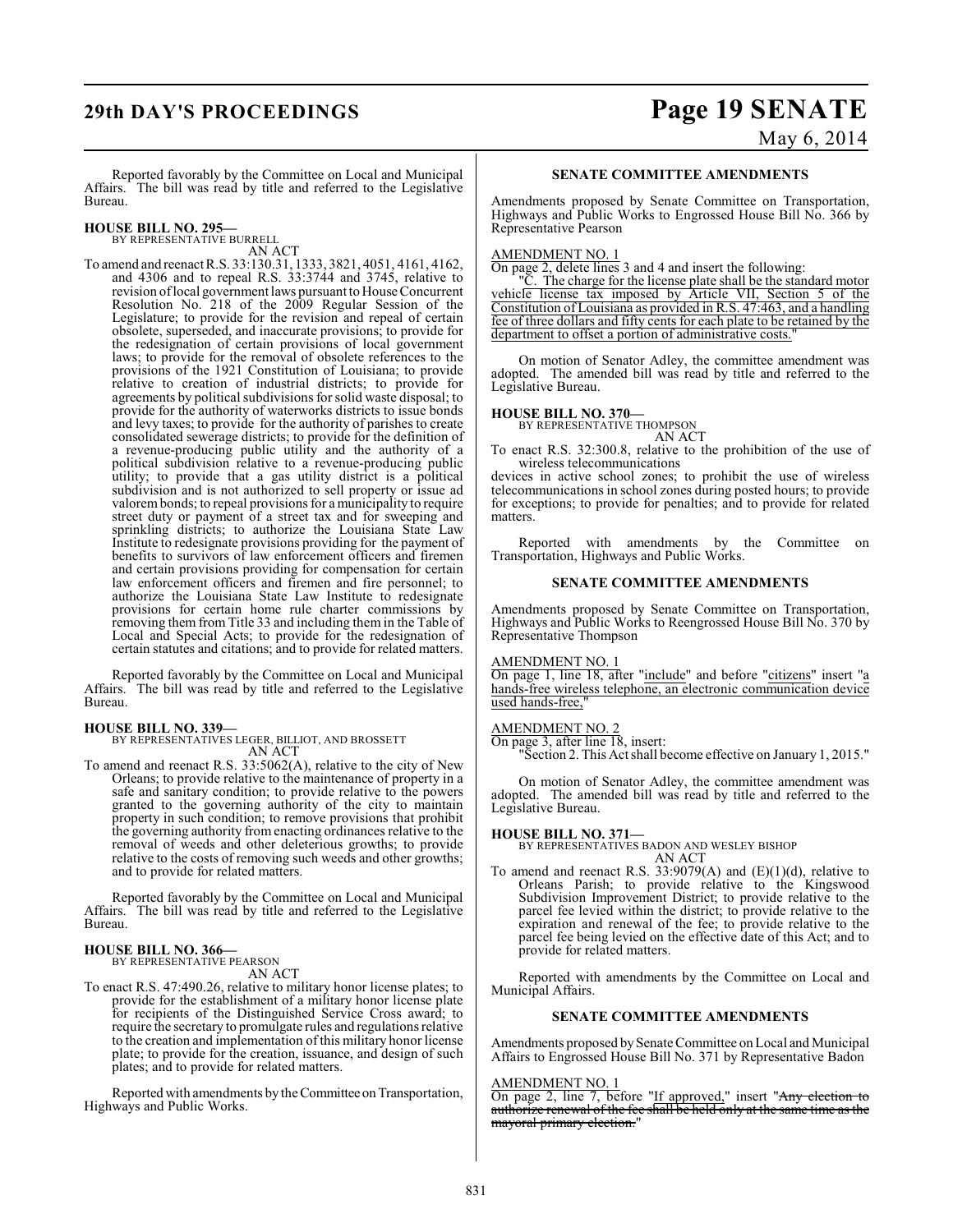Reported favorably by the Committee on Local and Municipal Affairs. The bill was read by title and referred to the Legislative Bureau.

**HOUSE BILL NO. 295—**
BY REPRESENTATIVE BURRELL
AN ACT

To amend and reenact R.S. 33:130.31, 1333, 3821, 4051, 4161, 4162, and 4306 and to repeal R.S. 33:3744 and 3745, relative to revision of local government laws pursuant to House Concurrent Resolution No. 218 of the 2009 Regular Session of the Legislature; to provide for the revision and repeal of certain obsolete, superseded, and inaccurate provisions; to provide for the redesignation of certain provisions of local government laws; to provide for the removal of obsolete references to the provisions of the 1921 Constitution of Louisiana; to provide relative to creation of industrial districts; to provide for agreements by political subdivisions for solid waste disposal; to provide for the authority of waterworks districts to issue bonds and levy taxes; to provide for the authority of parishes to create consolidated sewerage districts; to provide for the definition of a revenue-producing public utility and the authority of a political subdivision relative to a revenue-producing public utility; to provide that a gas utility district is a political subdivision and is not authorized to sell property or issue ad valorem bonds; to repeal provisions for a municipality to require street duty or payment of a street tax and for sweeping and sprinkling districts; to authorize the Louisiana State Law Institute to redesignate provisions providing for the payment of benefits to survivors of law enforcement officers and firemen and certain provisions providing for compensation for certain law enforcement officers and firemen and fire personnel; to authorize the Louisiana State Law Institute to redesignate provisions for certain home rule charter commissions by removing them from Title 33 and including them in the Table of Local and Special Acts; to provide for the redesignation of certain statutes and citations; and to provide for related matters.

Reported favorably by the Committee on Local and Municipal Affairs. The bill was read by title and referred to the Legislative Bureau.

**HOUSE BILL NO. 339—**
BY REPRESENTATIVES LEGER, BILLIOT, AND BROSSETT
AN ACT

To amend and reenact R.S. 33:5062(A), relative to the city of New Orleans; to provide relative to the maintenance of property in a safe and sanitary condition; to provide relative to the powers granted to the governing authority of the city to maintain property in such condition; to remove provisions that prohibit the governing authority from enacting ordinances relative to the removal of weeds and other deleterious growths; to provide relative to the costs of removing such weeds and other growths; and to provide for related matters.

Reported favorably by the Committee on Local and Municipal Affairs. The bill was read by title and referred to the Legislative Bureau.

**HOUSE BILL NO. 366—**
BY REPRESENTATIVE PEARSON
AN ACT

To enact R.S. 47:490.26, relative to military honor license plates; to provide for the establishment of a military honor license plate for recipients of the Distinguished Service Cross award; to require the secretary to promulgate rules and regulations relative to the creation and implementation of this military honor license plate; to provide for the creation, issuance, and design of such plates; and to provide for related matters.

Reported with amendments by the Committee on Transportation, Highways and Public Works.

**SENATE COMMITTEE AMENDMENTS**

Amendments proposed by Senate Committee on Transportation, Highways and Public Works to Engrossed House Bill No. 366 by Representative Pearson

AMENDMENT NO. 1
On page 2, delete lines 3 and 4 and insert the following:
"C. The charge for the license plate shall be the standard motor vehicle license tax imposed by Article VII, Section 5 of the Constitution of Louisiana as provided in R.S. 47:463, and a handling fee of three dollars and fifty cents for each plate to be retained by the department to offset a portion of administrative costs."

On motion of Senator Adley, the committee amendment was adopted. The amended bill was read by title and referred to the Legislative Bureau.

**HOUSE BILL NO. 370—**
BY REPRESENTATIVE THOMPSON
AN ACT

To enact R.S. 32:300.8, relative to the prohibition of the use of wireless telecommunications devices in active school zones; to prohibit the use of wireless telecommunications in school zones during posted hours; to provide for exceptions; to provide for penalties; and to provide for related matters.

Reported with amendments by the Committee on Transportation, Highways and Public Works.

**SENATE COMMITTEE AMENDMENTS**

Amendments proposed by Senate Committee on Transportation, Highways and Public Works to Reengrossed House Bill No. 370 by Representative Thompson

AMENDMENT NO. 1
On page 1, line 18, after "include" and before "citizens" insert "a hands-free wireless telephone, an electronic communication device used hands-free,"

AMENDMENT NO. 2
On page 3, after line 18, insert:
"Section 2. This Act shall become effective on January 1, 2015."

On motion of Senator Adley, the committee amendment was adopted. The amended bill was read by title and referred to the Legislative Bureau.

**HOUSE BILL NO. 371—**
BY REPRESENTATIVES BADON AND WESLEY BISHOP
AN ACT

To amend and reenact R.S. 33:9079(A) and (E)(1)(d), relative to Orleans Parish; to provide relative to the Kingswood Subdivision Improvement District; to provide relative to the parcel fee levied within the district; to provide relative to the expiration and renewal of the fee; to provide relative to the parcel fee being levied on the effective date of this Act; and to provide for related matters.

Reported with amendments by the Committee on Local and Municipal Affairs.

**SENATE COMMITTEE AMENDMENTS**

Amendments proposed by Senate Committee on Local and Municipal Affairs to Engrossed House Bill No. 371 by Representative Badon

AMENDMENT NO. 1
On page 2, line 7, before "If approved," insert "~~Any election to authorize renewal of the fee shall be held only at the same time as the mayoral primary election.~~"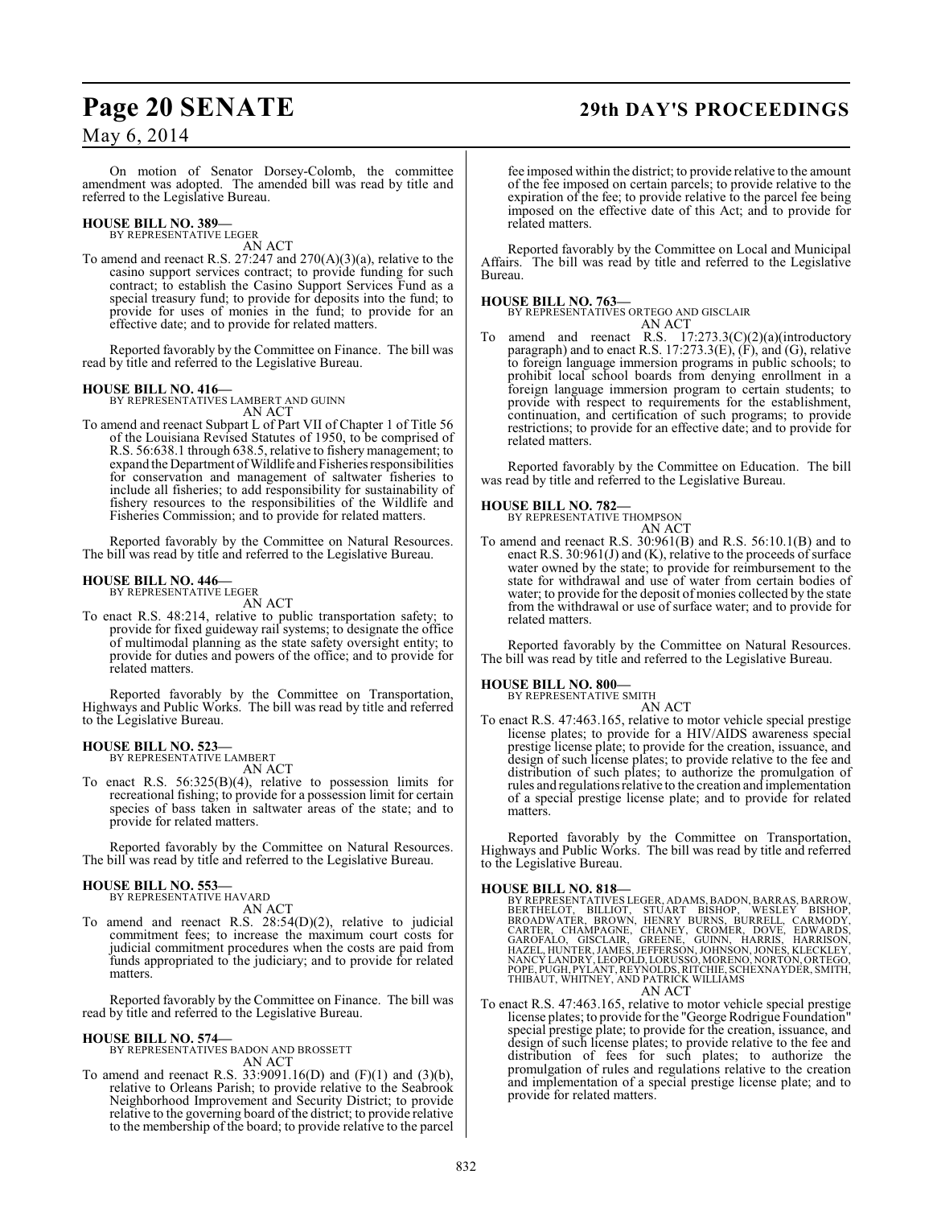On motion of Senator Dorsey-Colomb, the committee amendment was adopted. The amended bill was read by title and referred to the Legislative Bureau.

**HOUSE BILL NO. 389—**
BY REPRESENTATIVE LEGER
AN ACT

To amend and reenact R.S. 27:247 and 270(A)(3)(a), relative to the casino support services contract; to provide funding for such contract; to establish the Casino Support Services Fund as a special treasury fund; to provide for deposits into the fund; to provide for uses of monies in the fund; to provide for an effective date; and to provide for related matters.

Reported favorably by the Committee on Finance. The bill was read by title and referred to the Legislative Bureau.

**HOUSE BILL NO. 416—**
BY REPRESENTATIVES LAMBERT AND GUINN
AN ACT

To amend and reenact Subpart L of Part VII of Chapter 1 of Title 56 of the Louisiana Revised Statutes of 1950, to be comprised of R.S. 56:638.1 through 638.5, relative to fishery management; to expand the Department of Wildlife and Fisheries responsibilities for conservation and management of saltwater fisheries to include all fisheries; to add responsibility for sustainability of fishery resources to the responsibilities of the Wildlife and Fisheries Commission; and to provide for related matters.

Reported favorably by the Committee on Natural Resources. The bill was read by title and referred to the Legislative Bureau.

**HOUSE BILL NO. 446—**
BY REPRESENTATIVE LEGER
AN ACT

To enact R.S. 48:214, relative to public transportation safety; to provide for fixed guideway rail systems; to designate the office of multimodal planning as the state safety oversight entity; to provide for duties and powers of the office; and to provide for related matters.

Reported favorably by the Committee on Transportation, Highways and Public Works. The bill was read by title and referred to the Legislative Bureau.

**HOUSE BILL NO. 523—**
BY REPRESENTATIVE LAMBERT
AN ACT

To enact R.S. 56:325(B)(4), relative to possession limits for recreational fishing; to provide for a possession limit for certain species of bass taken in saltwater areas of the state; and to provide for related matters.

Reported favorably by the Committee on Natural Resources. The bill was read by title and referred to the Legislative Bureau.

**HOUSE BILL NO. 553—**
BY REPRESENTATIVE HAVARD
AN ACT

To amend and reenact R.S. 28:54(D)(2), relative to judicial commitment fees; to increase the maximum court costs for judicial commitment procedures when the costs are paid from funds appropriated to the judiciary; and to provide for related matters.

Reported favorably by the Committee on Finance. The bill was read by title and referred to the Legislative Bureau.

**HOUSE BILL NO. 574—**
BY REPRESENTATIVES BADON AND BROSSETT
AN ACT

To amend and reenact R.S. 33:9091.16(D) and (F)(1) and (3)(b), relative to Orleans Parish; to provide relative to the Seabrook Neighborhood Improvement and Security District; to provide relative to the governing board of the district; to provide relative to the membership of the board; to provide relative to the parcel fee imposed within the district; to provide relative to the amount of the fee imposed on certain parcels; to provide relative to the expiration of the fee; to provide relative to the parcel fee being imposed on the effective date of this Act; and to provide for related matters.

Reported favorably by the Committee on Local and Municipal Affairs. The bill was read by title and referred to the Legislative Bureau.

**HOUSE BILL NO. 763—**
BY REPRESENTATIVES ORTEGO AND GISCLAIR
AN ACT

To amend and reenact R.S. 17:273.3(C)(2)(a)(introductory paragraph) and to enact R.S. 17:273.3(E), (F), and (G), relative to foreign language immersion programs in public schools; to prohibit local school boards from denying enrollment in a foreign language immersion program to certain students; to provide with respect to requirements for the establishment, continuation, and certification of such programs; to provide restrictions; to provide for an effective date; and to provide for related matters.

Reported favorably by the Committee on Education. The bill was read by title and referred to the Legislative Bureau.

**HOUSE BILL NO. 782—**
BY REPRESENTATIVE THOMPSON
AN ACT

To amend and reenact R.S. 30:961(B) and R.S. 56:10.1(B) and to enact R.S. 30:961(J) and (K), relative to the proceeds of surface water owned by the state; to provide for reimbursement to the state for withdrawal and use of water from certain bodies of water; to provide for the deposit of monies collected by the state from the withdrawal or use of surface water; and to provide for related matters.

Reported favorably by the Committee on Natural Resources. The bill was read by title and referred to the Legislative Bureau.

**HOUSE BILL NO. 800—**
BY REPRESENTATIVE SMITH
AN ACT

To enact R.S. 47:463.165, relative to motor vehicle special prestige license plates; to provide for a HIV/AIDS awareness special prestige license plate; to provide for the creation, issuance, and design of such license plates; to provide relative to the fee and distribution of such plates; to authorize the promulgation of rules and regulations relative to the creation and implementation of a special prestige license plate; and to provide for related matters.

Reported favorably by the Committee on Transportation, Highways and Public Works. The bill was read by title and referred to the Legislative Bureau.

**HOUSE BILL NO. 818—**
BY REPRESENTATIVES LEGER, ADAMS, BADON, BARRAS, BARROW, BERTHELOT, BILLIOT, STUART BISHOP, WESLEY BISHOP, BROADWATER, BROWN, HENRY BURNS, BURRELL, CARMODY, CARTER, CHAMPAGNE, CHANEY, CROMER, DOVE, EDWARDS, GAROFALO, GISCLAIR, GREENE, GUINN, HARRIS, HARRISON, HAZEL, HUNTER, JAMES, JEFFERSON, JOHNSON, JONES, KLECKLEY, NANCY LANDRY, LEOPOLD, LORUSSO, MORENO, NORTON, ORTEGO, POPE, PUGH, PYLANT, REYNOLDS, RITCHIE, SCHEXNAYDER, SMITH, THIBAUT, WHITNEY, AND PATRICK WILLIAMS
AN ACT

To enact R.S. 47:463.165, relative to motor vehicle special prestige license plates; to provide for the "George Rodrigue Foundation" special prestige plate; to provide for the creation, issuance, and design of such license plates; to provide relative to the fee and distribution of fees for such plates; to authorize the promulgation of rules and regulations relative to the creation and implementation of a special prestige license plate; and to provide for related matters.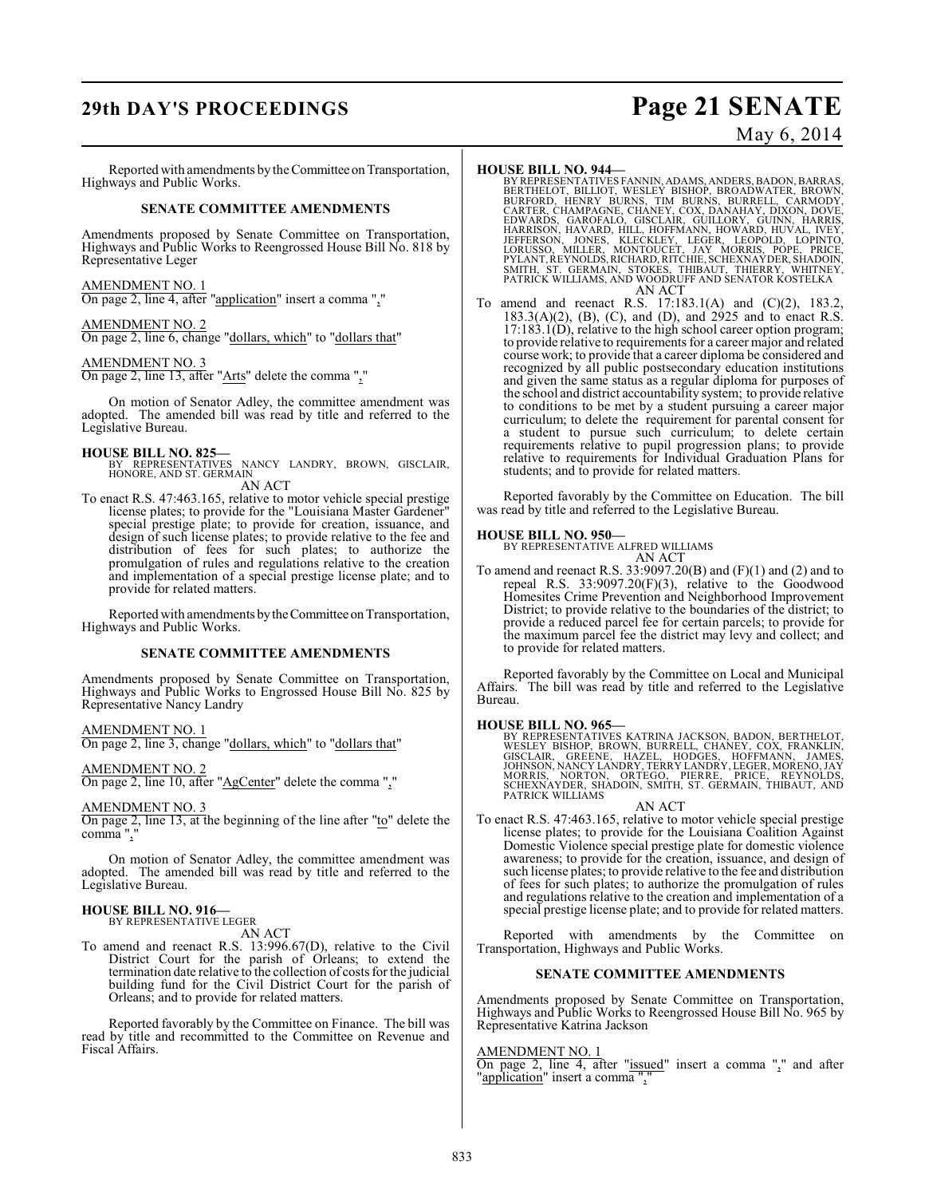Reported with amendments by the Committee on Transportation, Highways and Public Works.

**SENATE COMMITTEE AMENDMENTS**

Amendments proposed by Senate Committee on Transportation, Highways and Public Works to Reengrossed House Bill No. 818 by Representative Leger

AMENDMENT NO. 1
On page 2, line 4, after "application" insert a comma ","

AMENDMENT NO. 2
On page 2, line 6, change "dollars, which" to "dollars that"

AMENDMENT NO. 3
On page 2, line 13, after "Arts" delete the comma ","

On motion of Senator Adley, the committee amendment was adopted. The amended bill was read by title and referred to the Legislative Bureau.

**HOUSE BILL NO. 825—**
BY REPRESENTATIVES NANCY LANDRY, BROWN, GISCLAIR, HONORE, AND ST. GERMAIN
AN ACT

To enact R.S. 47:463.165, relative to motor vehicle special prestige license plates; to provide for the "Louisiana Master Gardener" special prestige plate; to provide for creation, issuance, and design of such license plates; to provide relative to the fee and distribution of fees for such plates; to authorize the promulgation of rules and regulations relative to the creation and implementation of a special prestige license plate; and to provide for related matters.

Reported with amendments by the Committee on Transportation, Highways and Public Works.

**SENATE COMMITTEE AMENDMENTS**

Amendments proposed by Senate Committee on Transportation, Highways and Public Works to Engrossed House Bill No. 825 by Representative Nancy Landry

AMENDMENT NO. 1
On page 2, line 3, change "dollars, which" to "dollars that"

AMENDMENT NO. 2
On page 2, line 10, after "AgCenter" delete the comma ","

AMENDMENT NO. 3
On page 2, line 13, at the beginning of the line after "to" delete the comma ","

On motion of Senator Adley, the committee amendment was adopted. The amended bill was read by title and referred to the Legislative Bureau.

**HOUSE BILL NO. 916—**
BY REPRESENTATIVE LEGER
AN ACT

To amend and reenact R.S. 13:996.67(D), relative to the Civil District Court for the parish of Orleans; to extend the termination date relative to the collection of costs for the judicial building fund for the Civil District Court for the parish of Orleans; and to provide for related matters.

Reported favorably by the Committee on Finance. The bill was read by title and recommitted to the Committee on Revenue and Fiscal Affairs.

**HOUSE BILL NO. 944—**
BY REPRESENTATIVES FANNIN, ADAMS, ANDERS, BADON, BARRAS, BERTHELOT, BILLIOT, WESLEY BISHOP, BROADWATER, BROWN, BURFORD, HENRY BURNS, TIM BURNS, BURRELL, CARMODY, CARTER, CHAMPAGNE, CHANEY, COX, DANAHAY, DIXON, DOVE, EDWARDS, GAROFALO, GISCLAIR, GUILLORY, GUINN, HARRIS, HARRISON, HAVARD, HILL, HOFFMANN, HOWARD, HUVAL, IVEY, JEFFERSON, JONES, KLECKLEY, LEGER, LEOPOLD, LOPINTO, LORUSSO, MILLER, MONTOUCET, JAY MORRIS, POPE, PRICE, PYLANT, REYNOLDS, RICHARD, RITCHIE, SCHEXNAYDER, SHADOIN, SMITH, ST. GERMAIN, STOKES, THIBAUT, THIERRY, WHITNEY, PATRICK WILLIAMS, AND WOODRUFF AND SENATOR KOSTELKA
AN ACT

To amend and reenact R.S. 17:183.1(A) and (C)(2), 183.2, 183.3(A)(2), (B), (C), and (D), and 2925 and to enact R.S. 17:183.1(D), relative to the high school career option program; to provide relative to requirements for a career major and related course work; to provide that a career diploma be considered and recognized by all public postsecondary education institutions and given the same status as a regular diploma for purposes of the school and district accountability system; to provide relative to conditions to be met by a student pursuing a career major curriculum; to delete the requirement for parental consent for a student to pursue such curriculum; to delete certain requirements relative to pupil progression plans; to provide relative to requirements for Individual Graduation Plans for students; and to provide for related matters.

Reported favorably by the Committee on Education. The bill was read by title and referred to the Legislative Bureau.

**HOUSE BILL NO. 950—**
BY REPRESENTATIVE ALFRED WILLIAMS
AN ACT

To amend and reenact R.S. 33:9097.20(B) and (F)(1) and (2) and to repeal R.S. 33:9097.20(F)(3), relative to the Goodwood Homesites Crime Prevention and Neighborhood Improvement District; to provide relative to the boundaries of the district; to provide a reduced parcel fee for certain parcels; to provide for the maximum parcel fee the district may levy and collect; and to provide for related matters.

Reported favorably by the Committee on Local and Municipal Affairs. The bill was read by title and referred to the Legislative Bureau.

**HOUSE BILL NO. 965—**
BY REPRESENTATIVES KATRINA JACKSON, BADON, BERTHELOT, WESLEY BISHOP, BROWN, BURRELL, CHANEY, COX, FRANKLIN, GISCLAIR, GREENE, HAZEL, HODGES, HOFFMANN, JAMES, JOHNSON, NANCY LANDRY, TERRY LANDRY, LEGER, MORENO, JAY MORRIS, NORTON, ORTEGO, PIERRE, PRICE, REYNOLDS, SCHEXNAYDER, SHADOIN, SMITH, ST. GERMAIN, THIBAUT, AND PATRICK WILLIAMS
AN ACT

To enact R.S. 47:463.165, relative to motor vehicle special prestige license plates; to provide for the Louisiana Coalition Against Domestic Violence special prestige plate for domestic violence awareness; to provide for the creation, issuance, and design of such license plates; to provide relative to the fee and distribution of fees for such plates; to authorize the promulgation of rules and regulations relative to the creation and implementation of a special prestige license plate; and to provide for related matters.

Reported with amendments by the Committee on Transportation, Highways and Public Works.

**SENATE COMMITTEE AMENDMENTS**

Amendments proposed by Senate Committee on Transportation, Highways and Public Works to Reengrossed House Bill No. 965 by Representative Katrina Jackson

AMENDMENT NO. 1
On page 2, line 4, after "issued" insert a comma "," and after "application" insert a comma ","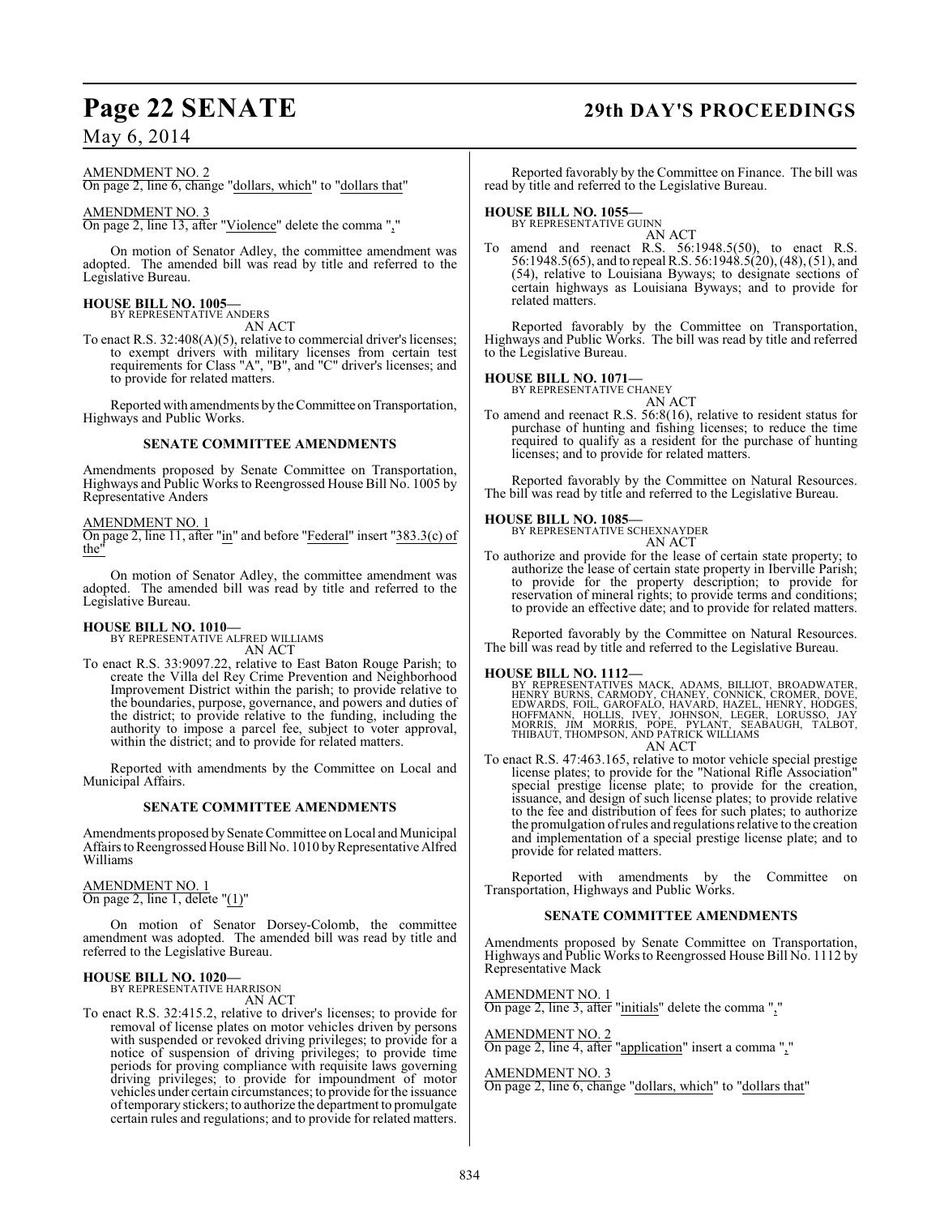AMENDMENT NO. 2

On page 2, line 6, change "dollars, which" to "dollars that"

AMENDMENT NO. 3

On page 2, line 13, after "Violence" delete the comma ","

On motion of Senator Adley, the committee amendment was adopted. The amended bill was read by title and referred to the Legislative Bureau.

**HOUSE BILL NO. 1005—**
BY REPRESENTATIVE ANDERS

AN ACT

To enact R.S. 32:408(A)(5), relative to commercial driver's licenses; to exempt drivers with military licenses from certain test requirements for Class "A", "B", and "C" driver's licenses; and to provide for related matters.

Reported with amendments by the Committee on Transportation, Highways and Public Works.

**SENATE COMMITTEE AMENDMENTS**

Amendments proposed by Senate Committee on Transportation, Highways and Public Works to Reengrossed House Bill No. 1005 by Representative Anders

AMENDMENT NO. 1

On page 2, line 11, after "in" and before "Federal" insert "383.3(c) of the"

On motion of Senator Adley, the committee amendment was adopted. The amended bill was read by title and referred to the Legislative Bureau.

**HOUSE BILL NO. 1010—**
BY REPRESENTATIVE ALFRED WILLIAMS

AN ACT

To enact R.S. 33:9097.22, relative to East Baton Rouge Parish; to create the Villa del Rey Crime Prevention and Neighborhood Improvement District within the parish; to provide relative to the boundaries, purpose, governance, and powers and duties of the district; to provide relative to the funding, including the authority to impose a parcel fee, subject to voter approval, within the district; and to provide for related matters.

Reported with amendments by the Committee on Local and Municipal Affairs.

**SENATE COMMITTEE AMENDMENTS**

Amendments proposed by Senate Committee on Local and Municipal Affairs to Reengrossed House Bill No. 1010 by Representative Alfred Williams

AMENDMENT NO. 1

On page 2, line 1, delete "(1)"

On motion of Senator Dorsey-Colomb, the committee amendment was adopted. The amended bill was read by title and referred to the Legislative Bureau.

**HOUSE BILL NO. 1020—**
BY REPRESENTATIVE HARRISON

AN ACT

To enact R.S. 32:415.2, relative to driver's licenses; to provide for removal of license plates on motor vehicles driven by persons with suspended or revoked driving privileges; to provide for a notice of suspension of driving privileges; to provide time periods for proving compliance with requisite laws governing driving privileges; to provide for impoundment of motor vehicles under certain circumstances; to provide for the issuance of temporary stickers; to authorize the department to promulgate certain rules and regulations; and to provide for related matters.

Reported favorably by the Committee on Finance. The bill was read by title and referred to the Legislative Bureau.

**HOUSE BILL NO. 1055—**
BY REPRESENTATIVE GUINN

AN ACT

To amend and reenact R.S. 56:1948.5(50), to enact R.S. 56:1948.5(65), and to repeal R.S. 56:1948.5(20), (48), (51), and (54), relative to Louisiana Byways; to designate sections of certain highways as Louisiana Byways; and to provide for related matters.

Reported favorably by the Committee on Transportation, Highways and Public Works. The bill was read by title and referred to the Legislative Bureau.

**HOUSE BILL NO. 1071—**
BY REPRESENTATIVE CHANEY

AN ACT

To amend and reenact R.S. 56:8(16), relative to resident status for purchase of hunting and fishing licenses; to reduce the time required to qualify as a resident for the purchase of hunting licenses; and to provide for related matters.

Reported favorably by the Committee on Natural Resources. The bill was read by title and referred to the Legislative Bureau.

**HOUSE BILL NO. 1085—**
BY REPRESENTATIVE SCHEXNAYDER

AN ACT

To authorize and provide for the lease of certain state property; to authorize the lease of certain state property in Iberville Parish; to provide for the property description; to provide for reservation of mineral rights; to provide terms and conditions; to provide an effective date; and to provide for related matters.

Reported favorably by the Committee on Natural Resources. The bill was read by title and referred to the Legislative Bureau.

**HOUSE BILL NO. 1112—**
BY REPRESENTATIVES MACK, ADAMS, BILLIOT, BROADWATER, HENRY BURNS, CARMODY, CHANEY, CONNICK, CROMER, DOVE, EDWARDS, FOIL, GAROFALO, HAVARD, HAZEL, HENRY, HODGES, HOFFMANN, HOLLIS, IVEY, JOHNSON, LEGER, LORUSSO, JAY MORRIS, JIM MORRIS, POPE, PYLANT, SEABAUGH, TALBOT, THIBAUT, THOMPSON, AND PATRICK WILLIAMS

AN ACT

To enact R.S. 47:463.165, relative to motor vehicle special prestige license plates; to provide for the "National Rifle Association" special prestige license plate; to provide for the creation, issuance, and design of such license plates; to provide relative to the fee and distribution of fees for such plates; to authorize the promulgation of rules and regulations relative to the creation and implementation of a special prestige license plate; and to provide for related matters.

Reported with amendments by the Committee on Transportation, Highways and Public Works.

**SENATE COMMITTEE AMENDMENTS**

Amendments proposed by Senate Committee on Transportation, Highways and Public Works to Reengrossed House Bill No. 1112 by Representative Mack

AMENDMENT NO. 1

On page 2, line 3, after "initials" delete the comma ","

AMENDMENT NO. 2

On page 2, line 4, after "application" insert a comma ","

AMENDMENT NO. 3

On page 2, line 6, change "dollars, which" to "dollars that"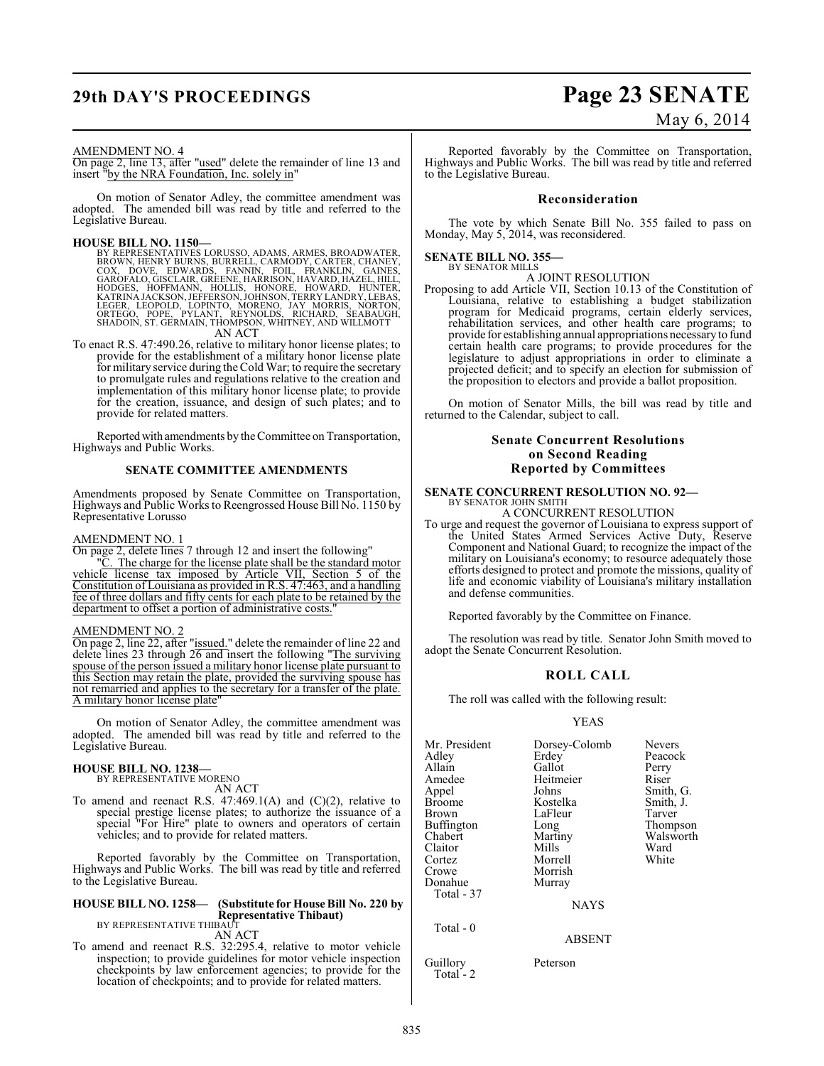AMENDMENT NO. 4

On page 2, line 13, after "used" delete the remainder of line 13 and insert "by the NRA Foundation, Inc. solely in"

On motion of Senator Adley, the committee amendment was adopted. The amended bill was read by title and referred to the Legislative Bureau.

**HOUSE BILL NO. 1150—**
BY REPRESENTATIVES LORUSSO, ADAMS, ARMES, BROADWATER, BROWN, HENRY BURNS, BURRELL, CARMODY, CARTER, CHANEY, COX, DOVE, EDWARDS, FANNIN, FOIL, FRANKLIN, GAINES, GAROFALO, GISCLAIR, GREENE, HARRISON, HAVARD, HAZEL, HILL, HODGES, HOFFMANN, HOLLIS, HONORE, HOWARD, HUNTER, KATRINA JACKSON, JEFFERSON, JOHNSON, TERRY LANDRY, LEBAS, LEGER, LEOPOLD, LOPINTO, MORENO, JAY MORRIS, NORTON, ORTEGO, POPE, PYLANT, REYNOLDS, RICHARD, SEABAUGH, SHADOIN, ST. GERMAIN, THOMPSON, WHITNEY, AND WILLMOTT

AN ACT

To enact R.S. 47:490.26, relative to military honor license plates; to provide for the establishment of a military honor license plate for military service during the Cold War; to require the secretary to promulgate rules and regulations relative to the creation and implementation of this military honor license plate; to provide for the creation, issuance, and design of such plates; and to provide for related matters.

Reported with amendments by the Committee on Transportation, Highways and Public Works.

## SENATE COMMITTEE AMENDMENTS

Amendments proposed by Senate Committee on Transportation, Highways and Public Works to Reengrossed House Bill No. 1150 by Representative Lorusso

AMENDMENT NO. 1

On page 2, delete lines 7 through 12 and insert the following"

"C. The charge for the license plate shall be the standard motor vehicle license tax imposed by Article VII, Section 5 of the Constitution of Louisiana as provided in R.S. 47:463, and a handling fee of three dollars and fifty cents for each plate to be retained by the department to offset a portion of administrative costs."

AMENDMENT NO. 2

On page 2, line 22, after "issued." delete the remainder of line 22 and delete lines 23 through 26 and insert the following "The surviving spouse of the person issued a military honor license plate pursuant to this Section may retain the plate, provided the surviving spouse has not remarried and applies to the secretary for a transfer of the plate. A military honor license plate"

On motion of Senator Adley, the committee amendment was adopted. The amended bill was read by title and referred to the Legislative Bureau.

**HOUSE BILL NO. 1238—**
BY REPRESENTATIVE MORENO

AN ACT

To amend and reenact R.S. 47:469.1(A) and (C)(2), relative to special prestige license plates; to authorize the issuance of a special "For Hire" plate to owners and operators of certain vehicles; and to provide for related matters.

Reported favorably by the Committee on Transportation, Highways and Public Works. The bill was read by title and referred to the Legislative Bureau.

**HOUSE BILL NO. 1258— (Substitute for House Bill No. 220 by Representative Thibaut)**
BY REPRESENTATIVE THIBAUT

AN ACT

To amend and reenact R.S. 32:295.4, relative to motor vehicle inspection; to provide guidelines for motor vehicle inspection checkpoints by law enforcement agencies; to provide for the location of checkpoints; and to provide for related matters.

Reported favorably by the Committee on Transportation, Highways and Public Works. The bill was read by title and referred to the Legislative Bureau.

## Reconsideration

The vote by which Senate Bill No. 355 failed to pass on Monday, May 5, 2014, was reconsidered.

**SENATE BILL NO. 355—**
BY SENATOR MILLS

A JOINT RESOLUTION

Proposing to add Article VII, Section 10.13 of the Constitution of Louisiana, relative to establishing a budget stabilization program for Medicaid programs, certain elderly services, rehabilitation services, and other health care programs; to provide for establishing annual appropriations necessary to fund certain health care programs; to provide procedures for the legislature to adjust appropriations in order to eliminate a projected deficit; and to specify an election for submission of the proposition to electors and provide a ballot proposition.

On motion of Senator Mills, the bill was read by title and returned to the Calendar, subject to call.

## Senate Concurrent Resolutions on Second Reading Reported by Committees

**SENATE CONCURRENT RESOLUTION NO. 92—**
BY SENATOR JOHN SMITH

A CONCURRENT RESOLUTION

To urge and request the governor of Louisiana to express support of the United States Armed Services Active Duty, Reserve Component and National Guard; to recognize the impact of the military on Louisiana's economy; to resource adequately those efforts designed to protect and promote the missions, quality of life and economic viability of Louisiana's military installation and defense communities.

Reported favorably by the Committee on Finance.

The resolution was read by title. Senator John Smith moved to adopt the Senate Concurrent Resolution.

## ROLL CALL

The roll was called with the following result:

YEAS

| | | |
|---|---|---|
| Mr. President | Dorsey-Colomb | Nevers |
| Adley | Erdey | Peacock |
| Allain | Gallot | Perry |
| Amedee | Heitmeier | Riser |
| Appel | Johns | Smith, G. |
| Broome | Kostelka | Smith, J. |
| Brown | LaFleur | Tarver |
| Buffington | Long | Thompson |
| Chabert | Martiny | Walsworth |
| Claitor | Mills | Ward |
| Cortez | Morrell | White |
| Crowe | Morrish | |
| Donahue | Murray | |

Total - 37

NAYS

Total - 0

ABSENT

| | |
|---|---|
| Guillory | Peterson |

Total - 2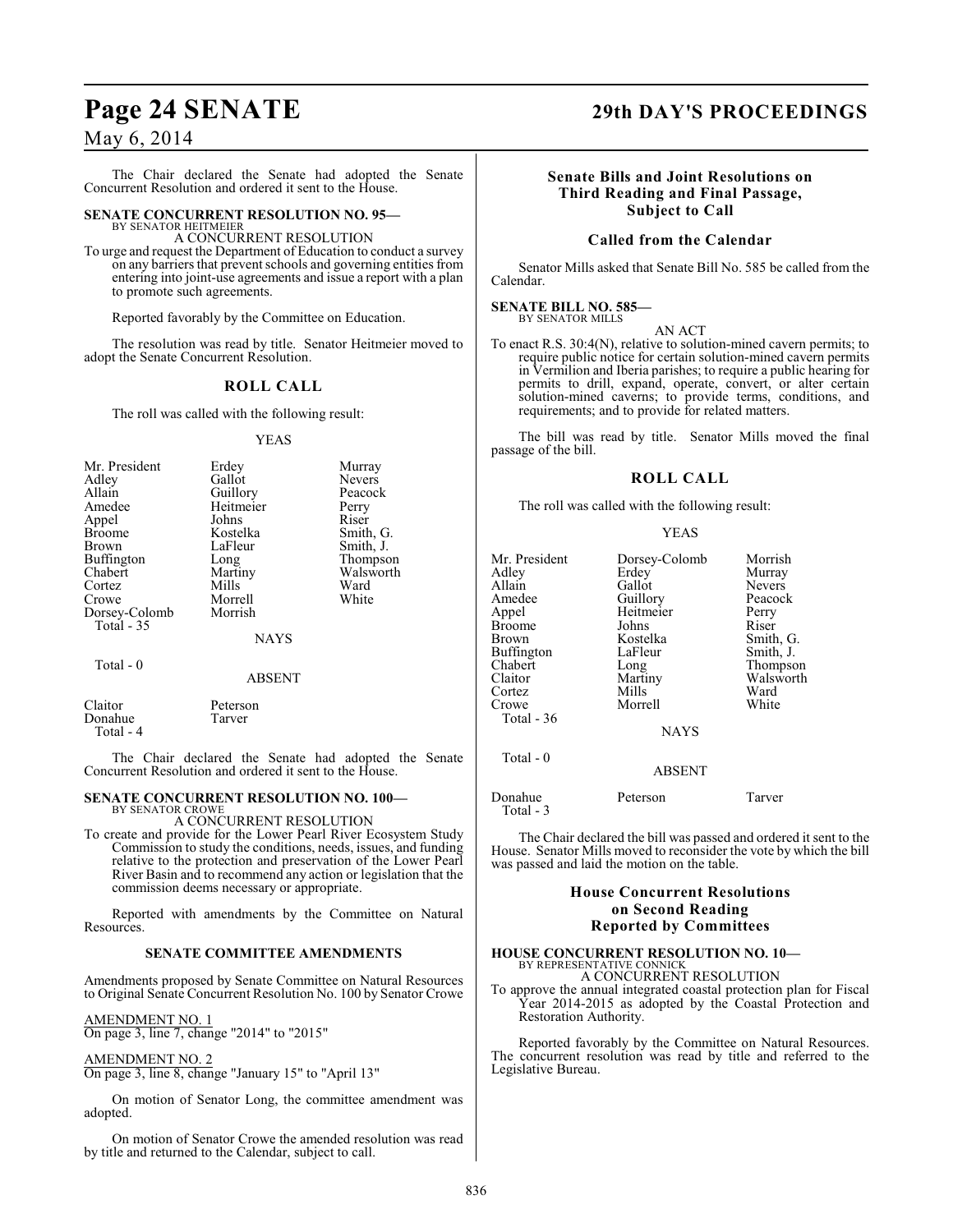The Chair declared the Senate had adopted the Senate Concurrent Resolution and ordered it sent to the House.

**SENATE CONCURRENT RESOLUTION NO. 95—**
BY SENATOR HEITMEIER

A CONCURRENT RESOLUTION

To urge and request the Department of Education to conduct a survey on any barriers that prevent schools and governing entities from entering into joint-use agreements and issue a report with a plan to promote such agreements.

Reported favorably by the Committee on Education.

The resolution was read by title. Senator Heitmeier moved to adopt the Senate Concurrent Resolution.

## ROLL CALL

The roll was called with the following result:

YEAS

| | | |
|---|---|---|
| Mr. President | Erdey | Murray |
| Adley | Gallot | Nevers |
| Allain | Guillory | Peacock |
| Amedee | Heitmeier | Perry |
| Appel | Johns | Riser |
| Broome | Kostelka | Smith, G. |
| Brown | LaFleur | Smith, J. |
| Buffington | Long | Thompson |
| Chabert | Martiny | Walsworth |
| Cortez | Mills | Ward |
| Crowe | Morrell | White |
| Dorsey-Colomb | Morrish | |

Total - 35

NAYS

Total - 0

ABSENT

| | |
|---|---|
| Claitor | Peterson |
| Donahue | Tarver |

Total - 4

The Chair declared the Senate had adopted the Senate Concurrent Resolution and ordered it sent to the House.

**SENATE CONCURRENT RESOLUTION NO. 100—**
BY SENATOR CROWE

A CONCURRENT RESOLUTION

To create and provide for the Lower Pearl River Ecosystem Study Commission to study the conditions, needs, issues, and funding relative to the protection and preservation of the Lower Pearl River Basin and to recommend any action or legislation that the commission deems necessary or appropriate.

Reported with amendments by the Committee on Natural Resources.

**SENATE COMMITTEE AMENDMENTS**

Amendments proposed by Senate Committee on Natural Resources to Original Senate Concurrent Resolution No. 100 by Senator Crowe

AMENDMENT NO. 1
On page 3, line 7, change "2014" to "2015"

AMENDMENT NO. 2
On page 3, line 8, change "January 15" to "April 13"

On motion of Senator Long, the committee amendment was adopted.

On motion of Senator Crowe the amended resolution was read by title and returned to the Calendar, subject to call.

## Senate Bills and Joint Resolutions on Third Reading and Final Passage, Subject to Call

### Called from the Calendar

Senator Mills asked that Senate Bill No. 585 be called from the Calendar.

**SENATE BILL NO. 585—**
BY SENATOR MILLS

AN ACT

To enact R.S. 30:4(N), relative to solution-mined cavern permits; to require public notice for certain solution-mined cavern permits in Vermilion and Iberia parishes; to require a public hearing for permits to drill, expand, operate, convert, or alter certain solution-mined caverns; to provide terms, conditions, and requirements; and to provide for related matters.

The bill was read by title. Senator Mills moved the final passage of the bill.

## ROLL CALL

The roll was called with the following result:

YEAS

| | | |
|---|---|---|
| Mr. President | Dorsey-Colomb | Morrish |
| Adley | Erdey | Murray |
| Allain | Gallot | Nevers |
| Amedee | Guillory | Peacock |
| Appel | Heitmeier | Perry |
| Broome | Johns | Riser |
| Brown | Kostelka | Smith, G. |
| Buffington | LaFleur | Smith, J. |
| Chabert | Long | Thompson |
| Claitor | Martiny | Walsworth |
| Cortez | Mills | Ward |
| Crowe | Morrell | White |

Total - 36

NAYS

Total - 0

ABSENT

| | | |
|---|---|---|
| Donahue | Peterson | Tarver |

Total - 3

The Chair declared the bill was passed and ordered it sent to the House. Senator Mills moved to reconsider the vote by which the bill was passed and laid the motion on the table.

## House Concurrent Resolutions on Second Reading Reported by Committees

**HOUSE CONCURRENT RESOLUTION NO. 10—**
BY REPRESENTATIVE CONNICK

A CONCURRENT RESOLUTION

To approve the annual integrated coastal protection plan for Fiscal Year 2014-2015 as adopted by the Coastal Protection and Restoration Authority.

Reported favorably by the Committee on Natural Resources. The concurrent resolution was read by title and referred to the Legislative Bureau.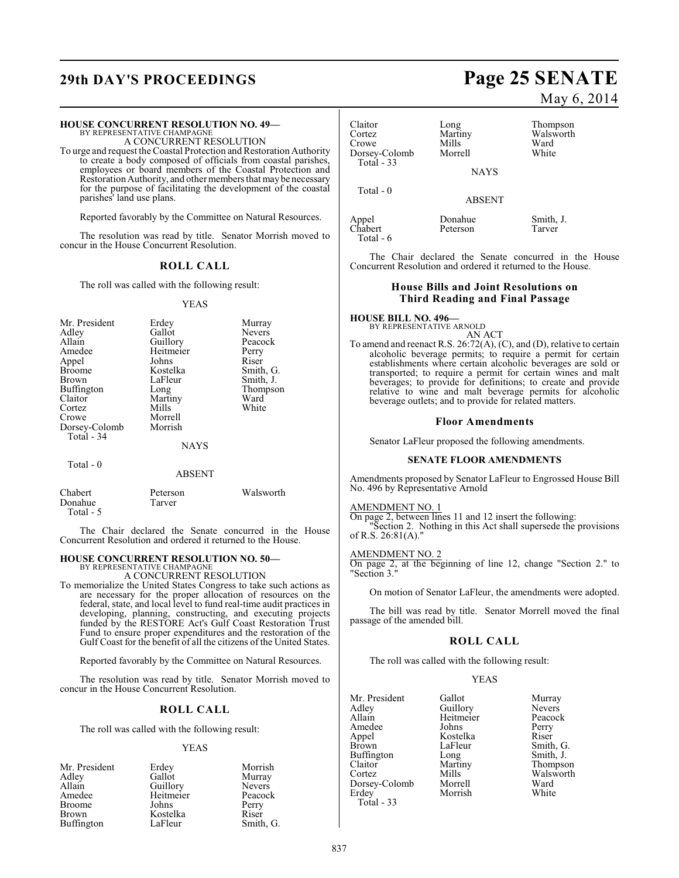**HOUSE CONCURRENT RESOLUTION NO. 49—**
BY REPRESENTATIVE CHAMPAGNE

A CONCURRENT RESOLUTION

To urge and request the Coastal Protection and Restoration Authority to create a body composed of officials from coastal parishes, employees or board members of the Coastal Protection and Restoration Authority, and other members that may be necessary for the purpose of facilitating the development of the coastal parishes' land use plans.

Reported favorably by the Committee on Natural Resources.

The resolution was read by title. Senator Morrish moved to concur in the House Concurrent Resolution.

## ROLL CALL

The roll was called with the following result:

YEAS

| | | |
|---|---|---|
| Mr. President | Erdey | Murray |
| Adley | Gallot | Nevers |
| Allain | Guillory | Peacock |
| Amedee | Heitmeier | Perry |
| Appel | Johns | Riser |
| Broome | Kostelka | Smith, G. |
| Brown | LaFleur | Smith, J. |
| Buffington | Long | Thompson |
| Claitor | Martiny | Ward |
| Cortez | Mills | White |
| Crowe | Morrell | |
| Dorsey-Colomb | Morrish | |

Total - 34

NAYS

Total - 0

ABSENT

| | | |
|---|---|---|
| Chabert | Peterson | Walsworth |
| Donahue | Tarver | |

Total - 5

The Chair declared the Senate concurred in the House Concurrent Resolution and ordered it returned to the House.

**HOUSE CONCURRENT RESOLUTION NO. 50—**
BY REPRESENTATIVE CHAMPAGNE

A CONCURRENT RESOLUTION

To memorialize the United States Congress to take such actions as are necessary for the proper allocation of resources on the federal, state, and local level to fund real-time audit practices in developing, planning, constructing, and executing projects funded by the RESTORE Act's Gulf Coast Restoration Trust Fund to ensure proper expenditures and the restoration of the Gulf Coast for the benefit of all the citizens of the United States.

Reported favorably by the Committee on Natural Resources.

The resolution was read by title. Senator Morrish moved to concur in the House Concurrent Resolution.

## ROLL CALL

The roll was called with the following result:

YEAS

| | | |
|---|---|---|
| Mr. President | Erdey | Morrish |
| Adley | Gallot | Murray |
| Allain | Guillory | Nevers |
| Amedee | Heitmeier | Peacock |
| Broome | Johns | Perry |
| Brown | Kostelka | Riser |
| Buffington | LaFleur | Smith, G. |
| Claitor | Long | Thompson |
| Cortez | Martiny | Walsworth |
| Crowe | Mills | Ward |
| Dorsey-Colomb | Morrell | White |

Total - 33

NAYS

Total - 0

ABSENT

| | | |
|---|---|---|
| Appel | Donahue | Smith, J. |
| Chabert | Peterson | Tarver |

Total - 6

The Chair declared the Senate concurred in the House Concurrent Resolution and ordered it returned to the House.

## House Bills and Joint Resolutions on Third Reading and Final Passage

**HOUSE BILL NO. 496—**
BY REPRESENTATIVE ARNOLD

AN ACT

To amend and reenact R.S. 26:72(A), (C), and (D), relative to certain alcoholic beverage permits; to require a permit for certain establishments where certain alcoholic beverages are sold or transported; to require a permit for certain wines and malt beverages; to provide for definitions; to create and provide relative to wine and malt beverage permits for alcoholic beverage outlets; and to provide for related matters.

## Floor Amendments

Senator LaFleur proposed the following amendments.

### SENATE FLOOR AMENDMENTS

Amendments proposed by Senator LaFleur to Engrossed House Bill No. 496 by Representative Arnold

AMENDMENT NO. 1

On page 2, between lines 11 and 12 insert the following:

"Section 2. Nothing in this Act shall supersede the provisions of R.S. 26:81(A)."

AMENDMENT NO. 2

On page 2, at the beginning of line 12, change "Section 2." to "Section 3."

On motion of Senator LaFleur, the amendments were adopted.

The bill was read by title. Senator Morrell moved the final passage of the amended bill.

## ROLL CALL

The roll was called with the following result:

YEAS

| | | |
|---|---|---|
| Mr. President | Gallot | Murray |
| Adley | Guillory | Nevers |
| Allain | Heitmeier | Peacock |
| Amedee | Johns | Perry |
| Appel | Kostelka | Riser |
| Brown | LaFleur | Smith, G. |
| Buffington | Long | Smith, J. |
| Claitor | Martiny | Thompson |
| Cortez | Mills | Walsworth |
| Dorsey-Colomb | Morrell | Ward |
| Erdey | Morrish | White |

Total - 33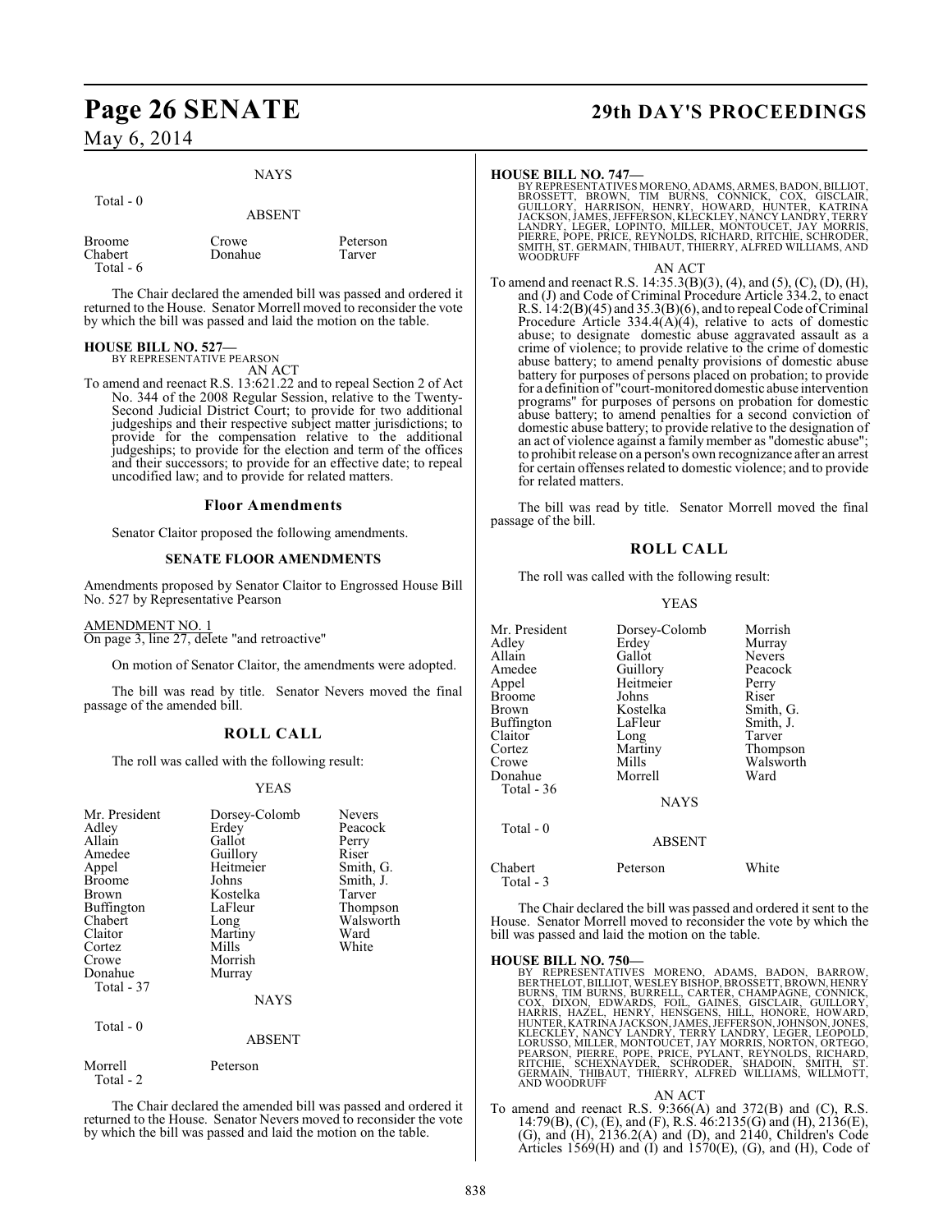NAYS

Total - 0

ABSENT

| | | |
|---|---|---|
| Broome | Crowe | Peterson |
| Chabert | Donahue | Tarver |
| Total - 6 | | |

The Chair declared the amended bill was passed and ordered it returned to the House. Senator Morrell moved to reconsider the vote by which the bill was passed and laid the motion on the table.

**HOUSE BILL NO. 527—**
BY REPRESENTATIVE PEARSON
AN ACT

To amend and reenact R.S. 13:621.22 and to repeal Section 2 of Act No. 344 of the 2008 Regular Session, relative to the Twenty-Second Judicial District Court; to provide for two additional judgeships and their respective subject matter jurisdictions; to provide for the compensation relative to the additional judgeships; to provide for the election and term of the offices and their successors; to provide for an effective date; to repeal uncodified law; and to provide for related matters.

### Floor Amendments

Senator Claitor proposed the following amendments.

### SENATE FLOOR AMENDMENTS

Amendments proposed by Senator Claitor to Engrossed House Bill No. 527 by Representative Pearson

AMENDMENT NO. 1
On page 3, line 27, delete "and retroactive"

On motion of Senator Claitor, the amendments were adopted.

The bill was read by title. Senator Nevers moved the final passage of the amended bill.

## ROLL CALL

The roll was called with the following result:

YEAS

| | | |
|---|---|---|
| Mr. President | Dorsey-Colomb | Nevers |
| Adley | Erdey | Peacock |
| Allain | Gallot | Perry |
| Amedee | Guillory | Riser |
| Appel | Heitmeier | Smith, G. |
| Broome | Johns | Smith, J. |
| Brown | Kostelka | Tarver |
| Buffington | LaFleur | Thompson |
| Chabert | Long | Walsworth |
| Claitor | Martiny | Ward |
| Cortez | Mills | White |
| Crowe | Morrish | |
| Donahue | Murray | |
| Total - 37 | | |

NAYS

Total - 0

ABSENT

| | |
|---|---|
| Morrell | Peterson |
| Total - 2 | |

The Chair declared the amended bill was passed and ordered it returned to the House. Senator Nevers moved to reconsider the vote by which the bill was passed and laid the motion on the table.

**HOUSE BILL NO. 747—**
BY REPRESENTATIVES MORENO, ADAMS, ARMES, BADON, BILLIOT, BROSSETT, BROWN, TIM BURNS, CONNICK, COX, GISCLAIR, GUILLORY, HARRISON, HENRY, HOWARD, HUNTER, KATRINA JACKSON, JAMES, JEFFERSON, KLECKLEY, NANCY LANDRY, TERRY LANDRY, LEGER, LOPINTO, MILLER, MONTOUCET, JAY MORRIS, PIERRE, POPE, PRICE, REYNOLDS, RICHARD, RITCHIE, SCHRODER, SMITH, ST. GERMAIN, THIBAUT, THIERRY, ALFRED WILLIAMS, AND WOODRUFF
AN ACT

To amend and reenact R.S. 14:35.3(B)(3), (4), and (5), (C), (D), (H), and (J) and Code of Criminal Procedure Article 334.2, to enact R.S. 14:2(B)(45) and 35.3(B)(6), and to repeal Code of Criminal Procedure Article 334.4(A)(4), relative to acts of domestic abuse; to designate domestic abuse aggravated assault as a crime of violence; to provide relative to the crime of domestic abuse battery; to amend penalty provisions of domestic abuse battery for purposes of persons placed on probation; to provide for a definition of "court-monitored domestic abuse intervention programs" for purposes of persons on probation for domestic abuse battery; to amend penalties for a second conviction of domestic abuse battery; to provide relative to the designation of an act of violence against a family member as "domestic abuse"; to prohibit release on a person's own recognizance after an arrest for certain offenses related to domestic violence; and to provide for related matters.

The bill was read by title. Senator Morrell moved the final passage of the bill.

## ROLL CALL

The roll was called with the following result:

YEAS

| | | |
|---|---|---|
| Mr. President | Dorsey-Colomb | Morrish |
| Adley | Erdey | Murray |
| Allain | Gallot | Nevers |
| Amedee | Guillory | Peacock |
| Appel | Heitmeier | Perry |
| Broome | Johns | Riser |
| Brown | Kostelka | Smith, G. |
| Buffington | LaFleur | Smith, J. |
| Claitor | Long | Tarver |
| Cortez | Martiny | Thompson |
| Crowe | Mills | Walsworth |
| Donahue | Morrell | Ward |
| Total - 36 | | |

NAYS

Total - 0

ABSENT

| | | |
|---|---|---|
| Chabert | Peterson | White |
| Total - 3 | | |

The Chair declared the bill was passed and ordered it sent to the House. Senator Morrell moved to reconsider the vote by which the bill was passed and laid the motion on the table.

**HOUSE BILL NO. 750—**
BY REPRESENTATIVES MORENO, ADAMS, BADON, BARROW, BERTHELOT, BILLIOT, WESLEY BISHOP, BROSSETT, BROWN, HENRY BURNS, TIM BURNS, BURRELL, CARTER, CHAMPAGNE, CONNICK, COX, DIXON, EDWARDS, FOIL, GAINES, GISCLAIR, GUILLORY, HARRIS, HAZEL, HENRY, HENSGENS, HILL, HONORE, HOWARD, HUNTER, KATRINA JACKSON, JAMES, JEFFERSON, JOHNSON, JONES, KLECKLEY, NANCY LANDRY, TERRY LANDRY, LEGER, LEOPOLD, LORUSSO, MILLER, MONTOUCET, JAY MORRIS, NORTON, ORTEGO, PEARSON, PIERRE, POPE, PRICE, PYLANT, REYNOLDS, RICHARD, RITCHIE, SCHEXNAYDER, SCHRODER, SHADOIN, SMITH, ST. GERMAIN, THIBAUT, THIERRY, ALFRED WILLIAMS, WILLMOTT, AND WOODRUFF
AN ACT

To amend and reenact R.S. 9:366(A) and 372(B) and (C), R.S. 14:79(B), (C), (E), and (F), R.S. 46:2135(G) and (H), 2136(E), (G), and (H), 2136.2(A) and (D), and 2140, Children's Code Articles 1569(H) and (I) and 1570(E), (G), and (H), Code of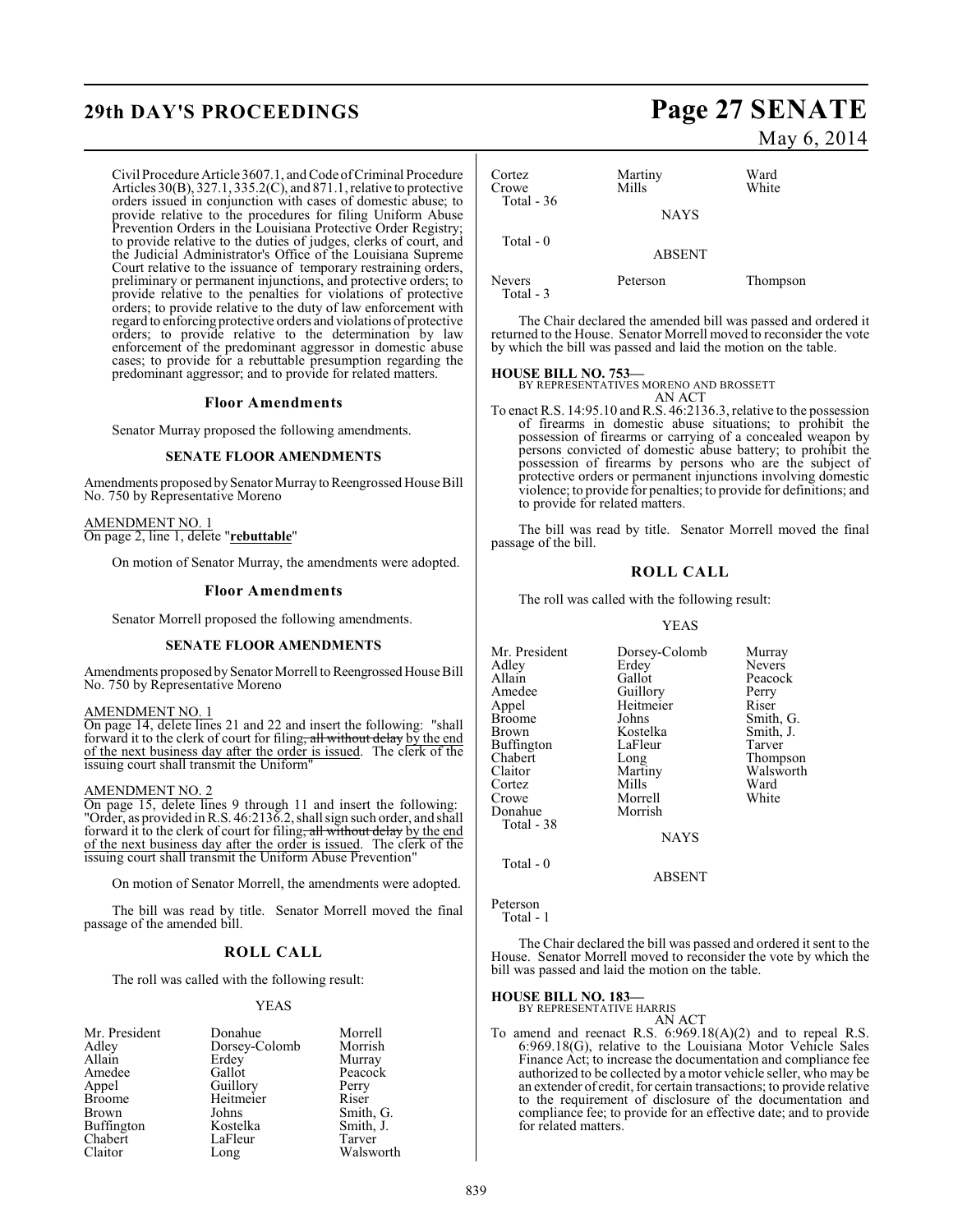Civil Procedure Article 3607.1, and Code of Criminal Procedure Articles 30(B), 327.1, 335.2(C), and 871.1, relative to protective orders issued in conjunction with cases of domestic abuse; to provide relative to the procedures for filing Uniform Abuse Prevention Orders in the Louisiana Protective Order Registry; to provide relative to the duties of judges, clerks of court, and the Judicial Administrator's Office of the Louisiana Supreme Court relative to the issuance of temporary restraining orders, preliminary or permanent injunctions, and protective orders; to provide relative to the penalties for violations of protective orders; to provide relative to the duty of law enforcement with regard to enforcing protective orders and violations of protective orders; to provide relative to the determination by law enforcement of the predominant aggressor in domestic abuse cases; to provide for a rebuttable presumption regarding the predominant aggressor; and to provide for related matters.

### Floor Amendments

Senator Murray proposed the following amendments.

#### SENATE FLOOR AMENDMENTS

Amendments proposed by Senator Murray to Reengrossed House Bill No. 750 by Representative Moreno

AMENDMENT NO. 1
On page 2, line 1, delete "**rebuttable**"

On motion of Senator Murray, the amendments were adopted.

### Floor Amendments

Senator Morrell proposed the following amendments.

#### SENATE FLOOR AMENDMENTS

Amendments proposed by Senator Morrell to Reengrossed House Bill No. 750 by Representative Moreno

AMENDMENT NO. 1
On page 14, delete lines 21 and 22 and insert the following: "shall forward it to the clerk of court for filing~~, all without delay~~ by the end of the next business day after the order is issued. The clerk of the issuing court shall transmit the Uniform"

AMENDMENT NO. 2
On page 15, delete lines 9 through 11 and insert the following: "Order, as provided in R.S. 46:2136.2, shall sign such order, and shall forward it to the clerk of court for filing~~, all without delay~~ by the end of the next business day after the order is issued. The clerk of the issuing court shall transmit the Uniform Abuse Prevention"

On motion of Senator Morrell, the amendments were adopted.

The bill was read by title. Senator Morrell moved the final passage of the amended bill.

### ROLL CALL

The roll was called with the following result:

YEAS

| | | |
|---|---|---|
| Mr. President | Donahue | Morrell |
| Adley | Dorsey-Colomb | Morrish |
| Allain | Erdey | Murray |
| Amedee | Gallot | Peacock |
| Appel | Guillory | Perry |
| Broome | Heitmeier | Riser |
| Brown | Johns | Smith, G. |
| Buffington | Kostelka | Smith, J. |
| Chabert | LaFleur | Tarver |
| Claitor | Long | Walsworth |
| Cortez | Martiny | Ward |
| Crowe | Mills | White |

Total - 36

NAYS

Total - 0

ABSENT

| | | |
|---|---|---|
| Nevers | Peterson | Thompson |

Total - 3

The Chair declared the amended bill was passed and ordered it returned to the House. Senator Morrell moved to reconsider the vote by which the bill was passed and laid the motion on the table.

**HOUSE BILL NO. 753—**
BY REPRESENTATIVES MORENO AND BROSSETT
AN ACT

To enact R.S. 14:95.10 and R.S. 46:2136.3, relative to the possession of firearms in domestic abuse situations; to prohibit the possession of firearms or carrying of a concealed weapon by persons convicted of domestic abuse battery; to prohibit the possession of firearms by persons who are the subject of protective orders or permanent injunctions involving domestic violence; to provide for penalties; to provide for definitions; and to provide for related matters.

The bill was read by title. Senator Morrell moved the final passage of the bill.

### ROLL CALL

The roll was called with the following result:

YEAS

| | | |
|---|---|---|
| Mr. President | Dorsey-Colomb | Murray |
| Adley | Erdey | Nevers |
| Allain | Gallot | Peacock |
| Amedee | Guillory | Perry |
| Appel | Heitmeier | Riser |
| Broome | Johns | Smith, G. |
| Brown | Kostelka | Smith, J. |
| Buffington | LaFleur | Tarver |
| Chabert | Long | Thompson |
| Claitor | Martiny | Walsworth |
| Cortez | Mills | Ward |
| Crowe | Morrell | White |
| Donahue | Morrish | |

Total - 38

NAYS

Total - 0

ABSENT

Peterson

Total - 1

The Chair declared the bill was passed and ordered it sent to the House. Senator Morrell moved to reconsider the vote by which the bill was passed and laid the motion on the table.

**HOUSE BILL NO. 183—**
BY REPRESENTATIVE HARRIS
AN ACT

To amend and reenact R.S. 6:969.18(A)(2) and to repeal R.S. 6:969.18(G), relative to the Louisiana Motor Vehicle Sales Finance Act; to increase the documentation and compliance fee authorized to be collected by a motor vehicle seller, who may be an extender of credit, for certain transactions; to provide relative to the requirement of disclosure of the documentation and compliance fee; to provide for an effective date; and to provide for related matters.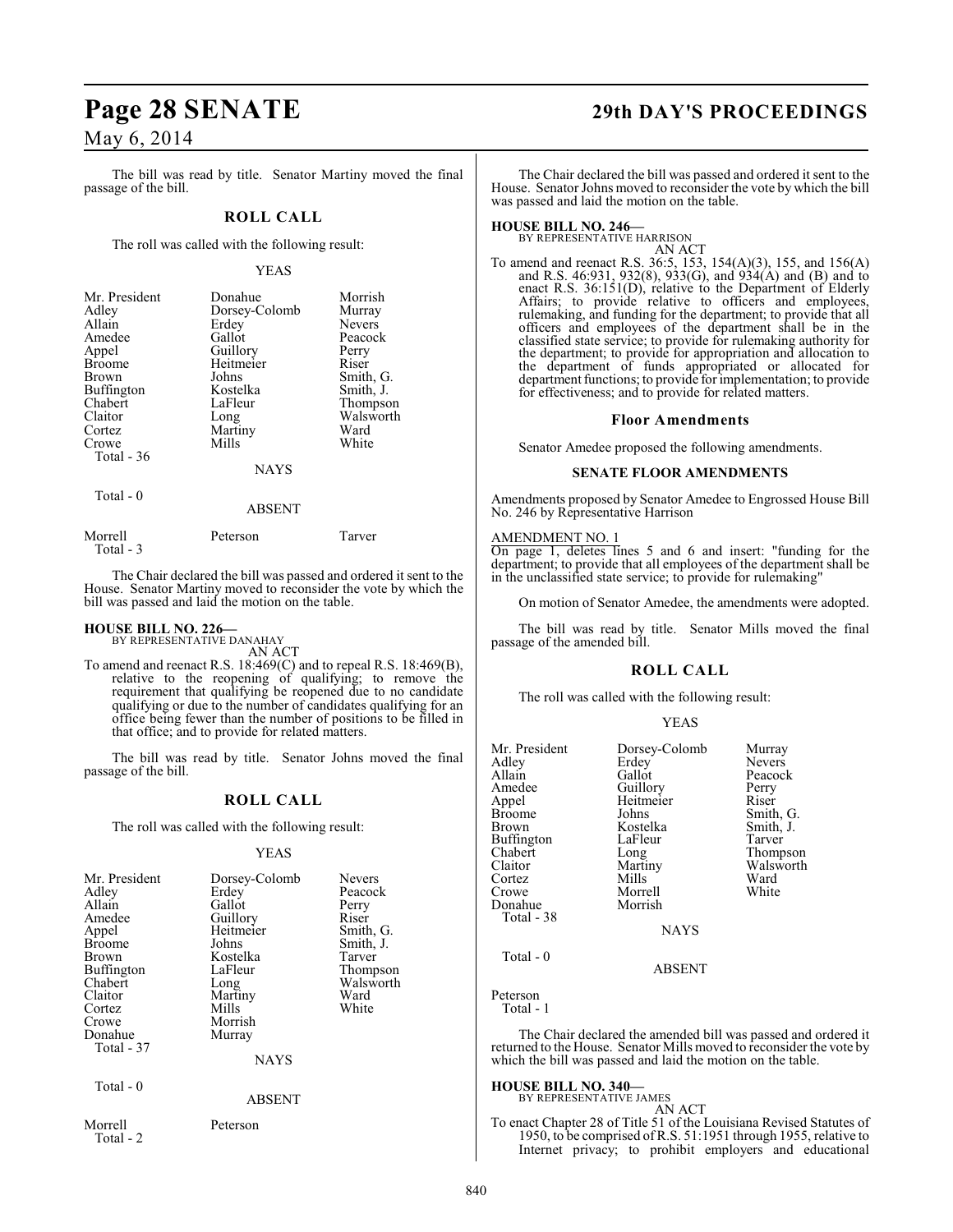The bill was read by title. Senator Martiny moved the final passage of the bill.

## ROLL CALL

The roll was called with the following result:

YEAS

| | | |
|---|---|---|
| Mr. President | Donahue | Morrish |
| Adley | Dorsey-Colomb | Murray |
| Allain | Erdey | Nevers |
| Amedee | Gallot | Peacock |
| Appel | Guillory | Perry |
| Broome | Heitmeier | Riser |
| Brown | Johns | Smith, G. |
| Buffington | Kostelka | Smith, J. |
| Chabert | LaFleur | Thompson |
| Claitor | Long | Walsworth |
| Cortez | Martiny | Ward |
| Crowe | Mills | White |
| Total - 36 | | |

NAYS

Total - 0

ABSENT

| | | |
|---|---|---|
| Morrell | Peterson | Tarver |
| Total - 3 | | |

The Chair declared the bill was passed and ordered it sent to the House. Senator Martiny moved to reconsider the vote by which the bill was passed and laid the motion on the table.

**HOUSE BILL NO. 226—**
BY REPRESENTATIVE DANAHAY
AN ACT

To amend and reenact R.S. 18:469(C) and to repeal R.S. 18:469(B), relative to the reopening of qualifying; to remove the requirement that qualifying be reopened due to no candidate qualifying or due to the number of candidates qualifying for an office being fewer than the number of positions to be filled in that office; and to provide for related matters.

The bill was read by title. Senator Johns moved the final passage of the bill.

## ROLL CALL

The roll was called with the following result:

YEAS

| | | |
|---|---|---|
| Mr. President | Dorsey-Colomb | Nevers |
| Adley | Erdey | Peacock |
| Allain | Gallot | Perry |
| Amedee | Guillory | Riser |
| Appel | Heitmeier | Smith, G. |
| Broome | Johns | Smith, J. |
| Brown | Kostelka | Tarver |
| Buffington | LaFleur | Thompson |
| Chabert | Long | Walsworth |
| Claitor | Martiny | Ward |
| Cortez | Mills | White |
| Crowe | Morrish | |
| Donahue | Murray | |
| Total - 37 | | |

NAYS

Total - 0

ABSENT

| | |
|---|---|
| Morrell | Peterson |
| Total - 2 | |

The Chair declared the bill was passed and ordered it sent to the House. Senator Johns moved to reconsider the vote by which the bill was passed and laid the motion on the table.

**HOUSE BILL NO. 246—**
BY REPRESENTATIVE HARRISON
AN ACT

To amend and reenact R.S. 36:5, 153, 154(A)(3), 155, and 156(A) and R.S. 46:931, 932(8), 933(G), and 934(A) and (B) and to enact R.S. 36:151(D), relative to the Department of Elderly Affairs; to provide relative to officers and employees, rulemaking, and funding for the department; to provide that all officers and employees of the department shall be in the classified state service; to provide for rulemaking authority for the department; to provide for appropriation and allocation to the department of funds appropriated or allocated for department functions; to provide for implementation; to provide for effectiveness; and to provide for related matters.

### Floor Amendments

Senator Amedee proposed the following amendments.

#### SENATE FLOOR AMENDMENTS

Amendments proposed by Senator Amedee to Engrossed House Bill No. 246 by Representative Harrison

AMENDMENT NO. 1
On page 1, deletes lines 5 and 6 and insert: "funding for the department; to provide that all employees of the department shall be in the unclassified state service; to provide for rulemaking"

On motion of Senator Amedee, the amendments were adopted.

The bill was read by title. Senator Mills moved the final passage of the amended bill.

## ROLL CALL

The roll was called with the following result:

YEAS

| | | |
|---|---|---|
| Mr. President | Dorsey-Colomb | Murray |
| Adley | Erdey | Nevers |
| Allain | Gallot | Peacock |
| Amedee | Guillory | Perry |
| Appel | Heitmeier | Riser |
| Broome | Johns | Smith, G. |
| Brown | Kostelka | Smith, J. |
| Buffington | LaFleur | Tarver |
| Chabert | Long | Thompson |
| Claitor | Martiny | Walsworth |
| Cortez | Mills | Ward |
| Crowe | Morrell | White |
| Donahue | Morrish | |
| Total - 38 | | |

NAYS

Total - 0

ABSENT

Peterson
Total - 1

The Chair declared the amended bill was passed and ordered it returned to the House. Senator Mills moved to reconsider the vote by which the bill was passed and laid the motion on the table.

**HOUSE BILL NO. 340—**
BY REPRESENTATIVE JAMES
AN ACT

To enact Chapter 28 of Title 51 of the Louisiana Revised Statutes of 1950, to be comprised of R.S. 51:1951 through 1955, relative to Internet privacy; to prohibit employers and educational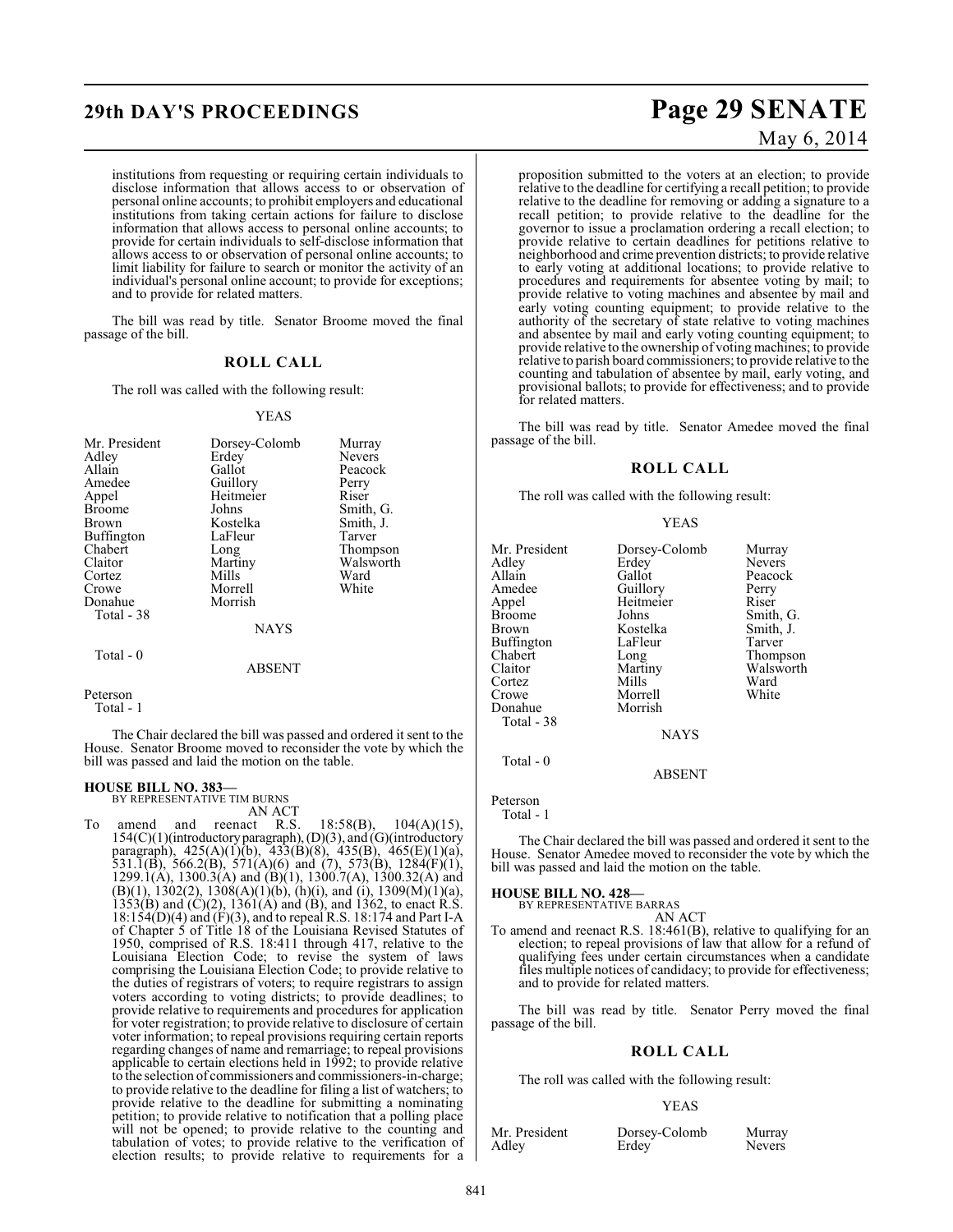institutions from requesting or requiring certain individuals to disclose information that allows access to or observation of personal online accounts; to prohibit employers and educational institutions from taking certain actions for failure to disclose information that allows access to personal online accounts; to provide for certain individuals to self-disclose information that allows access to or observation of personal online accounts; to limit liability for failure to search or monitor the activity of an individual's personal online account; to provide for exceptions; and to provide for related matters.

The bill was read by title. Senator Broome moved the final passage of the bill.

## ROLL CALL

The roll was called with the following result:

YEAS

| | | |
|---|---|---|
| Mr. President | Dorsey-Colomb | Murray |
| Adley | Erdey | Nevers |
| Allain | Gallot | Peacock |
| Amedee | Guillory | Perry |
| Appel | Heitmeier | Riser |
| Broome | Johns | Smith, G. |
| Brown | Kostelka | Smith, J. |
| Buffington | LaFleur | Tarver |
| Chabert | Long | Thompson |
| Claitor | Martiny | Walsworth |
| Cortez | Mills | Ward |
| Crowe | Morrell | White |
| Donahue | Morrish | |

Total - 38

NAYS

Total - 0

ABSENT

Peterson

Total - 1

The Chair declared the bill was passed and ordered it sent to the House. Senator Broome moved to reconsider the vote by which the bill was passed and laid the motion on the table.

**HOUSE BILL NO. 383—**
BY REPRESENTATIVE TIM BURNS
AN ACT

To amend and reenact R.S. 18:58(B), 104(A)(15), 154(C)(1)(introductory paragraph), (D)(3), and (G)(introductory paragraph), 425(A)(1)(b), 433(B)(8), 435(B), 465(E)(1)(a), 531.1(B), 566.2(B), 571(A)(6) and (7), 573(B), 1284(F)(1), 1299.1(A), 1300.3(A) and (B)(1), 1300.7(A), 1300.32(A) and (B)(1), 1302(2), 1308(A)(1)(b), (h)(i), and (i), 1309(M)(1)(a), 1353(B) and (C)(2), 1361(A) and (B), and 1362, to enact R.S. 18:154(D)(4) and (F)(3), and to repeal R.S. 18:174 and Part I-A of Chapter 5 of Title 18 of the Louisiana Revised Statutes of 1950, comprised of R.S. 18:411 through 417, relative to the Louisiana Election Code; to revise the system of laws comprising the Louisiana Election Code; to provide relative to the duties of registrars of voters; to require registrars to assign voters according to voting districts; to provide deadlines; to provide relative to requirements and procedures for application for voter registration; to provide relative to disclosure of certain voter information; to repeal provisions requiring certain reports regarding changes of name and remarriage; to repeal provisions applicable to certain elections held in 1992; to provide relative to the selection of commissioners and commissioners-in-charge; to provide relative to the deadline for filing a list of watchers; to provide relative to the deadline for submitting a nominating petition; to provide relative to notification that a polling place will not be opened; to provide relative to the counting and tabulation of votes; to provide relative to the verification of election results; to provide relative to requirements for a proposition submitted to the voters at an election; to provide relative to the deadline for certifying a recall petition; to provide relative to the deadline for removing or adding a signature to a recall petition; to provide relative to the deadline for the governor to issue a proclamation ordering a recall election; to provide relative to certain deadlines for petitions relative to neighborhood and crime prevention districts; to provide relative to early voting at additional locations; to provide relative to procedures and requirements for absentee voting by mail; to provide relative to voting machines and absentee by mail and early voting counting equipment; to provide relative to the authority of the secretary of state relative to voting machines and absentee by mail and early voting counting equipment; to provide relative to the ownership of voting machines; to provide relative to parish board commissioners; to provide relative to the counting and tabulation of absentee by mail, early voting, and provisional ballots; to provide for effectiveness; and to provide for related matters.

The bill was read by title. Senator Amedee moved the final passage of the bill.

## ROLL CALL

The roll was called with the following result:

YEAS

| | | |
|---|---|---|
| Mr. President | Dorsey-Colomb | Murray |
| Adley | Erdey | Nevers |
| Allain | Gallot | Peacock |
| Amedee | Guillory | Perry |
| Appel | Heitmeier | Riser |
| Broome | Johns | Smith, G. |
| Brown | Kostelka | Smith, J. |
| Buffington | LaFleur | Tarver |
| Chabert | Long | Thompson |
| Claitor | Martiny | Walsworth |
| Cortez | Mills | Ward |
| Crowe | Morrell | White |
| Donahue | Morrish | |

Total - 38

NAYS

Total - 0

ABSENT

Peterson

Total - 1

The Chair declared the bill was passed and ordered it sent to the House. Senator Amedee moved to reconsider the vote by which the bill was passed and laid the motion on the table.

**HOUSE BILL NO. 428—**
BY REPRESENTATIVE BARRAS
AN ACT

To amend and reenact R.S. 18:461(B), relative to qualifying for an election; to repeal provisions of law that allow for a refund of qualifying fees under certain circumstances when a candidate files multiple notices of candidacy; to provide for effectiveness; and to provide for related matters.

The bill was read by title. Senator Perry moved the final passage of the bill.

## ROLL CALL

The roll was called with the following result:

YEAS

| | | |
|---|---|---|
| Mr. President | Dorsey-Colomb | Murray |
| Adley | Erdey | Nevers |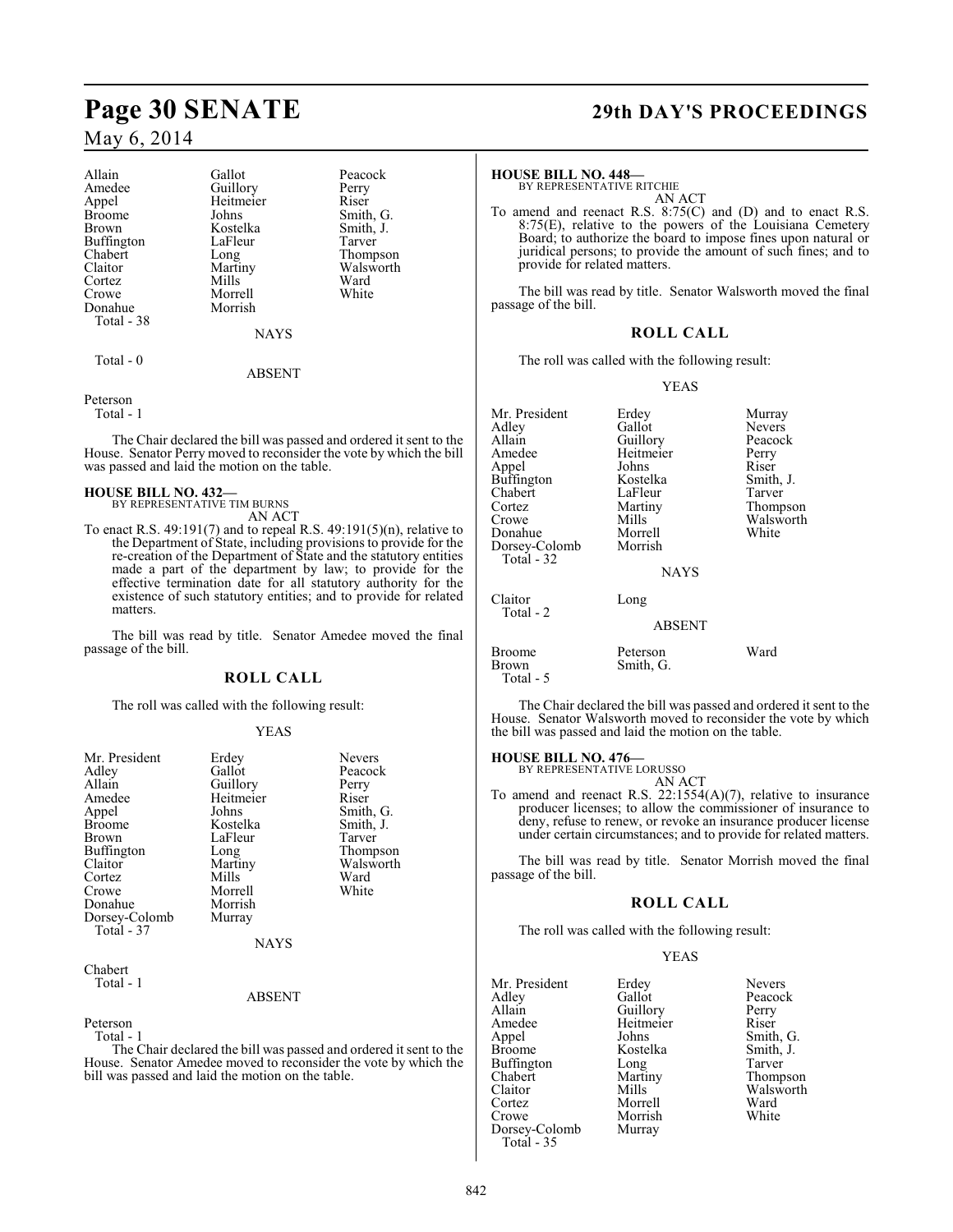| | | |
|---|---|---|
| Allain | Gallot | Peacock |
| Amedee | Guillory | Perry |
| Appel | Heitmeier | Riser |
| Broome | Johns | Smith, G. |
| Brown | Kostelka | Smith, J. |
| Buffington | LaFleur | Tarver |
| Chabert | Long | Thompson |
| Claitor | Martiny | Walsworth |
| Cortez | Mills | Ward |
| Crowe | Morrell | White |
| Donahue | Morrish | |
| Total - 38 | | |

NAYS

Total - 0

ABSENT

Peterson
Total - 1

The Chair declared the bill was passed and ordered it sent to the House. Senator Perry moved to reconsider the vote by which the bill was passed and laid the motion on the table.

**HOUSE BILL NO. 432—**
BY REPRESENTATIVE TIM BURNS
AN ACT

To enact R.S. 49:191(7) and to repeal R.S. 49:191(5)(n), relative to the Department of State, including provisions to provide for the re-creation of the Department of State and the statutory entities made a part of the department by law; to provide for the effective termination date for all statutory authority for the existence of such statutory entities; and to provide for related matters.

The bill was read by title. Senator Amedee moved the final passage of the bill.

## ROLL CALL

The roll was called with the following result:

YEAS

| | | |
|---|---|---|
| Mr. President | Erdey | Nevers |
| Adley | Gallot | Peacock |
| Allain | Guillory | Perry |
| Amedee | Heitmeier | Riser |
| Appel | Johns | Smith, G. |
| Broome | Kostelka | Smith, J. |
| Brown | LaFleur | Tarver |
| Buffington | Long | Thompson |
| Claitor | Martiny | Walsworth |
| Cortez | Mills | Ward |
| Crowe | Morrell | White |
| Donahue | Morrish | |
| Dorsey-Colomb | Murray | |
| Total - 37 | | |

NAYS

Chabert
Total - 1

ABSENT

Peterson
Total - 1

The Chair declared the bill was passed and ordered it sent to the House. Senator Amedee moved to reconsider the vote by which the bill was passed and laid the motion on the table.

**HOUSE BILL NO. 448—**
BY REPRESENTATIVE RITCHIE
AN ACT

To amend and reenact R.S. 8:75(C) and (D) and to enact R.S. 8:75(E), relative to the powers of the Louisiana Cemetery Board; to authorize the board to impose fines upon natural or juridical persons; to provide the amount of such fines; and to provide for related matters.

The bill was read by title. Senator Walsworth moved the final passage of the bill.

## ROLL CALL

The roll was called with the following result:

YEAS

| | | |
|---|---|---|
| Mr. President | Erdey | Murray |
| Adley | Gallot | Nevers |
| Allain | Guillory | Peacock |
| Amedee | Heitmeier | Perry |
| Appel | Johns | Riser |
| Buffington | Kostelka | Smith, J. |
| Chabert | LaFleur | Tarver |
| Cortez | Martiny | Thompson |
| Crowe | Mills | Walsworth |
| Donahue | Morrell | White |
| Dorsey-Colomb | Morrish | |
| Total - 32 | | |

NAYS

| | |
|---|---|
| Claitor | Long |
| Total - 2 | |

ABSENT

| | | |
|---|---|---|
| Broome | Peterson | Ward |
| Brown | Smith, G. | |
| Total - 5 | | |

The Chair declared the bill was passed and ordered it sent to the House. Senator Walsworth moved to reconsider the vote by which the bill was passed and laid the motion on the table.

**HOUSE BILL NO. 476—**
BY REPRESENTATIVE LORUSSO
AN ACT

To amend and reenact R.S. 22:1554(A)(7), relative to insurance producer licenses; to allow the commissioner of insurance to deny, refuse to renew, or revoke an insurance producer license under certain circumstances; and to provide for related matters.

The bill was read by title. Senator Morrish moved the final passage of the bill.

## ROLL CALL

The roll was called with the following result:

YEAS

| | | |
|---|---|---|
| Mr. President | Erdey | Nevers |
| Adley | Gallot | Peacock |
| Allain | Guillory | Perry |
| Amedee | Heitmeier | Riser |
| Appel | Johns | Smith, G. |
| Broome | Kostelka | Smith, J. |
| Buffington | Long | Tarver |
| Chabert | Martiny | Thompson |
| Claitor | Mills | Walsworth |
| Cortez | Morrell | Ward |
| Crowe | Morrish | White |
| Dorsey-Colomb | Murray | |
| Total - 35 | | |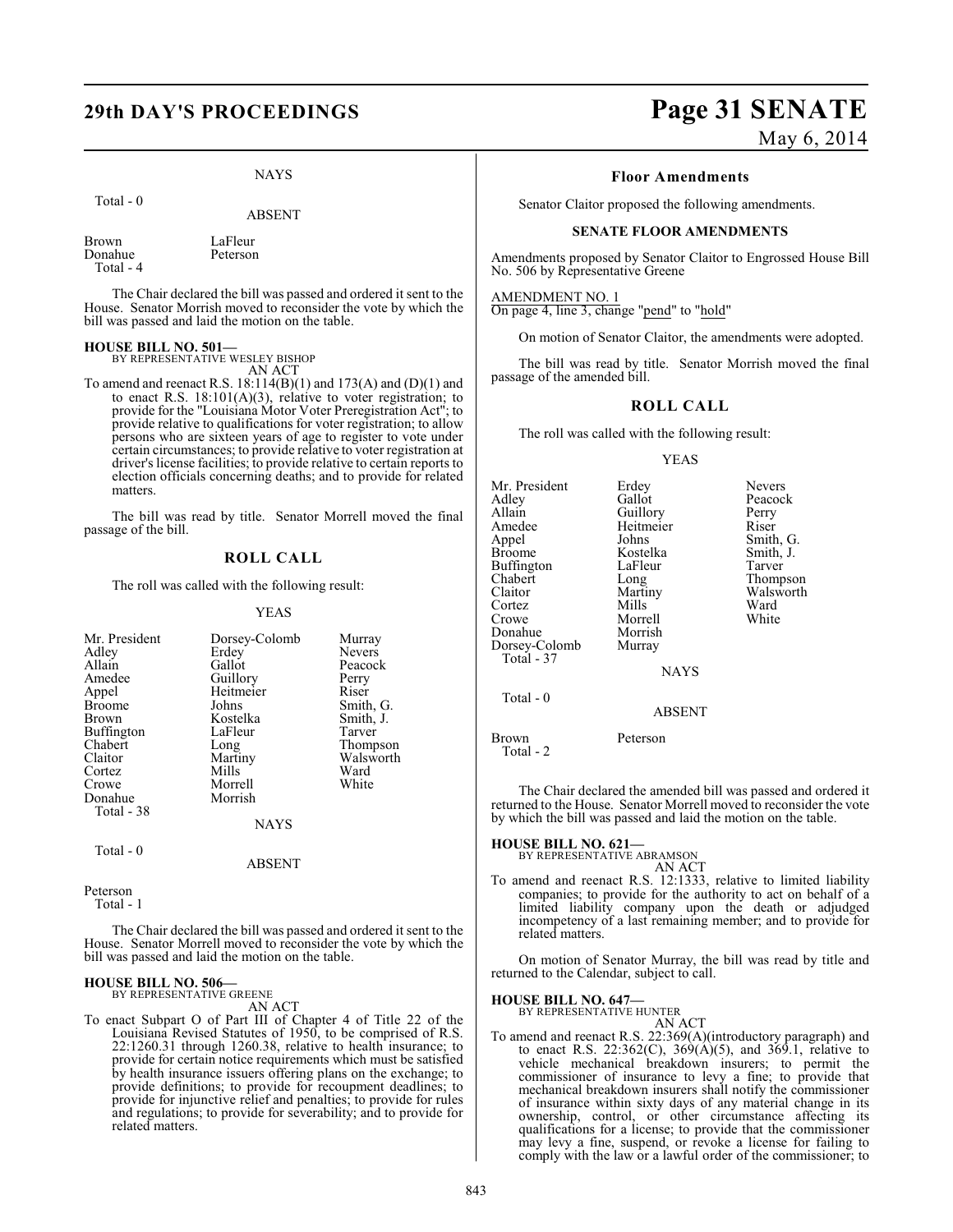NAYS

Total - 0

ABSENT

| | |
|---|---|
| Brown | LaFleur |
| Donahue | Peterson |
| Total - 4 | |

The Chair declared the bill was passed and ordered it sent to the House. Senator Morrish moved to reconsider the vote by which the bill was passed and laid the motion on the table.

**HOUSE BILL NO. 501—**
BY REPRESENTATIVE WESLEY BISHOP
AN ACT

To amend and reenact R.S. 18:114(B)(1) and 173(A) and (D)(1) and to enact R.S. 18:101(A)(3), relative to voter registration; to provide for the "Louisiana Motor Voter Preregistration Act"; to provide relative to qualifications for voter registration; to allow persons who are sixteen years of age to register to vote under certain circumstances; to provide relative to voter registration at driver's license facilities; to provide relative to certain reports to election officials concerning deaths; and to provide for related matters.

The bill was read by title. Senator Morrell moved the final passage of the bill.

## ROLL CALL

The roll was called with the following result:

YEAS

| | | |
|---|---|---|
| Mr. President | Dorsey-Colomb | Murray |
| Adley | Erdey | Nevers |
| Allain | Gallot | Peacock |
| Amedee | Guillory | Perry |
| Appel | Heitmeier | Riser |
| Broome | Johns | Smith, G. |
| Brown | Kostelka | Smith, J. |
| Buffington | LaFleur | Tarver |
| Chabert | Long | Thompson |
| Claitor | Martiny | Walsworth |
| Cortez | Mills | Ward |
| Crowe | Morrell | White |
| Donahue | Morrish | |
| Total - 38 | | |

NAYS

Total - 0

ABSENT

Peterson
Total - 1

The Chair declared the bill was passed and ordered it sent to the House. Senator Morrell moved to reconsider the vote by which the bill was passed and laid the motion on the table.

**HOUSE BILL NO. 506—**
BY REPRESENTATIVE GREENE
AN ACT

To enact Subpart O of Part III of Chapter 4 of Title 22 of the Louisiana Revised Statutes of 1950, to be comprised of R.S. 22:1260.31 through 1260.38, relative to health insurance; to provide for certain notice requirements which must be satisfied by health insurance issuers offering plans on the exchange; to provide definitions; to provide for recoupment deadlines; to provide for injunctive relief and penalties; to provide for rules and regulations; to provide for severability; and to provide for related matters.

### Floor Amendments

Senator Claitor proposed the following amendments.

**SENATE FLOOR AMENDMENTS**

Amendments proposed by Senator Claitor to Engrossed House Bill No. 506 by Representative Greene

AMENDMENT NO. 1
On page 4, line 3, change "pend" to "hold"

On motion of Senator Claitor, the amendments were adopted.

The bill was read by title. Senator Morrish moved the final passage of the amended bill.

## ROLL CALL

The roll was called with the following result:

YEAS

| | | |
|---|---|---|
| Mr. President | Erdey | Nevers |
| Adley | Gallot | Peacock |
| Allain | Guillory | Perry |
| Amedee | Heitmeier | Riser |
| Appel | Johns | Smith, G. |
| Broome | Kostelka | Smith, J. |
| Buffington | LaFleur | Tarver |
| Chabert | Long | Thompson |
| Claitor | Martiny | Walsworth |
| Cortez | Mills | Ward |
| Crowe | Morrell | White |
| Donahue | Morrish | |
| Dorsey-Colomb | Murray | |
| Total - 37 | | |

NAYS

Total - 0

ABSENT

| | |
|---|---|
| Brown | Peterson |
| Total - 2 | |

The Chair declared the amended bill was passed and ordered it returned to the House. Senator Morrell moved to reconsider the vote by which the bill was passed and laid the motion on the table.

**HOUSE BILL NO. 621—**
BY REPRESENTATIVE ABRAMSON
AN ACT

To amend and reenact R.S. 12:1333, relative to limited liability companies; to provide for the authority to act on behalf of a limited liability company upon the death or adjudged incompetency of a last remaining member; and to provide for related matters.

On motion of Senator Murray, the bill was read by title and returned to the Calendar, subject to call.

**HOUSE BILL NO. 647—**
BY REPRESENTATIVE HUNTER
AN ACT

To amend and reenact R.S. 22:369(A)(introductory paragraph) and to enact R.S. 22:362(C), 369(A)(5), and 369.1, relative to vehicle mechanical breakdown insurers; to permit the commissioner of insurance to levy a fine; to provide that mechanical breakdown insurers shall notify the commissioner of insurance within sixty days of any material change in its ownership, control, or other circumstance affecting its qualifications for a license; to provide that the commissioner may levy a fine, suspend, or revoke a license for failing to comply with the law or a lawful order of the commissioner; to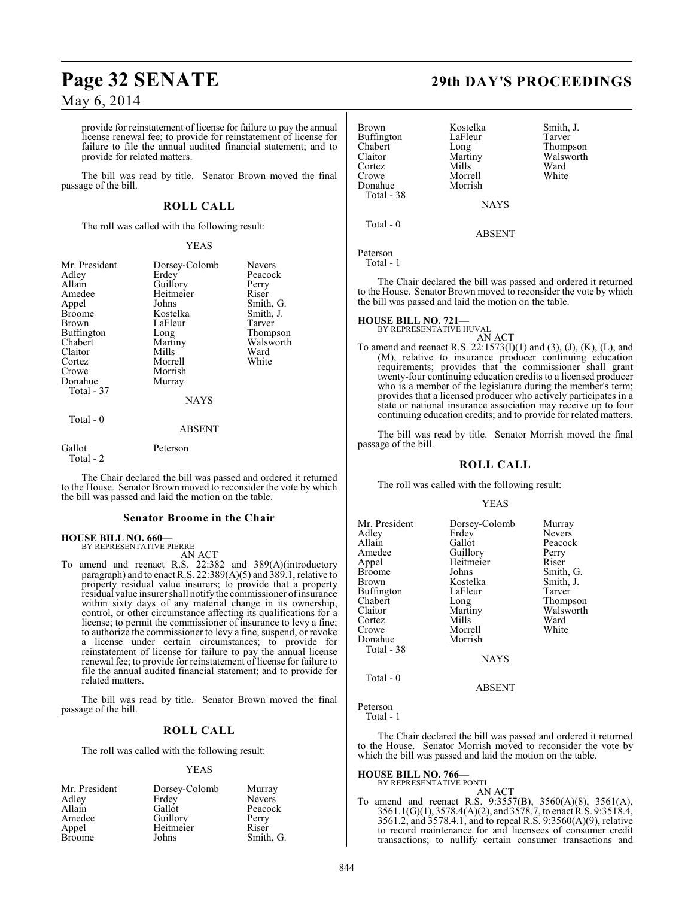provide for reinstatement of license for failure to pay the annual license renewal fee; to provide for reinstatement of license for failure to file the annual audited financial statement; and to provide for related matters.

The bill was read by title. Senator Brown moved the final passage of the bill.

## ROLL CALL

The roll was called with the following result:

YEAS

| | | |
|---|---|---|
| Mr. President | Dorsey-Colomb | Nevers |
| Adley | Erdey | Peacock |
| Allain | Guillory | Perry |
| Amedee | Heitmeier | Riser |
| Appel | Johns | Smith, G. |
| Broome | Kostelka | Smith, J. |
| Brown | LaFleur | Tarver |
| Buffington | Long | Thompson |
| Chabert | Martiny | Walsworth |
| Claitor | Mills | Ward |
| Cortez | Morrell | White |
| Crowe | Morrish | |
| Donahue | Murray | |
| Total - 37 | | |

NAYS

Total - 0

ABSENT

| | |
|---|---|
| Gallot | Peterson |
| Total - 2 | |

The Chair declared the bill was passed and ordered it returned to the House. Senator Brown moved to reconsider the vote by which the bill was passed and laid the motion on the table.

### Senator Broome in the Chair

**HOUSE BILL NO. 660—**
BY REPRESENTATIVE PIERRE

AN ACT

To amend and reenact R.S. 22:382 and 389(A)(introductory paragraph) and to enact R.S. 22:389(A)(5) and 389.1, relative to property residual value insurers; to provide that a property residual value insurer shall notify the commissioner of insurance within sixty days of any material change in its ownership, control, or other circumstance affecting its qualifications for a license; to permit the commissioner of insurance to levy a fine; to authorize the commissioner to levy a fine, suspend, or revoke a license under certain circumstances; to provide for reinstatement of license for failure to pay the annual license renewal fee; to provide for reinstatement of license for failure to file the annual audited financial statement; and to provide for related matters.

The bill was read by title. Senator Brown moved the final passage of the bill.

## ROLL CALL

The roll was called with the following result:

YEAS

| | | |
|---|---|---|
| Mr. President | Dorsey-Colomb | Murray |
| Adley | Erdey | Nevers |
| Allain | Gallot | Peacock |
| Amedee | Guillory | Perry |
| Appel | Heitmeier | Riser |
| Broome | Johns | Smith, G. |
| Brown | Kostelka | Smith, J. |
| Buffington | LaFleur | Tarver |
| Chabert | Long | Thompson |
| Claitor | Martiny | Walsworth |
| Cortez | Mills | Ward |
| Crowe | Morrell | White |
| Donahue | Morrish | |
| Total - 38 | | |

NAYS

Total - 0

ABSENT

Peterson
Total - 1

The Chair declared the bill was passed and ordered it returned to the House. Senator Brown moved to reconsider the vote by which the bill was passed and laid the motion on the table.

**HOUSE BILL NO. 721—**
BY REPRESENTATIVE HUVAL

AN ACT

To amend and reenact R.S. 22:1573(I)(1) and (3), (J), (K), (L), and (M), relative to insurance producer continuing education requirements; provides that the commissioner shall grant twenty-four continuing education credits to a licensed producer who is a member of the legislature during the member's term; provides that a licensed producer who actively participates in a state or national insurance association may receive up to four continuing education credits; and to provide for related matters.

The bill was read by title. Senator Morrish moved the final passage of the bill.

## ROLL CALL

The roll was called with the following result:

YEAS

| | | |
|---|---|---|
| Mr. President | Dorsey-Colomb | Murray |
| Adley | Erdey | Nevers |
| Allain | Gallot | Peacock |
| Amedee | Guillory | Perry |
| Appel | Heitmeier | Riser |
| Broome | Johns | Smith, G. |
| Brown | Kostelka | Smith, J. |
| Buffington | LaFleur | Tarver |
| Chabert | Long | Thompson |
| Claitor | Martiny | Walsworth |
| Cortez | Mills | Ward |
| Crowe | Morrell | White |
| Donahue | Morrish | |
| Total - 38 | | |

NAYS

Total - 0

ABSENT

Peterson
Total - 1

The Chair declared the bill was passed and ordered it returned to the House. Senator Morrish moved to reconsider the vote by which the bill was passed and laid the motion on the table.

**HOUSE BILL NO. 766—**
BY REPRESENTATIVE PONTI

AN ACT

To amend and reenact R.S. 9:3557(B), 3560(A)(8), 3561(A), 3561.1(G)(1), 3578.4(A)(2), and 3578.7, to enact R.S. 9:3518.4, 3561.2, and 3578.4.1, and to repeal R.S. 9:3560(A)(9), relative to record maintenance for and licensees of consumer credit transactions; to nullify certain consumer transactions and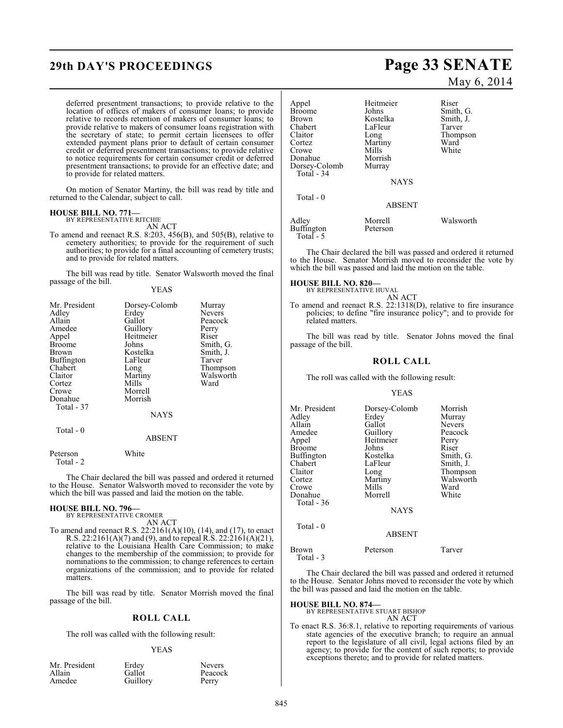deferred presentment transactions; to provide relative to the location of offices of makers of consumer loans; to provide relative to records retention of makers of consumer loans; to provide relative to makers of consumer loans registration with the secretary of state; to permit certain licensees to offer extended payment plans prior to default of certain consumer credit or deferred presentment transactions; to provide relative to notice requirements for certain consumer credit or deferred presentment transactions; to provide for an effective date; and to provide for related matters.

On motion of Senator Martiny, the bill was read by title and returned to the Calendar, subject to call.

**HOUSE BILL NO. 771—**
BY REPRESENTATIVE RITCHIE
AN ACT

To amend and reenact R.S. 8:203, 456(B), and 505(B), relative to cemetery authorities; to provide for the requirement of such authorities; to provide for a final accounting of cemetery trusts; and to provide for related matters.

The bill was read by title. Senator Walsworth moved the final passage of the bill.

YEAS

| | | |
|---|---|---|
| Mr. President | Dorsey-Colomb | Murray |
| Adley | Erdey | Nevers |
| Allain | Gallot | Peacock |
| Amedee | Guillory | Perry |
| Appel | Heitmeier | Riser |
| Broome | Johns | Smith, G. |
| Brown | Kostelka | Smith, J. |
| Buffington | LaFleur | Tarver |
| Chabert | Long | Thompson |
| Claitor | Martiny | Walsworth |
| Cortez | Mills | Ward |
| Crowe | Morrell | |
| Donahue | Morrish | |
| Total - 37 | | |

NAYS

Total - 0

ABSENT

| | |
|---|---|
| Peterson | White |
| Total - 2 | |

The Chair declared the bill was passed and ordered it returned to the House. Senator Walsworth moved to reconsider the vote by which the bill was passed and laid the motion on the table.

**HOUSE BILL NO. 796—**
BY REPRESENTATIVE CROMER
AN ACT

To amend and reenact R.S. 22:2161(A)(10), (14), and (17), to enact R.S. 22:2161(A)(7) and (9), and to repeal R.S. 22:2161(A)(21), relative to the Louisiana Health Care Commission; to make changes to the membership of the commission; to provide for nominations to the commission; to change references to certain organizations of the commission; and to provide for related matters.

The bill was read by title. Senator Morrish moved the final passage of the bill.

## ROLL CALL

The roll was called with the following result:

YEAS

| | | |
|---|---|---|
| Mr. President | Erdey | Nevers |
| Allain | Gallot | Peacock |
| Amedee | Guillory | Perry |
| Appel | Heitmeier | Riser |
| Broome | Johns | Smith, G. |
| Brown | Kostelka | Smith, J. |
| Chabert | LaFleur | Tarver |
| Claitor | Long | Thompson |
| Cortez | Martiny | Ward |
| Crowe | Mills | White |
| Donahue | Morrish | |
| Dorsey-Colomb | Murray | |
| Total - 34 | | |

NAYS

Total - 0

ABSENT

| | | |
|---|---|---|
| Adley | Morrell | Walsworth |
| Buffington | Peterson | |
| Total - 5 | | |

The Chair declared the bill was passed and ordered it returned to the House. Senator Morrish moved to reconsider the vote by which the bill was passed and laid the motion on the table.

**HOUSE BILL NO. 820—**
BY REPRESENTATIVE HUVAL
AN ACT

To amend and reenact R.S. 22:1318(D), relative to fire insurance policies; to define "fire insurance policy"; and to provide for related matters.

The bill was read by title. Senator Johns moved the final passage of the bill.

## ROLL CALL

The roll was called with the following result:

YEAS

| | | |
|---|---|---|
| Mr. President | Dorsey-Colomb | Morrish |
| Adley | Erdey | Murray |
| Allain | Gallot | Nevers |
| Amedee | Guillory | Peacock |
| Appel | Heitmeier | Perry |
| Broome | Johns | Riser |
| Buffington | Kostelka | Smith, G. |
| Chabert | LaFleur | Smith, J. |
| Claitor | Long | Thompson |
| Cortez | Martiny | Walsworth |
| Crowe | Mills | Ward |
| Donahue | Morrell | White |
| Total - 36 | | |

NAYS

Total - 0

ABSENT

| | | |
|---|---|---|
| Brown | Peterson | Tarver |
| Total - 3 | | |

The Chair declared the bill was passed and ordered it returned to the House. Senator Johns moved to reconsider the vote by which the bill was passed and laid the motion on the table.

**HOUSE BILL NO. 874—**
BY REPRESENTATIVE STUART BISHOP
AN ACT

To enact R.S. 36:8.1, relative to reporting requirements of various state agencies of the executive branch; to require an annual report to the legislature of all civil, legal actions filed by an agency; to provide for the content of such reports; to provide exceptions thereto; and to provide for related matters.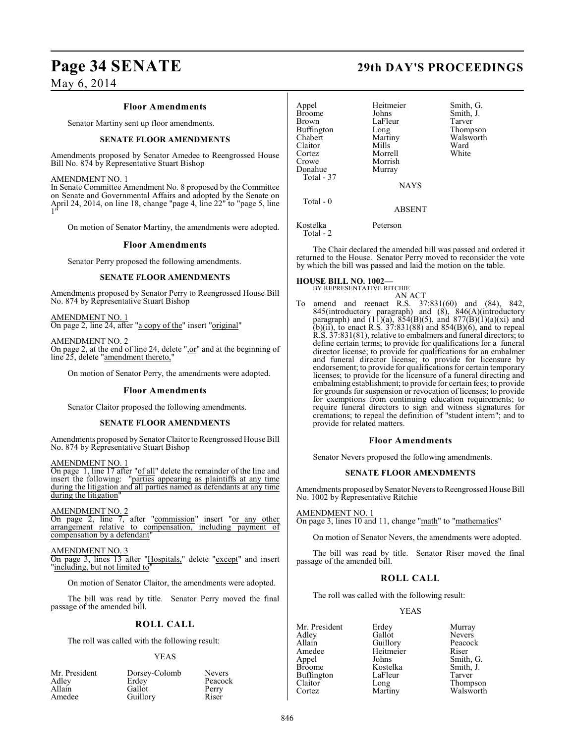### Floor Amendments

Senator Martiny sent up floor amendments.

#### SENATE FLOOR AMENDMENTS

Amendments proposed by Senator Amedee to Reengrossed House Bill No. 874 by Representative Stuart Bishop

AMENDMENT NO. 1

In Senate Committee Amendment No. 8 proposed by the Committee on Senate and Governmental Affairs and adopted by the Senate on April 24, 2014, on line 18, change "page 4, line 22" to "page 5, line 1"

On motion of Senator Martiny, the amendments were adopted.

### Floor Amendments

Senator Perry proposed the following amendments.

#### SENATE FLOOR AMENDMENTS

Amendments proposed by Senator Perry to Reengrossed House Bill No. 874 by Representative Stuart Bishop

AMENDMENT NO. 1

On page 2, line 24, after "a copy of the" insert "original"

AMENDMENT NO. 2

On page 2, at the end of line 24, delete ",or" and at the beginning of line 25, delete "amendment thereto,"

On motion of Senator Perry, the amendments were adopted.

### Floor Amendments

Senator Claitor proposed the following amendments.

#### SENATE FLOOR AMENDMENTS

Amendments proposed by Senator Claitor to Reengrossed House Bill No. 874 by Representative Stuart Bishop

AMENDMENT NO. 1

On page 1, line 17 after "of all" delete the remainder of the line and insert the following: "parties appearing as plaintiffs at any time during the litigation and all parties named as defendants at any time during the litigation"

AMENDMENT NO. 2

On page 2, line 7, after "commission" insert "or any other arrangement relative to compensation, including payment of compensation by a defendant"

AMENDMENT NO. 3

On page 3, lines 13 after "Hospitals," delete "except" and insert "including, but not limited to"

On motion of Senator Claitor, the amendments were adopted.

The bill was read by title. Senator Perry moved the final passage of the amended bill.

### ROLL CALL

The roll was called with the following result:

YEAS

| | | |
|---|---|---|
| Mr. President | Dorsey-Colomb | Nevers |
| Adley | Erdey | Peacock |
| Allain | Gallot | Perry |
| Amedee | Guillory | Riser |
| Appel | Heitmeier | Smith, G. |
| Broome | Johns | Smith, J. |
| Brown | LaFleur | Tarver |
| Buffington | Long | Thompson |
| Chabert | Martiny | Walsworth |
| Claitor | Mills | Ward |
| Cortez | Morrell | White |
| Crowe | Morrish | |
| Donahue | Murray | |

Total - 37

NAYS

Total - 0

ABSENT

| | |
|---|---|
| Kostelka | Peterson |

Total - 2

The Chair declared the amended bill was passed and ordered it returned to the House. Senator Perry moved to reconsider the vote by which the bill was passed and laid the motion on the table.

**HOUSE BILL NO. 1002—**
BY REPRESENTATIVE RITCHIE
AN ACT

To amend and reenact R.S. 37:831(60) and (84), 842, 845(introductory paragraph) and (8), 846(A)(introductory paragraph) and (11)(a), 854(B)(5), and 877(B)(1)(a)(xi) and (b)(ii), to enact R.S. 37:831(88) and 854(B)(6), and to repeal R.S. 37:831(81), relative to embalmers and funeral directors; to define certain terms; to provide for qualifications for a funeral director license; to provide for qualifications for an embalmer and funeral director license; to provide for licensure by endorsement; to provide for qualifications for certain temporary licenses; to provide for the licensure of a funeral directing and embalming establishment; to provide for certain fees; to provide for grounds for suspension or revocation of licenses; to provide for exemptions from continuing education requirements; to require funeral directors to sign and witness signatures for cremations; to repeal the definition of "student intern"; and to provide for related matters.

### Floor Amendments

Senator Nevers proposed the following amendments.

#### SENATE FLOOR AMENDMENTS

Amendments proposed by Senator Nevers to Reengrossed House Bill No. 1002 by Representative Ritchie

AMENDMENT NO. 1

On page 3, lines 10 and 11, change "math" to "mathematics"

On motion of Senator Nevers, the amendments were adopted.

The bill was read by title. Senator Riser moved the final passage of the amended bill.

### ROLL CALL

The roll was called with the following result:

YEAS

| | | |
|---|---|---|
| Mr. President | Erdey | Murray |
| Adley | Gallot | Nevers |
| Allain | Guillory | Peacock |
| Amedee | Heitmeier | Riser |
| Appel | Johns | Smith, G. |
| Broome | Kostelka | Smith, J. |
| Buffington | LaFleur | Tarver |
| Claitor | Long | Thompson |
| Cortez | Martiny | Walsworth |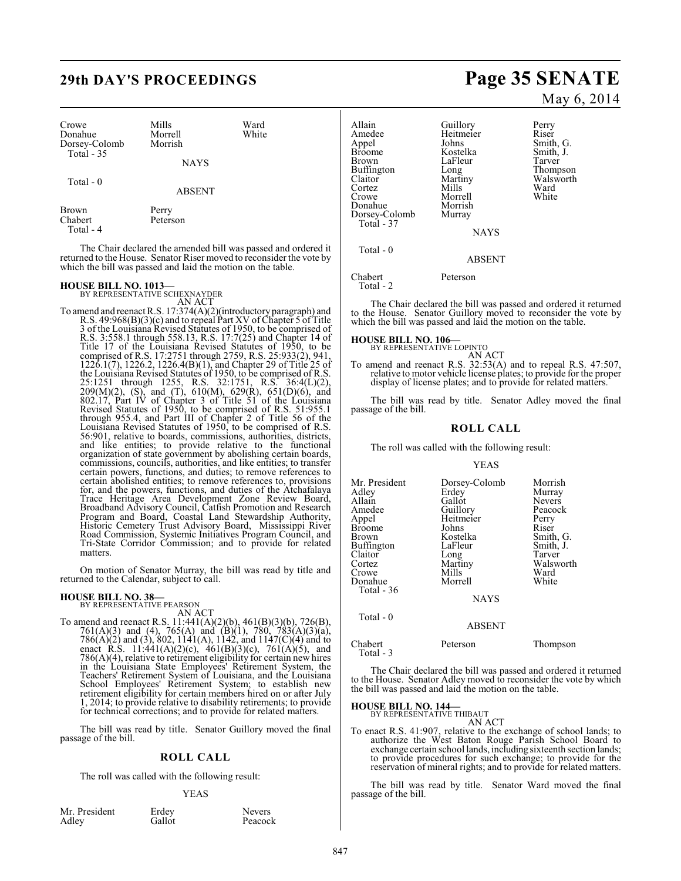| | | |
|---|---|---|
| Crowe | Mills | Ward |
| Donahue | Morrell | White |
| Dorsey-Colomb | Morrish | |
| Total - 35 | | |

NAYS

Total - 0

ABSENT

| | |
|---|---|
| Brown | Perry |
| Chabert | Peterson |
| Total - 4 | |

The Chair declared the amended bill was passed and ordered it returned to the House. Senator Riser moved to reconsider the vote by which the bill was passed and laid the motion on the table.

**HOUSE BILL NO. 1013—**
BY REPRESENTATIVE SCHEXNAYDER
AN ACT

To amend and reenact R.S. 17:374(A)(2)(introductory paragraph) and R.S. 49:968(B)(3)(c) and to repeal Part XV of Chapter 5 of Title 3 of the Louisiana Revised Statutes of 1950, to be comprised of R.S. 3:558.1 through 558.13, R.S. 17:7(25) and Chapter 14 of Title 17 of the Louisiana Revised Statutes of 1950, to be comprised of R.S. 17:2751 through 2759, R.S. 25:933(2), 941, 1226.1(7), 1226.2, 1226.4(B)(1), and Chapter 29 of Title 25 of the Louisiana Revised Statutes of 1950, to be comprised of R.S. 25:1251 through 1255, R.S. 32:1751, R.S. 36:4(L)(2), 209(M)(2), (S), and (T), 610(M), 629(R), 651(D)(6), and 802.17, Part IV of Chapter 3 of Title 51 of the Louisiana Revised Statutes of 1950, to be comprised of R.S. 51:955.1 through 955.4, and Part III of Chapter 2 of Title 56 of the Louisiana Revised Statutes of 1950, to be comprised of R.S. 56:901, relative to boards, commissions, authorities, districts, and like entities; to provide relative to the functional organization of state government by abolishing certain boards, commissions, councils, authorities, and like entities; to transfer certain powers, functions, and duties; to remove references to certain abolished entities; to remove references to, provisions for, and the powers, functions, and duties of the Atchafalaya Trace Heritage Area Development Zone Review Board, Broadband Advisory Council, Catfish Promotion and Research Program and Board, Coastal Land Stewardship Authority, Historic Cemetery Trust Advisory Board, Mississippi River Road Commission, Systemic Initiatives Program Council, and Tri-State Corridor Commission; and to provide for related matters.

On motion of Senator Murray, the bill was read by title and returned to the Calendar, subject to call.

**HOUSE BILL NO. 38—**
BY REPRESENTATIVE PEARSON
AN ACT

To amend and reenact R.S. 11:441(A)(2)(b), 461(B)(3)(b), 726(B), 761(A)(3) and (4), 765(A) and (B)(1), 780, 783(A)(3)(a), 786(A)(2) and (3), 802, 1141(A), 1142, and 1147(C)(4) and to enact R.S. 11:441(A)(2)(c), 461(B)(3)(c), 761(A)(5), and 786(A)(4), relative to retirement eligibility for certain new hires in the Louisiana State Employees' Retirement System, the Teachers' Retirement System of Louisiana, and the Louisiana School Employees' Retirement System; to establish new retirement eligibility for certain members hired on or after July 1, 2014; to provide relative to disability retirements; to provide for technical corrections; and to provide for related matters.

The bill was read by title. Senator Guillory moved the final passage of the bill.

## ROLL CALL

The roll was called with the following result:

YEAS

| | | |
|---|---|---|
| Mr. President | Erdey | Nevers |
| Adley | Gallot | Peacock |
| Allain | Guillory | Perry |
| Amedee | Heitmeier | Riser |
| Appel | Johns | Smith, G. |
| Broome | Kostelka | Smith, J. |
| Brown | LaFleur | Tarver |
| Buffington | Long | Thompson |
| Claitor | Martiny | Walsworth |
| Cortez | Mills | Ward |
| Crowe | Morrell | White |
| Donahue | Morrish | |
| Dorsey-Colomb | Murray | |
| Total - 37 | | |

NAYS

Total - 0

ABSENT

| | |
|---|---|
| Chabert | Peterson |
| Total - 2 | |

The Chair declared the bill was passed and ordered it returned to the House. Senator Guillory moved to reconsider the vote by which the bill was passed and laid the motion on the table.

**HOUSE BILL NO. 106—**
BY REPRESENTATIVE LOPINTO
AN ACT

To amend and reenact R.S. 32:53(A) and to repeal R.S. 47:507, relative to motor vehicle license plates; to provide for the proper display of license plates; and to provide for related matters.

The bill was read by title. Senator Adley moved the final passage of the bill.

## ROLL CALL

The roll was called with the following result:

YEAS

| | | |
|---|---|---|
| Mr. President | Dorsey-Colomb | Morrish |
| Adley | Erdey | Murray |
| Allain | Gallot | Nevers |
| Amedee | Guillory | Peacock |
| Appel | Heitmeier | Perry |
| Broome | Johns | Riser |
| Brown | Kostelka | Smith, G. |
| Buffington | LaFleur | Smith, J. |
| Claitor | Long | Tarver |
| Cortez | Martiny | Walsworth |
| Crowe | Mills | Ward |
| Donahue | Morrell | White |
| Total - 36 | | |

NAYS

Total - 0

ABSENT

| | | |
|---|---|---|
| Chabert | Peterson | Thompson |
| Total - 3 | | |

The Chair declared the bill was passed and ordered it returned to the House. Senator Adley moved to reconsider the vote by which the bill was passed and laid the motion on the table.

**HOUSE BILL NO. 144—**
BY REPRESENTATIVE THIBAUT
AN ACT

To enact R.S. 41:907, relative to the exchange of school lands; to authorize the West Baton Rouge Parish School Board to exchange certain school lands, including sixteenth section lands; to provide procedures for such exchange; to provide for the reservation of mineral rights; and to provide for related matters.

The bill was read by title. Senator Ward moved the final passage of the bill.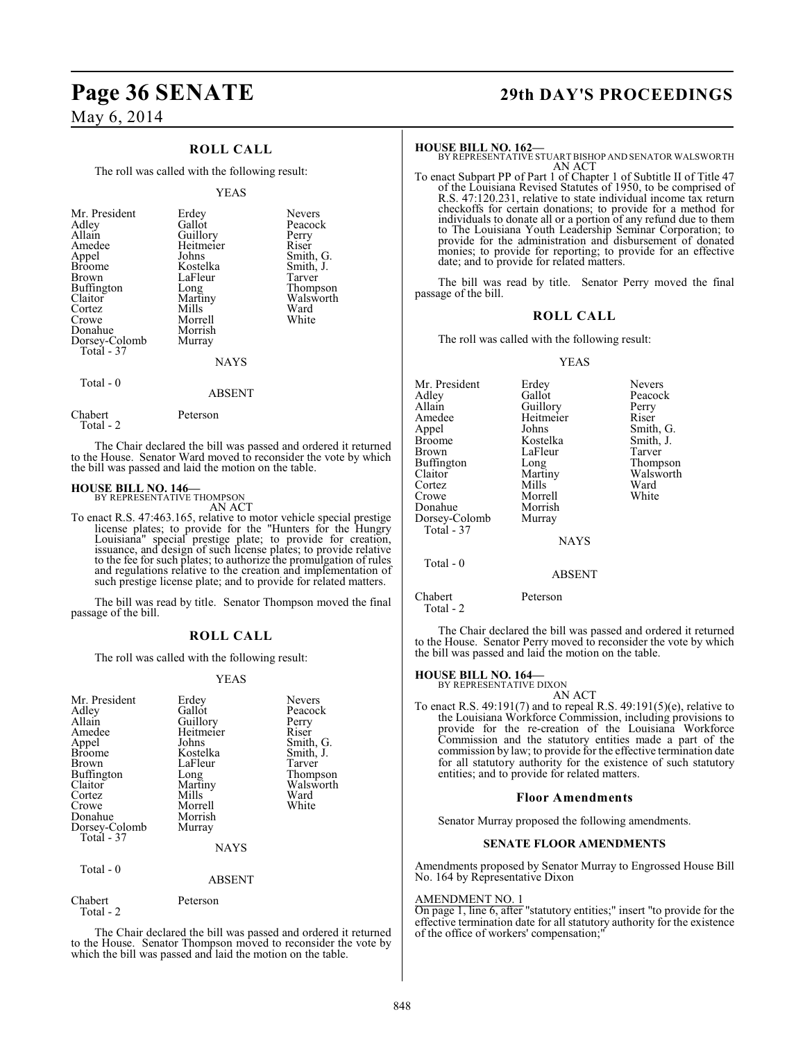## ROLL CALL

The roll was called with the following result:

YEAS

| | | |
|---|---|---|
| Mr. President | Erdey | Nevers |
| Adley | Gallot | Peacock |
| Allain | Guillory | Perry |
| Amedee | Heitmeier | Riser |
| Appel | Johns | Smith, G. |
| Broome | Kostelka | Smith, J. |
| Brown | LaFleur | Tarver |
| Buffington | Long | Thompson |
| Claitor | Martiny | Walsworth |
| Cortez | Mills | Ward |
| Crowe | Morrell | White |
| Donahue | Morrish | |
| Dorsey-Colomb | Murray | |
| Total - 37 | | |

NAYS

Total - 0

ABSENT

Chabert Peterson
Total - 2

The Chair declared the bill was passed and ordered it returned to the House. Senator Ward moved to reconsider the vote by which the bill was passed and laid the motion on the table.

**HOUSE BILL NO. 146—**
BY REPRESENTATIVE THOMPSON
AN ACT

To enact R.S. 47:463.165, relative to motor vehicle special prestige license plates; to provide for the "Hunters for the Hungry Louisiana" special prestige plate; to provide for creation, issuance, and design of such license plates; to provide relative to the fee for such plates; to authorize the promulgation of rules and regulations relative to the creation and implementation of such prestige license plate; and to provide for related matters.

The bill was read by title. Senator Thompson moved the final passage of the bill.

## ROLL CALL

The roll was called with the following result:

YEAS

| | | |
|---|---|---|
| Mr. President | Erdey | Nevers |
| Adley | Gallot | Peacock |
| Allain | Guillory | Perry |
| Amedee | Heitmeier | Riser |
| Appel | Johns | Smith, G. |
| Broome | Kostelka | Smith, J. |
| Brown | LaFleur | Tarver |
| Buffington | Long | Thompson |
| Claitor | Martiny | Walsworth |
| Cortez | Mills | Ward |
| Crowe | Morrell | White |
| Donahue | Morrish | |
| Dorsey-Colomb | Murray | |
| Total - 37 | | |

NAYS

Total - 0

ABSENT

Chabert Peterson
Total - 2

The Chair declared the bill was passed and ordered it returned to the House. Senator Thompson moved to reconsider the vote by which the bill was passed and laid the motion on the table.

**HOUSE BILL NO. 162—**
BY REPRESENTATIVE STUART BISHOP AND SENATOR WALSWORTH
AN ACT

To enact Subpart PP of Part 1 of Chapter 1 of Subtitle II of Title 47 of the Louisiana Revised Statutes of 1950, to be comprised of R.S. 47:120.231, relative to state individual income tax return checkoffs for certain donations; to provide for a method for individuals to donate all or a portion of any refund due to them to The Louisiana Youth Leadership Seminar Corporation; to provide for the administration and disbursement of donated monies; to provide for reporting; to provide for an effective date; and to provide for related matters.

The bill was read by title. Senator Perry moved the final passage of the bill.

## ROLL CALL

The roll was called with the following result:

YEAS

| | | |
|---|---|---|
| Mr. President | Erdey | Nevers |
| Adley | Gallot | Peacock |
| Allain | Guillory | Perry |
| Amedee | Heitmeier | Riser |
| Appel | Johns | Smith, G. |
| Broome | Kostelka | Smith, J. |
| Brown | LaFleur | Tarver |
| Buffington | Long | Thompson |
| Claitor | Martiny | Walsworth |
| Cortez | Mills | Ward |
| Crowe | Morrell | White |
| Donahue | Morrish | |
| Dorsey-Colomb | Murray | |
| Total - 37 | | |

NAYS

Total - 0

ABSENT

Chabert Peterson
Total - 2

The Chair declared the bill was passed and ordered it returned to the House. Senator Perry moved to reconsider the vote by which the bill was passed and laid the motion on the table.

**HOUSE BILL NO. 164—**
BY REPRESENTATIVE DIXON
AN ACT

To enact R.S. 49:191(7) and to repeal R.S. 49:191(5)(e), relative to the Louisiana Workforce Commission, including provisions to provide for the re-creation of the Louisiana Workforce Commission and the statutory entities made a part of the commission by law; to provide for the effective termination date for all statutory authority for the existence of such statutory entities; and to provide for related matters.

### Floor Amendments

Senator Murray proposed the following amendments.

### SENATE FLOOR AMENDMENTS

Amendments proposed by Senator Murray to Engrossed House Bill No. 164 by Representative Dixon

AMENDMENT NO. 1
On page 1, line 6, after "statutory entities;" insert "to provide for the effective termination date for all statutory authority for the existence of the office of workers' compensation;"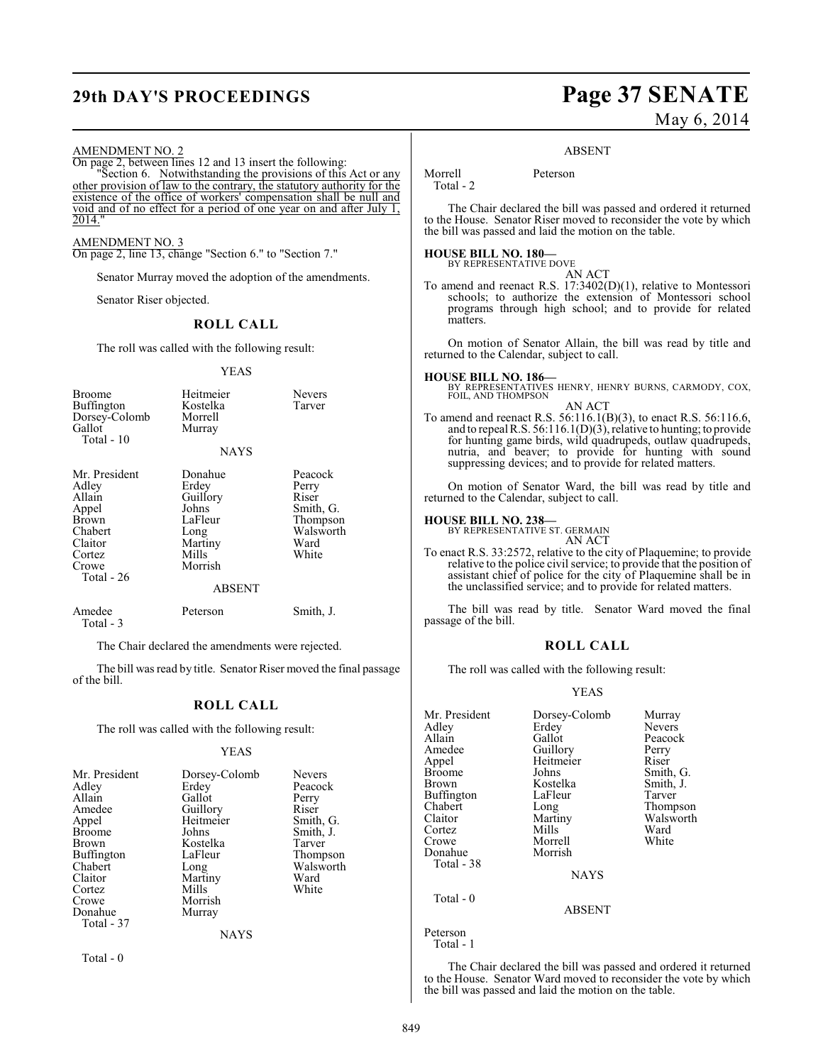AMENDMENT NO. 2

On page 2, between lines 12 and 13 insert the following:

"Section 6. Notwithstanding the provisions of this Act or any other provision of law to the contrary, the statutory authority for the existence of the office of workers' compensation shall be null and void and of no effect for a period of one year on and after July 1, 2014."

AMENDMENT NO. 3

On page 2, line 13, change "Section 6." to "Section 7."

Senator Murray moved the adoption of the amendments.

Senator Riser objected.

## ROLL CALL

The roll was called with the following result:

YEAS

| | | |
|---|---|---|
| Broome | Heitmeier | Nevers |
| Buffington | Kostelka | Tarver |
| Dorsey-Colomb | Morrell | |
| Gallot | Murray | |
| Total - 10 | | |

NAYS

| | | |
|---|---|---|
| Mr. President | Donahue | Peacock |
| Adley | Erdey | Perry |
| Allain | Guillory | Riser |
| Appel | Johns | Smith, G. |
| Brown | LaFleur | Thompson |
| Chabert | Long | Walsworth |
| Claitor | Martiny | Ward |
| Cortez | Mills | White |
| Crowe | Morrish | |
| Total - 26 | | |

ABSENT

| | | |
|---|---|---|
| Amedee | Peterson | Smith, J. |
| Total - 3 | | |

The Chair declared the amendments were rejected.

The bill was read by title. Senator Riser moved the final passage of the bill.

## ROLL CALL

The roll was called with the following result:

YEAS

| | | |
|---|---|---|
| Mr. President | Dorsey-Colomb | Nevers |
| Adley | Erdey | Peacock |
| Allain | Gallot | Perry |
| Amedee | Guillory | Riser |
| Appel | Heitmeier | Smith, G. |
| Broome | Johns | Smith, J. |
| Brown | Kostelka | Tarver |
| Buffington | LaFleur | Thompson |
| Chabert | Long | Walsworth |
| Claitor | Martiny | Ward |
| Cortez | Mills | White |
| Crowe | Morrish | |
| Donahue | Murray | |
| Total - 37 | | |

NAYS

Total - 0

ABSENT

| | |
|---|---|
| Morrell | Peterson |
| Total - 2 | |

The Chair declared the bill was passed and ordered it returned to the House. Senator Riser moved to reconsider the vote by which the bill was passed and laid the motion on the table.

**HOUSE BILL NO. 180—**
BY REPRESENTATIVE DOVE
AN ACT

To amend and reenact R.S. 17:3402(D)(1), relative to Montessori schools; to authorize the extension of Montessori school programs through high school; and to provide for related matters.

On motion of Senator Allain, the bill was read by title and returned to the Calendar, subject to call.

**HOUSE BILL NO. 186—**
BY REPRESENTATIVES HENRY, HENRY BURNS, CARMODY, COX, FOIL, AND THOMPSON
AN ACT

To amend and reenact R.S. 56:116.1(B)(3), to enact R.S. 56:116.6, and to repeal R.S. 56:116.1(D)(3), relative to hunting; to provide for hunting game birds, wild quadrupeds, outlaw quadrupeds, nutria, and beaver; to provide for hunting with sound suppressing devices; and to provide for related matters.

On motion of Senator Ward, the bill was read by title and returned to the Calendar, subject to call.

**HOUSE BILL NO. 238—**
BY REPRESENTATIVE ST. GERMAIN
AN ACT

To enact R.S. 33:2572, relative to the city of Plaquemine; to provide relative to the police civil service; to provide that the position of assistant chief of police for the city of Plaquemine shall be in the unclassified service; and to provide for related matters.

The bill was read by title. Senator Ward moved the final passage of the bill.

## ROLL CALL

The roll was called with the following result:

YEAS

| | | |
|---|---|---|
| Mr. President | Dorsey-Colomb | Murray |
| Adley | Erdey | Nevers |
| Allain | Gallot | Peacock |
| Amedee | Guillory | Perry |
| Appel | Heitmeier | Riser |
| Broome | Johns | Smith, G. |
| Brown | Kostelka | Smith, J. |
| Buffington | LaFleur | Tarver |
| Chabert | Long | Thompson |
| Claitor | Martiny | Walsworth |
| Cortez | Mills | Ward |
| Crowe | Morrell | White |
| Donahue | Morrish | |
| Total - 38 | | |

NAYS

Total - 0

ABSENT

Peterson
Total - 1

The Chair declared the bill was passed and ordered it returned to the House. Senator Ward moved to reconsider the vote by which the bill was passed and laid the motion on the table.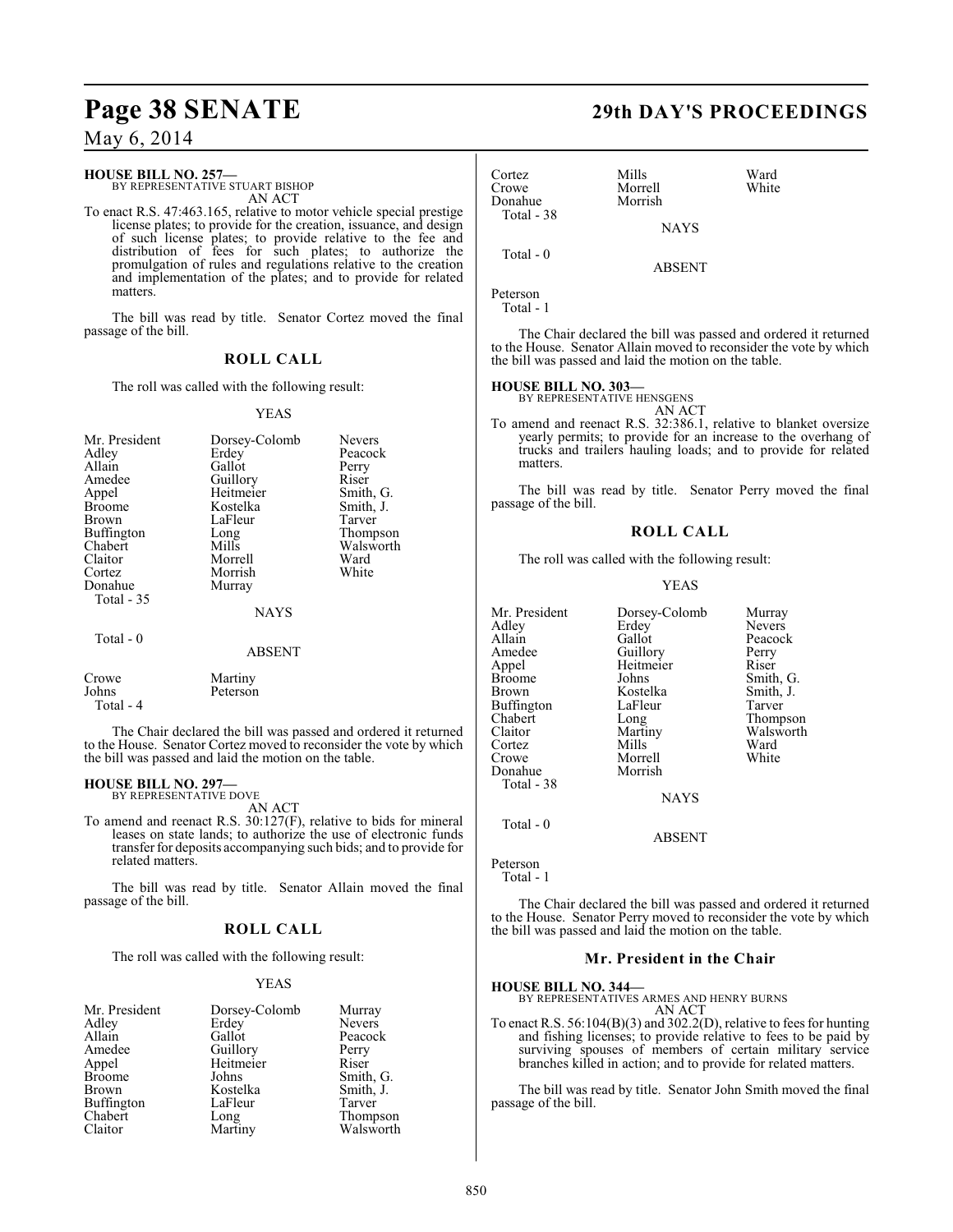**HOUSE BILL NO. 257—**
BY REPRESENTATIVE STUART BISHOP
AN ACT

To enact R.S. 47:463.165, relative to motor vehicle special prestige license plates; to provide for the creation, issuance, and design of such license plates; to provide relative to the fee and distribution of fees for such plates; to authorize the promulgation of rules and regulations relative to the creation and implementation of the plates; and to provide for related matters.

The bill was read by title. Senator Cortez moved the final passage of the bill.

## ROLL CALL

The roll was called with the following result:

YEAS

| | | |
|---|---|---|
| Mr. President | Dorsey-Colomb | Nevers |
| Adley | Erdey | Peacock |
| Allain | Gallot | Perry |
| Amedee | Guillory | Riser |
| Appel | Heitmeier | Smith, G. |
| Broome | Kostelka | Smith, J. |
| Brown | LaFleur | Tarver |
| Buffington | Long | Thompson |
| Chabert | Mills | Walsworth |
| Claitor | Morrell | Ward |
| Cortez | Morrish | White |
| Donahue | Murray | |

Total - 35

NAYS

Total - 0

ABSENT

| | |
|---|---|
| Crowe | Martiny |
| Johns | Peterson |

Total - 4

The Chair declared the bill was passed and ordered it returned to the House. Senator Cortez moved to reconsider the vote by which the bill was passed and laid the motion on the table.

**HOUSE BILL NO. 297—**
BY REPRESENTATIVE DOVE
AN ACT

To amend and reenact R.S. 30:127(F), relative to bids for mineral leases on state lands; to authorize the use of electronic funds transfer for deposits accompanying such bids; and to provide for related matters.

The bill was read by title. Senator Allain moved the final passage of the bill.

## ROLL CALL

The roll was called with the following result:

YEAS

| | | |
|---|---|---|
| Mr. President | Dorsey-Colomb | Murray |
| Adley | Erdey | Nevers |
| Allain | Gallot | Peacock |
| Amedee | Guillory | Perry |
| Appel | Heitmeier | Riser |
| Broome | Johns | Smith, G. |
| Brown | Kostelka | Smith, J. |
| Buffington | LaFleur | Tarver |
| Chabert | Long | Thompson |
| Claitor | Martiny | Walsworth |
| Cortez | Mills | Ward |
| Crowe | Morrell | White |
| Donahue | Morrish | |

Total - 38

NAYS

Total - 0

ABSENT

Peterson

Total - 1

The Chair declared the bill was passed and ordered it returned to the House. Senator Allain moved to reconsider the vote by which the bill was passed and laid the motion on the table.

**HOUSE BILL NO. 303—**
BY REPRESENTATIVE HENSGENS
AN ACT

To amend and reenact R.S. 32:386.1, relative to blanket oversize yearly permits; to provide for an increase to the overhang of trucks and trailers hauling loads; and to provide for related matters.

The bill was read by title. Senator Perry moved the final passage of the bill.

## ROLL CALL

The roll was called with the following result:

YEAS

| | | |
|---|---|---|
| Mr. President | Dorsey-Colomb | Murray |
| Adley | Erdey | Nevers |
| Allain | Gallot | Peacock |
| Amedee | Guillory | Perry |
| Appel | Heitmeier | Riser |
| Broome | Johns | Smith, G. |
| Brown | Kostelka | Smith, J. |
| Buffington | LaFleur | Tarver |
| Chabert | Long | Thompson |
| Claitor | Martiny | Walsworth |
| Cortez | Mills | Ward |
| Crowe | Morrell | White |
| Donahue | Morrish | |

Total - 38

NAYS

Total - 0

ABSENT

Peterson

Total - 1

The Chair declared the bill was passed and ordered it returned to the House. Senator Perry moved to reconsider the vote by which the bill was passed and laid the motion on the table.

## Mr. President in the Chair

**HOUSE BILL NO. 344—**
BY REPRESENTATIVES ARMES AND HENRY BURNS
AN ACT

To enact R.S. 56:104(B)(3) and 302.2(D), relative to fees for hunting and fishing licenses; to provide relative to fees to be paid by surviving spouses of members of certain military service branches killed in action; and to provide for related matters.

The bill was read by title. Senator John Smith moved the final passage of the bill.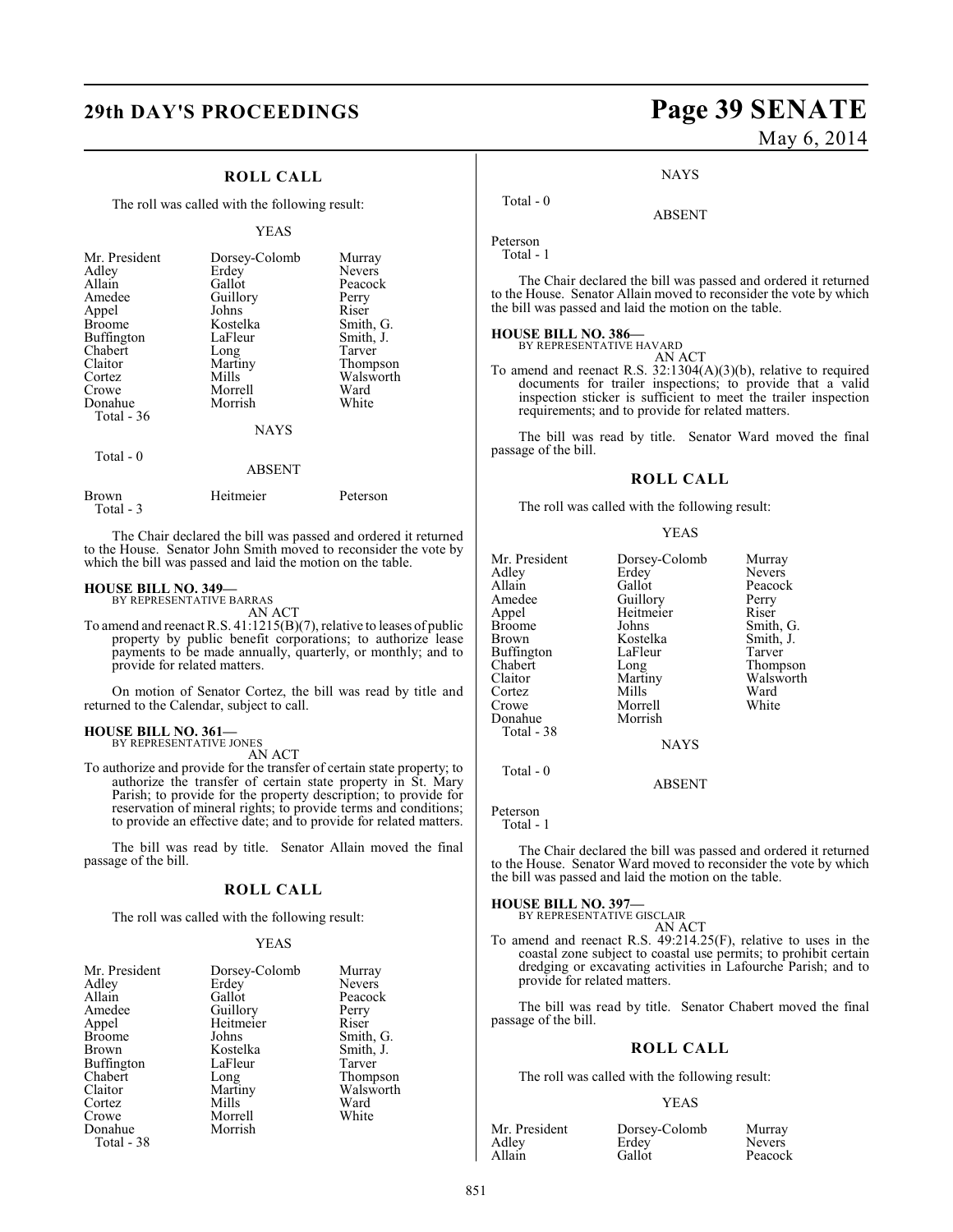## ROLL CALL

The roll was called with the following result:

YEAS

| | | |
|---|---|---|
| Mr. President | Dorsey-Colomb | Murray |
| Adley | Erdey | Nevers |
| Allain | Gallot | Peacock |
| Amedee | Guillory | Perry |
| Appel | Johns | Riser |
| Broome | Kostelka | Smith, G. |
| Buffington | LaFleur | Smith, J. |
| Chabert | Long | Tarver |
| Claitor | Martiny | Thompson |
| Cortez | Mills | Walsworth |
| Crowe | Morrell | Ward |
| Donahue | Morrish | White |

Total - 36

NAYS

Total - 0

ABSENT

| | | |
|---|---|---|
| Brown | Heitmeier | Peterson |

Total - 3

The Chair declared the bill was passed and ordered it returned to the House. Senator John Smith moved to reconsider the vote by which the bill was passed and laid the motion on the table.

**HOUSE BILL NO. 349—**
BY REPRESENTATIVE BARRAS

AN ACT

To amend and reenact R.S. 41:1215(B)(7), relative to leases of public property by public benefit corporations; to authorize lease payments to be made annually, quarterly, or monthly; and to provide for related matters.

On motion of Senator Cortez, the bill was read by title and returned to the Calendar, subject to call.

**HOUSE BILL NO. 361—**
BY REPRESENTATIVE JONES

AN ACT

To authorize and provide for the transfer of certain state property; to authorize the transfer of certain state property in St. Mary Parish; to provide for the property description; to provide for reservation of mineral rights; to provide terms and conditions; to provide an effective date; and to provide for related matters.

The bill was read by title. Senator Allain moved the final passage of the bill.

## ROLL CALL

The roll was called with the following result:

YEAS

| | | |
|---|---|---|
| Mr. President | Dorsey-Colomb | Murray |
| Adley | Erdey | Nevers |
| Allain | Gallot | Peacock |
| Amedee | Guillory | Perry |
| Appel | Heitmeier | Riser |
| Broome | Johns | Smith, G. |
| Brown | Kostelka | Smith, J. |
| Buffington | LaFleur | Tarver |
| Chabert | Long | Thompson |
| Claitor | Martiny | Walsworth |
| Cortez | Mills | Ward |
| Crowe | Morrell | White |
| Donahue | Morrish | |

Total - 38

NAYS

Total - 0

ABSENT

Peterson

Total - 1

The Chair declared the bill was passed and ordered it returned to the House. Senator Allain moved to reconsider the vote by which the bill was passed and laid the motion on the table.

**HOUSE BILL NO. 386—**
BY REPRESENTATIVE HAVARD

AN ACT

To amend and reenact R.S. 32:1304(A)(3)(b), relative to required documents for trailer inspections; to provide that a valid inspection sticker is sufficient to meet the trailer inspection requirements; and to provide for related matters.

The bill was read by title. Senator Ward moved the final passage of the bill.

## ROLL CALL

The roll was called with the following result:

YEAS

| | | |
|---|---|---|
| Mr. President | Dorsey-Colomb | Murray |
| Adley | Erdey | Nevers |
| Allain | Gallot | Peacock |
| Amedee | Guillory | Perry |
| Appel | Heitmeier | Riser |
| Broome | Johns | Smith, G. |
| Brown | Kostelka | Smith, J. |
| Buffington | LaFleur | Tarver |
| Chabert | Long | Thompson |
| Claitor | Martiny | Walsworth |
| Cortez | Mills | Ward |
| Crowe | Morrell | White |
| Donahue | Morrish | |

Total - 38

NAYS

Total - 0

ABSENT

Peterson

Total - 1

The Chair declared the bill was passed and ordered it returned to the House. Senator Ward moved to reconsider the vote by which the bill was passed and laid the motion on the table.

**HOUSE BILL NO. 397—**
BY REPRESENTATIVE GISCLAIR

AN ACT

To amend and reenact R.S. 49:214.25(F), relative to uses in the coastal zone subject to coastal use permits; to prohibit certain dredging or excavating activities in Lafourche Parish; and to provide for related matters.

The bill was read by title. Senator Chabert moved the final passage of the bill.

## ROLL CALL

The roll was called with the following result:

YEAS

| | | |
|---|---|---|
| Mr. President | Dorsey-Colomb | Murray |
| Adley | Erdey | Nevers |
| Allain | Gallot | Peacock |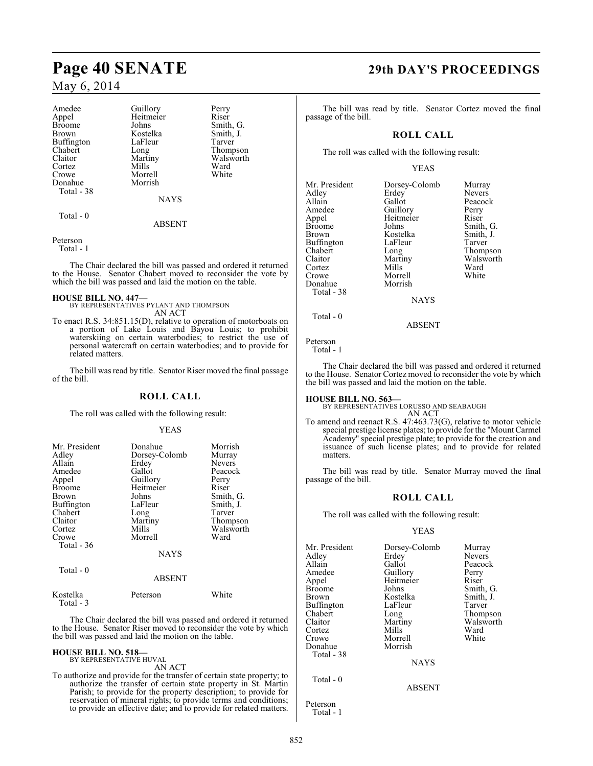| | | |
|---|---|---|
| Amedee | Guillory | Perry |
| Appel | Heitmeier | Riser |
| Broome | Johns | Smith, G. |
| Brown | Kostelka | Smith, J. |
| Buffington | LaFleur | Tarver |
| Chabert | Long | Thompson |
| Claitor | Martiny | Walsworth |
| Cortez | Mills | Ward |
| Crowe | Morrell | White |
| Donahue | Morrish | |
| Total - 38 | | |

NAYS

Total - 0

ABSENT

Peterson
Total - 1

The Chair declared the bill was passed and ordered it returned to the House. Senator Chabert moved to reconsider the vote by which the bill was passed and laid the motion on the table.

**HOUSE BILL NO. 447—**
BY REPRESENTATIVES PYLANT AND THOMPSON
AN ACT

To enact R.S. 34:851.15(D), relative to operation of motorboats on a portion of Lake Louis and Bayou Louis; to prohibit waterskiing on certain waterbodies; to restrict the use of personal watercraft on certain waterbodies; and to provide for related matters.

The bill was read by title. Senator Riser moved the final passage of the bill.

## ROLL CALL

The roll was called with the following result:

YEAS

| | | |
|---|---|---|
| Mr. President | Donahue | Morrish |
| Adley | Dorsey-Colomb | Murray |
| Allain | Erdey | Nevers |
| Amedee | Gallot | Peacock |
| Appel | Guillory | Perry |
| Broome | Heitmeier | Riser |
| Brown | Johns | Smith, G. |
| Buffington | LaFleur | Smith, J. |
| Chabert | Long | Tarver |
| Claitor | Martiny | Thompson |
| Cortez | Mills | Walsworth |
| Crowe | Morrell | Ward |
| Total - 36 | | |

NAYS

Total - 0

ABSENT

| | | |
|---|---|---|
| Kostelka | Peterson | White |
| Total - 3 | | |

The Chair declared the bill was passed and ordered it returned to the House. Senator Riser moved to reconsider the vote by which the bill was passed and laid the motion on the table.

**HOUSE BILL NO. 518—**
BY REPRESENTATIVE HUVAL
AN ACT

To authorize and provide for the transfer of certain state property; to authorize the transfer of certain state property in St. Martin Parish; to provide for the property description; to provide for reservation of mineral rights; to provide terms and conditions; to provide an effective date; and to provide for related matters.

The bill was read by title. Senator Cortez moved the final passage of the bill.

## ROLL CALL

The roll was called with the following result:

YEAS

| | | |
|---|---|---|
| Mr. President | Dorsey-Colomb | Murray |
| Adley | Erdey | Nevers |
| Allain | Gallot | Peacock |
| Amedee | Guillory | Perry |
| Appel | Heitmeier | Riser |
| Broome | Johns | Smith, G. |
| Brown | Kostelka | Smith, J. |
| Buffington | LaFleur | Tarver |
| Chabert | Long | Thompson |
| Claitor | Martiny | Walsworth |
| Cortez | Mills | Ward |
| Crowe | Morrell | White |
| Donahue | Morrish | |
| Total - 38 | | |

NAYS

Total - 0

ABSENT

Peterson
Total - 1

The Chair declared the bill was passed and ordered it returned to the House. Senator Cortez moved to reconsider the vote by which the bill was passed and laid the motion on the table.

**HOUSE BILL NO. 563—**
BY REPRESENTATIVES LORUSSO AND SEABAUGH
AN ACT

To amend and reenact R.S. 47:463.73(G), relative to motor vehicle special prestige license plates; to provide for the "Mount Carmel Academy" special prestige plate; to provide for the creation and issuance of such license plates; and to provide for related matters.

The bill was read by title. Senator Murray moved the final passage of the bill.

## ROLL CALL

The roll was called with the following result:

YEAS

| | | |
|---|---|---|
| Mr. President | Dorsey-Colomb | Murray |
| Adley | Erdey | Nevers |
| Allain | Gallot | Peacock |
| Amedee | Guillory | Perry |
| Appel | Heitmeier | Riser |
| Broome | Johns | Smith, G. |
| Brown | Kostelka | Smith, J. |
| Buffington | LaFleur | Tarver |
| Chabert | Long | Thompson |
| Claitor | Martiny | Walsworth |
| Cortez | Mills | Ward |
| Crowe | Morrell | White |
| Donahue | Morrish | |
| Total - 38 | | |

NAYS

Total - 0

ABSENT

Peterson
Total - 1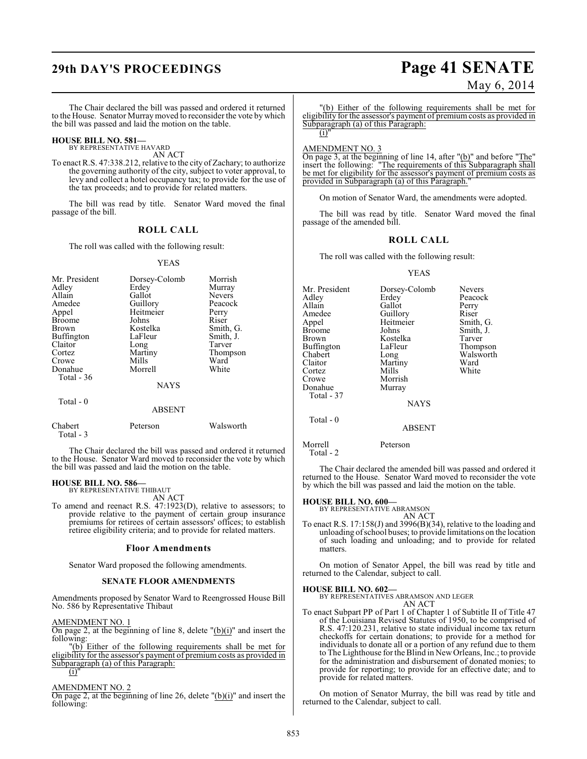The Chair declared the bill was passed and ordered it returned to the House. Senator Murray moved to reconsider the vote by which the bill was passed and laid the motion on the table.

**HOUSE BILL NO. 581—**
BY REPRESENTATIVE HAVARD
AN ACT

To enact R.S. 47:338.212, relative to the city of Zachary; to authorize the governing authority of the city, subject to voter approval, to levy and collect a hotel occupancy tax; to provide for the use of the tax proceeds; and to provide for related matters.

The bill was read by title. Senator Ward moved the final passage of the bill.

## ROLL CALL

The roll was called with the following result:

YEAS

| | | |
|---|---|---|
| Mr. President | Dorsey-Colomb | Morrish |
| Adley | Erdey | Murray |
| Allain | Gallot | Nevers |
| Amedee | Guillory | Peacock |
| Appel | Heitmeier | Perry |
| Broome | Johns | Riser |
| Brown | Kostelka | Smith, G. |
| Buffington | LaFleur | Smith, J. |
| Claitor | Long | Tarver |
| Cortez | Martiny | Thompson |
| Crowe | Mills | Ward |
| Donahue | Morrell | White |

Total - 36

NAYS

Total - 0

ABSENT

| | | |
|---|---|---|
| Chabert | Peterson | Walsworth |

Total - 3

The Chair declared the bill was passed and ordered it returned to the House. Senator Ward moved to reconsider the vote by which the bill was passed and laid the motion on the table.

**HOUSE BILL NO. 586—**
BY REPRESENTATIVE THIBAUT
AN ACT

To amend and reenact R.S. 47:1923(D), relative to assessors; to provide relative to the payment of certain group insurance premiums for retirees of certain assessors' offices; to establish retiree eligibility criteria; and to provide for related matters.

### Floor Amendments

Senator Ward proposed the following amendments.

### SENATE FLOOR AMENDMENTS

Amendments proposed by Senator Ward to Reengrossed House Bill No. 586 by Representative Thibaut

AMENDMENT NO. 1
On page 2, at the beginning of line 8, delete "(b)(i)" and insert the following:

"(b) Either of the following requirements shall be met for eligibility for the assessor's payment of premium costs as provided in Subparagraph (a) of this Paragraph:
(i)"

AMENDMENT NO. 2
On page 2, at the beginning of line 26, delete "(b)(i)" and insert the following:

"(b) Either of the following requirements shall be met for eligibility for the assessor's payment of premium costs as provided in Subparagraph (a) of this Paragraph:
(i)"

AMENDMENT NO. 3
On page 3, at the beginning of line 14, after "(b)" and before "The" insert the following: "The requirements of this Subparagraph shall be met for eligibility for the assessor's payment of premium costs as provided in Subparagraph (a) of this Paragraph."

On motion of Senator Ward, the amendments were adopted.

The bill was read by title. Senator Ward moved the final passage of the amended bill.

## ROLL CALL

The roll was called with the following result:

YEAS

| | | |
|---|---|---|
| Mr. President | Dorsey-Colomb | Nevers |
| Adley | Erdey | Peacock |
| Allain | Gallot | Perry |
| Amedee | Guillory | Riser |
| Appel | Heitmeier | Smith, G. |
| Broome | Johns | Smith, J. |
| Brown | Kostelka | Tarver |
| Buffington | LaFleur | Thompson |
| Chabert | Long | Walsworth |
| Claitor | Martiny | Ward |
| Cortez | Mills | White |
| Crowe | Morrish | |
| Donahue | Murray | |

Total - 37

NAYS

Total - 0

ABSENT

| | |
|---|---|
| Morrell | Peterson |

Total - 2

The Chair declared the amended bill was passed and ordered it returned to the House. Senator Ward moved to reconsider the vote by which the bill was passed and laid the motion on the table.

**HOUSE BILL NO. 600—**
BY REPRESENTATIVE ABRAMSON
AN ACT

To enact R.S. 17:158(J) and 3996(B)(34), relative to the loading and unloading of school buses; to provide limitations on the location of such loading and unloading; and to provide for related matters.

On motion of Senator Appel, the bill was read by title and returned to the Calendar, subject to call.

**HOUSE BILL NO. 602—**
BY REPRESENTATIVES ABRAMSON AND LEGER
AN ACT

To enact Subpart PP of Part 1 of Chapter 1 of Subtitle II of Title 47 of the Louisiana Revised Statutes of 1950, to be comprised of R.S. 47:120.231, relative to state individual income tax return checkoffs for certain donations; to provide for a method for individuals to donate all or a portion of any refund due to them to The Lighthouse for the Blind in New Orleans, Inc.; to provide for the administration and disbursement of donated monies; to provide for reporting; to provide for an effective date; and to provide for related matters.

On motion of Senator Murray, the bill was read by title and returned to the Calendar, subject to call.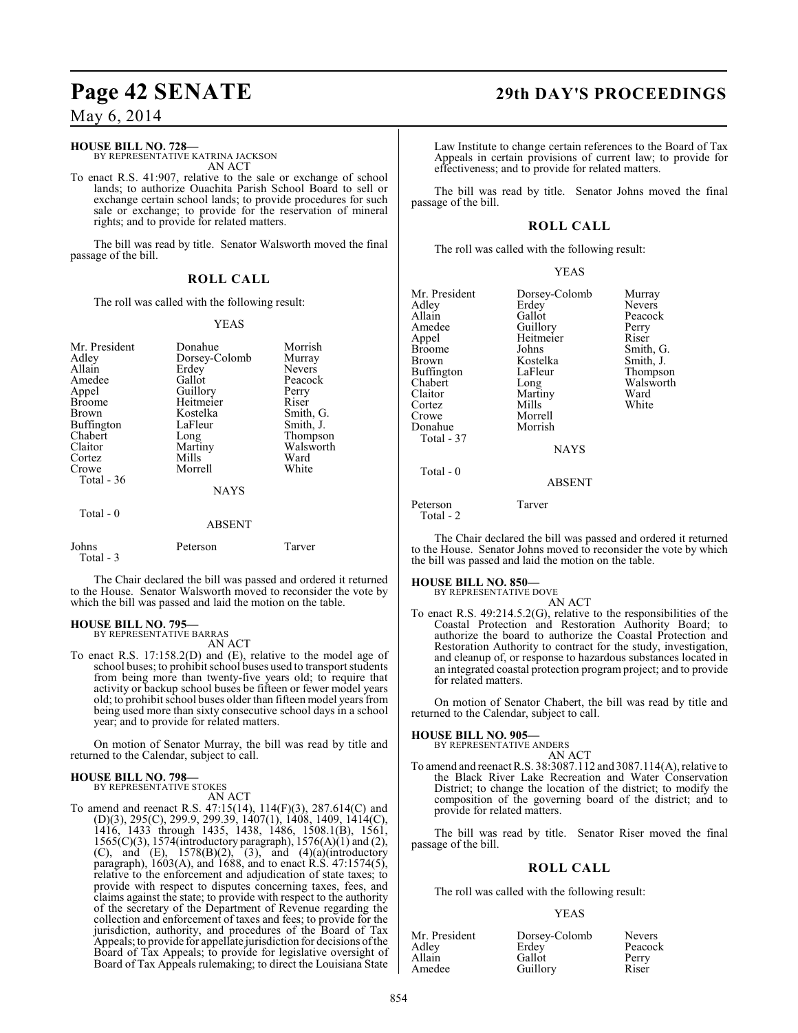**HOUSE BILL NO. 728—**
BY REPRESENTATIVE KATRINA JACKSON
AN ACT

To enact R.S. 41:907, relative to the sale or exchange of school lands; to authorize Ouachita Parish School Board to sell or exchange certain school lands; to provide procedures for such sale or exchange; to provide for the reservation of mineral rights; and to provide for related matters.

The bill was read by title. Senator Walsworth moved the final passage of the bill.

## ROLL CALL

The roll was called with the following result:

YEAS

| | | |
|---|---|---|
| Mr. President | Donahue | Morrish |
| Adley | Dorsey-Colomb | Murray |
| Allain | Erdey | Nevers |
| Amedee | Gallot | Peacock |
| Appel | Guillory | Perry |
| Broome | Heitmeier | Riser |
| Brown | Kostelka | Smith, G. |
| Buffington | LaFleur | Smith, J. |
| Chabert | Long | Thompson |
| Claitor | Martiny | Walsworth |
| Cortez | Mills | Ward |
| Crowe | Morrell | White |

Total - 36

NAYS

Total - 0

ABSENT

| | | |
|---|---|---|
| Johns | Peterson | Tarver |

Total - 3

The Chair declared the bill was passed and ordered it returned to the House. Senator Walsworth moved to reconsider the vote by which the bill was passed and laid the motion on the table.

**HOUSE BILL NO. 795—**
BY REPRESENTATIVE BARRAS
AN ACT

To enact R.S. 17:158.2(D) and (E), relative to the model age of school buses; to prohibit school buses used to transport students from being more than twenty-five years old; to require that activity or backup school buses be fifteen or fewer model years old; to prohibit school buses older than fifteen model years from being used more than sixty consecutive school days in a school year; and to provide for related matters.

On motion of Senator Murray, the bill was read by title and returned to the Calendar, subject to call.

**HOUSE BILL NO. 798—**
BY REPRESENTATIVE STOKES
AN ACT

To amend and reenact R.S. 47:15(14), 114(F)(3), 287.614(C) and (D)(3), 295(C), 299.9, 299.39, 1407(1), 1408, 1409, 1414(C), 1416, 1433 through 1435, 1438, 1486, 1508.1(B), 1561, 1565(C)(3), 1574(introductory paragraph), 1576(A)(1) and (2), (C), and (E), 1578(B)(2), (3), and (4)(a)(introductory paragraph), 1603(A), and 1688, and to enact R.S. 47:1574(5), relative to the enforcement and adjudication of state taxes; to provide with respect to disputes concerning taxes, fees, and claims against the state; to provide with respect to the authority of the secretary of the Department of Revenue regarding the collection and enforcement of taxes and fees; to provide for the jurisdiction, authority, and procedures of the Board of Tax Appeals; to provide for appellate jurisdiction for decisions of the Board of Tax Appeals; to provide for legislative oversight of Board of Tax Appeals rulemaking; to direct the Louisiana State Law Institute to change certain references to the Board of Tax Appeals in certain provisions of current law; to provide for effectiveness; and to provide for related matters.

The bill was read by title. Senator Johns moved the final passage of the bill.

## ROLL CALL

The roll was called with the following result:

YEAS

| | | |
|---|---|---|
| Mr. President | Dorsey-Colomb | Murray |
| Adley | Erdey | Nevers |
| Allain | Gallot | Peacock |
| Amedee | Guillory | Perry |
| Appel | Heitmeier | Riser |
| Broome | Johns | Smith, G. |
| Brown | Kostelka | Smith, J. |
| Buffington | LaFleur | Thompson |
| Chabert | Long | Walsworth |
| Claitor | Martiny | Ward |
| Cortez | Mills | White |
| Crowe | Morrell | |
| Donahue | Morrish | |

Total - 37

NAYS

Total - 0

ABSENT

| | |
|---|---|
| Peterson | Tarver |

Total - 2

The Chair declared the bill was passed and ordered it returned to the House. Senator Johns moved to reconsider the vote by which the bill was passed and laid the motion on the table.

**HOUSE BILL NO. 850—**
BY REPRESENTATIVE DOVE
AN ACT

To enact R.S. 49:214.5.2(G), relative to the responsibilities of the Coastal Protection and Restoration Authority Board; to authorize the board to authorize the Coastal Protection and Restoration Authority to contract for the study, investigation, and cleanup of, or response to hazardous substances located in an integrated coastal protection program project; and to provide for related matters.

On motion of Senator Chabert, the bill was read by title and returned to the Calendar, subject to call.

**HOUSE BILL NO. 905—**
BY REPRESENTATIVE ANDERS
AN ACT

To amend and reenact R.S. 38:3087.112 and 3087.114(A), relative to the Black River Lake Recreation and Water Conservation District; to change the location of the district; to modify the composition of the governing board of the district; and to provide for related matters.

The bill was read by title. Senator Riser moved the final passage of the bill.

## ROLL CALL

The roll was called with the following result:

YEAS

| | | |
|---|---|---|
| Mr. President | Dorsey-Colomb | Nevers |
| Adley | Erdey | Peacock |
| Allain | Gallot | Perry |
| Amedee | Guillory | Riser |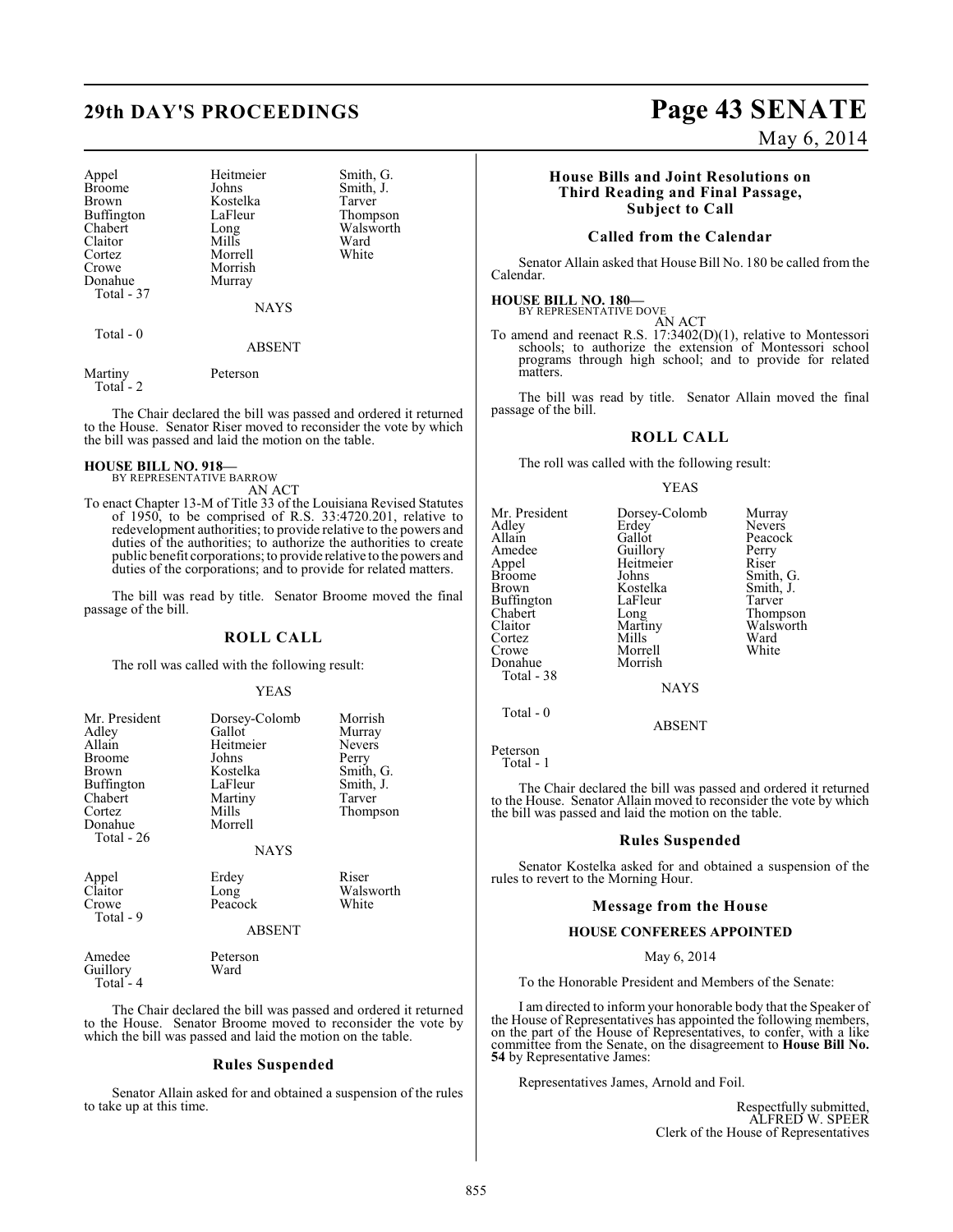| | | |
|---|---|---|
| Appel | Heitmeier | Smith, G. |
| Broome | Johns | Smith, J. |
| Brown | Kostelka | Tarver |
| Buffington | LaFleur | Thompson |
| Chabert | Long | Walsworth |
| Claitor | Mills | Ward |
| Cortez | Morrell | White |
| Crowe | Morrish | |
| Donahue | Murray | |
| Total - 37 | | |

NAYS

Total - 0

ABSENT

| | |
|---|---|
| Martiny | Peterson |
| Total - 2 | |

The Chair declared the bill was passed and ordered it returned to the House. Senator Riser moved to reconsider the vote by which the bill was passed and laid the motion on the table.

**HOUSE BILL NO. 918—**
BY REPRESENTATIVE BARROW

AN ACT

To enact Chapter 13-M of Title 33 of the Louisiana Revised Statutes of 1950, to be comprised of R.S. 33:4720.201, relative to redevelopment authorities; to provide relative to the powers and duties of the authorities; to authorize the authorities to create public benefit corporations; to provide relative to the powers and duties of the corporations; and to provide for related matters.

The bill was read by title. Senator Broome moved the final passage of the bill.

## ROLL CALL

The roll was called with the following result:

YEAS

| | | |
|---|---|---|
| Mr. President | Dorsey-Colomb | Morrish |
| Adley | Gallot | Murray |
| Allain | Heitmeier | Nevers |
| Broome | Johns | Perry |
| Brown | Kostelka | Smith, G. |
| Buffington | LaFleur | Smith, J. |
| Chabert | Martiny | Tarver |
| Cortez | Mills | Thompson |
| Donahue | Morrell | |
| Total - 26 | | |

NAYS

| | | |
|---|---|---|
| Appel | Erdey | Riser |
| Claitor | Long | Walsworth |
| Crowe | Peacock | White |
| Total - 9 | | |

ABSENT

| | |
|---|---|
| Amedee | Peterson |
| Guillory | Ward |
| Total - 4 | |

The Chair declared the bill was passed and ordered it returned to the House. Senator Broome moved to reconsider the vote by which the bill was passed and laid the motion on the table.

## Rules Suspended

Senator Allain asked for and obtained a suspension of the rules to take up at this time.

## House Bills and Joint Resolutions on Third Reading and Final Passage, Subject to Call

## Called from the Calendar

Senator Allain asked that House Bill No. 180 be called from the Calendar.

**HOUSE BILL NO. 180—**
BY REPRESENTATIVE DOVE

AN ACT

To amend and reenact R.S. 17:3402(D)(1), relative to Montessori schools; to authorize the extension of Montessori school programs through high school; and to provide for related matters.

The bill was read by title. Senator Allain moved the final passage of the bill.

## ROLL CALL

The roll was called with the following result:

YEAS

| | | |
|---|---|---|
| Mr. President | Dorsey-Colomb | Murray |
| Adley | Erdey | Nevers |
| Allain | Gallot | Peacock |
| Amedee | Guillory | Perry |
| Appel | Heitmeier | Riser |
| Broome | Johns | Smith, G. |
| Brown | Kostelka | Smith, J. |
| Buffington | LaFleur | Tarver |
| Chabert | Long | Thompson |
| Claitor | Martiny | Walsworth |
| Cortez | Mills | Ward |
| Crowe | Morrell | White |
| Donahue | Morrish | |
| Total - 38 | | |

NAYS

Total - 0

ABSENT

Peterson
Total - 1

The Chair declared the bill was passed and ordered it returned to the House. Senator Allain moved to reconsider the vote by which the bill was passed and laid the motion on the table.

## Rules Suspended

Senator Kostelka asked for and obtained a suspension of the rules to revert to the Morning Hour.

## Message from the House

### HOUSE CONFEREES APPOINTED

May 6, 2014

To the Honorable President and Members of the Senate:

I am directed to inform your honorable body that the Speaker of the House of Representatives has appointed the following members, on the part of the House of Representatives, to confer, with a like committee from the Senate, on the disagreement to **House Bill No. 54** by Representative James:

Representatives James, Arnold and Foil.

Respectfully submitted,
ALFRED W. SPEER
Clerk of the House of Representatives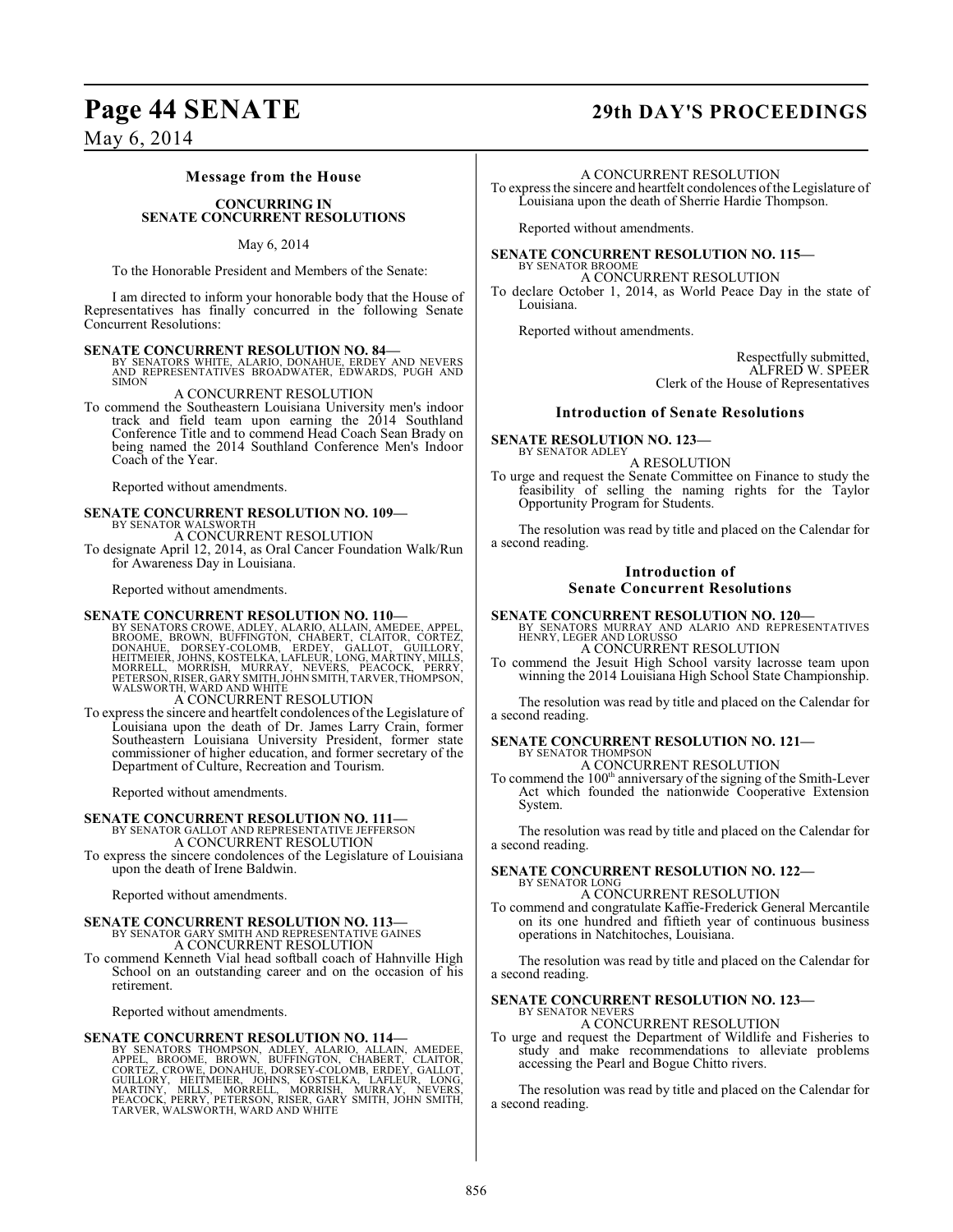### Message from the House

**CONCURRING IN SENATE CONCURRENT RESOLUTIONS**

May 6, 2014

To the Honorable President and Members of the Senate:

I am directed to inform your honorable body that the House of Representatives has finally concurred in the following Senate Concurrent Resolutions:

**SENATE CONCURRENT RESOLUTION NO. 84—**
BY SENATORS WHITE, ALARIO, DONAHUE, ERDEY AND NEVERS AND REPRESENTATIVES BROADWATER, EDWARDS, PUGH AND SIMON

A CONCURRENT RESOLUTION

To commend the Southeastern Louisiana University men's indoor track and field team upon earning the 2014 Southland Conference Title and to commend Head Coach Sean Brady on being named the 2014 Southland Conference Men's Indoor Coach of the Year.

Reported without amendments.

**SENATE CONCURRENT RESOLUTION NO. 109—**
BY SENATOR WALSWORTH

A CONCURRENT RESOLUTION

To designate April 12, 2014, as Oral Cancer Foundation Walk/Run for Awareness Day in Louisiana.

Reported without amendments.

**SENATE CONCURRENT RESOLUTION NO. 110—**
BY SENATORS CROWE, ADLEY, ALARIO, ALLAIN, AMEDEE, APPEL, BROOME, BROWN, BUFFINGTON, CHABERT, CLAITOR, CORTEZ, DONAHUE, DORSEY-COLOMB, ERDEY, GALLOT, GUILLORY, HEITMEIER, JOHNS, KOSTELKA, LAFLEUR, LONG, MARTINY, MILLS, MORRELL, MORRISH, MURRAY, NEVERS, PEACOCK, PERRY, PETERSON, RISER, GARY SMITH, JOHN SMITH, TARVER, THOMPSON, WALSWORTH, WARD AND WHITE

A CONCURRENT RESOLUTION

To express the sincere and heartfelt condolences of the Legislature of Louisiana upon the death of Dr. James Larry Crain, former Southeastern Louisiana University President, former state commissioner of higher education, and former secretary of the Department of Culture, Recreation and Tourism.

Reported without amendments.

**SENATE CONCURRENT RESOLUTION NO. 111—**
BY SENATOR GALLOT AND REPRESENTATIVE JEFFERSON

A CONCURRENT RESOLUTION

To express the sincere condolences of the Legislature of Louisiana upon the death of Irene Baldwin.

Reported without amendments.

**SENATE CONCURRENT RESOLUTION NO. 113—**
BY SENATOR GARY SMITH AND REPRESENTATIVE GAINES

A CONCURRENT RESOLUTION

To commend Kenneth Vial head softball coach of Hahnville High School on an outstanding career and on the occasion of his retirement.

Reported without amendments.

**SENATE CONCURRENT RESOLUTION NO. 114—**
BY SENATORS THOMPSON, ADLEY, ALARIO, ALLAIN, AMEDEE, APPEL, BROOME, BROWN, BUFFINGTON, CHABERT, CLAITOR, CORTEZ, CROWE, DONAHUE, DORSEY-COLOMB, ERDEY, GALLOT, GUILLORY, HEITMEIER, JOHNS, KOSTELKA, LAFLEUR, LONG, MARTINY, MILLS, MORRELL, MORRISH, MURRAY, NEVERS, PEACOCK, PERRY, PETERSON, RISER, GARY SMITH, JOHN SMITH, TARVER, WALSWORTH, WARD AND WHITE

A CONCURRENT RESOLUTION

To express the sincere and heartfelt condolences of the Legislature of Louisiana upon the death of Sherrie Hardie Thompson.

Reported without amendments.

**SENATE CONCURRENT RESOLUTION NO. 115—**
BY SENATOR BROOME

A CONCURRENT RESOLUTION

To declare October 1, 2014, as World Peace Day in the state of Louisiana.

Reported without amendments.

Respectfully submitted,
ALFRED W. SPEER
Clerk of the House of Representatives

### Introduction of Senate Resolutions

**SENATE RESOLUTION NO. 123—**
BY SENATOR ADLEY

A RESOLUTION

To urge and request the Senate Committee on Finance to study the feasibility of selling the naming rights for the Taylor Opportunity Program for Students.

The resolution was read by title and placed on the Calendar for a second reading.

### Introduction of Senate Concurrent Resolutions

**SENATE CONCURRENT RESOLUTION NO. 120—**
BY SENATORS MURRAY AND ALARIO AND REPRESENTATIVES HENRY, LEGER AND LORUSSO

A CONCURRENT RESOLUTION

To commend the Jesuit High School varsity lacrosse team upon winning the 2014 Louisiana High School State Championship.

The resolution was read by title and placed on the Calendar for a second reading.

**SENATE CONCURRENT RESOLUTION NO. 121—**
BY SENATOR THOMPSON

A CONCURRENT RESOLUTION

To commend the 100th anniversary of the signing of the Smith-Lever Act which founded the nationwide Cooperative Extension System.

The resolution was read by title and placed on the Calendar for a second reading.

**SENATE CONCURRENT RESOLUTION NO. 122—**
BY SENATOR LONG

A CONCURRENT RESOLUTION

To commend and congratulate Kaffie-Frederick General Mercantile on its one hundred and fiftieth year of continuous business operations in Natchitoches, Louisiana.

The resolution was read by title and placed on the Calendar for a second reading.

**SENATE CONCURRENT RESOLUTION NO. 123—**
BY SENATOR NEVERS

A CONCURRENT RESOLUTION

To urge and request the Department of Wildlife and Fisheries to study and make recommendations to alleviate problems accessing the Pearl and Bogue Chitto rivers.

The resolution was read by title and placed on the Calendar for a second reading.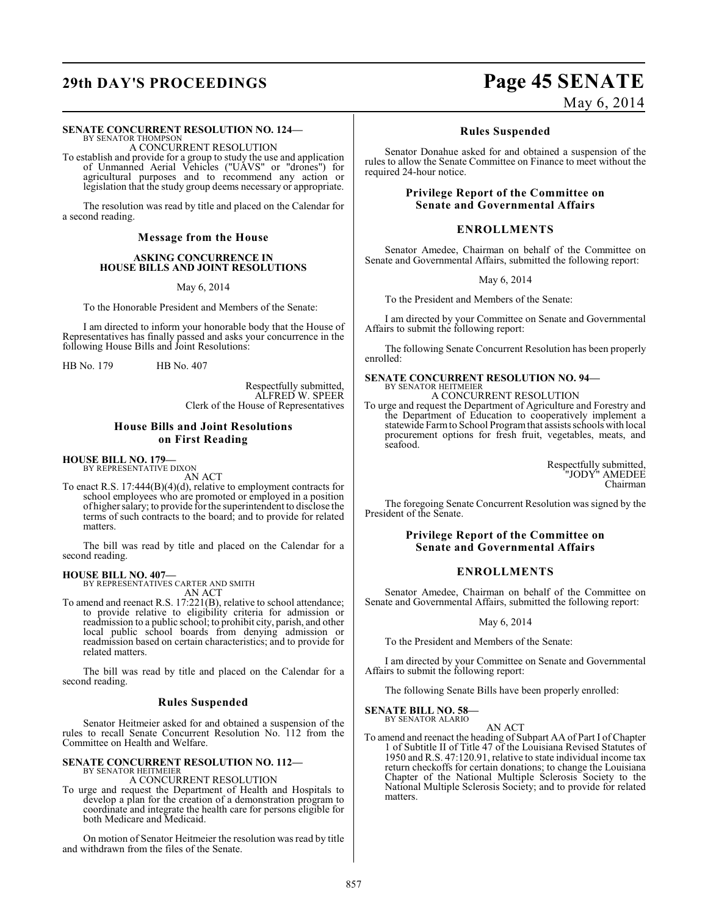**SENATE CONCURRENT RESOLUTION NO. 124—**
BY SENATOR THOMPSON

A CONCURRENT RESOLUTION

To establish and provide for a group to study the use and application of Unmanned Aerial Vehicles ("UAVS" or "drones") for agricultural purposes and to recommend any action or legislation that the study group deems necessary or appropriate.

The resolution was read by title and placed on the Calendar for a second reading.

## Message from the House

### ASKING CONCURRENCE IN HOUSE BILLS AND JOINT RESOLUTIONS

May 6, 2014

To the Honorable President and Members of the Senate:

I am directed to inform your honorable body that the House of Representatives has finally passed and asks your concurrence in the following House Bills and Joint Resolutions:

HB No. 179 HB No. 407

Respectfully submitted,
ALFRED W. SPEER
Clerk of the House of Representatives

## House Bills and Joint Resolutions on First Reading

**HOUSE BILL NO. 179—**
BY REPRESENTATIVE DIXON

AN ACT

To enact R.S. 17:444(B)(4)(d), relative to employment contracts for school employees who are promoted or employed in a position of higher salary; to provide for the superintendent to disclose the terms of such contracts to the board; and to provide for related matters.

The bill was read by title and placed on the Calendar for a second reading.

**HOUSE BILL NO. 407—**
BY REPRESENTATIVES CARTER AND SMITH

AN ACT

To amend and reenact R.S. 17:221(B), relative to school attendance; to provide relative to eligibility criteria for admission or readmission to a public school; to prohibit city, parish, and other local public school boards from denying admission or readmission based on certain characteristics; and to provide for related matters.

The bill was read by title and placed on the Calendar for a second reading.

## Rules Suspended

Senator Heitmeier asked for and obtained a suspension of the rules to recall Senate Concurrent Resolution No. 112 from the Committee on Health and Welfare.

**SENATE CONCURRENT RESOLUTION NO. 112—**
BY SENATOR HEITMEIER

A CONCURRENT RESOLUTION

To urge and request the Department of Health and Hospitals to develop a plan for the creation of a demonstration program to coordinate and integrate the health care for persons eligible for both Medicare and Medicaid.

On motion of Senator Heitmeier the resolution was read by title and withdrawn from the files of the Senate.

## Rules Suspended

Senator Donahue asked for and obtained a suspension of the rules to allow the Senate Committee on Finance to meet without the required 24-hour notice.

## Privilege Report of the Committee on Senate and Governmental Affairs

### ENROLLMENTS

Senator Amedee, Chairman on behalf of the Committee on Senate and Governmental Affairs, submitted the following report:

May 6, 2014

To the President and Members of the Senate:

I am directed by your Committee on Senate and Governmental Affairs to submit the following report:

The following Senate Concurrent Resolution has been properly enrolled:

**SENATE CONCURRENT RESOLUTION NO. 94—**
BY SENATOR HEITMEIER

A CONCURRENT RESOLUTION

To urge and request the Department of Agriculture and Forestry and the Department of Education to cooperatively implement a statewide Farm to School Program that assists schools with local procurement options for fresh fruit, vegetables, meats, and seafood.

Respectfully submitted,
"JODY" AMEDEE
Chairman

The foregoing Senate Concurrent Resolution was signed by the President of the Senate.

## Privilege Report of the Committee on Senate and Governmental Affairs

### ENROLLMENTS

Senator Amedee, Chairman on behalf of the Committee on Senate and Governmental Affairs, submitted the following report:

May 6, 2014

To the President and Members of the Senate:

I am directed by your Committee on Senate and Governmental Affairs to submit the following report:

The following Senate Bills have been properly enrolled:

**SENATE BILL NO. 58—**
BY SENATOR ALARIO

AN ACT

To amend and reenact the heading of Subpart AA of Part I of Chapter 1 of Subtitle II of Title 47 of the Louisiana Revised Statutes of 1950 and R.S. 47:120.91, relative to state individual income tax return checkoffs for certain donations; to change the Louisiana Chapter of the National Multiple Sclerosis Society to the National Multiple Sclerosis Society; and to provide for related matters.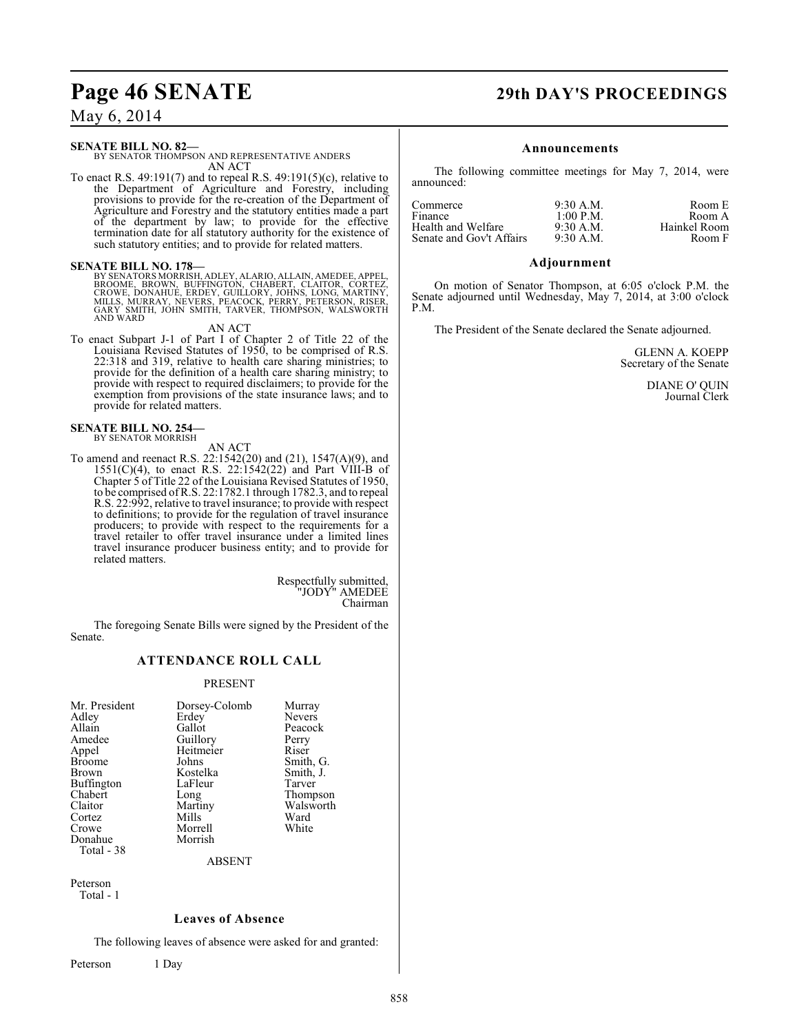**SENATE BILL NO. 82—**
BY SENATOR THOMPSON AND REPRESENTATIVE ANDERS
AN ACT

To enact R.S. 49:191(7) and to repeal R.S. 49:191(5)(c), relative to the Department of Agriculture and Forestry, including provisions to provide for the re-creation of the Department of Agriculture and Forestry and the statutory entities made a part of the department by law; to provide for the effective termination date for all statutory authority for the existence of such statutory entities; and to provide for related matters.

**SENATE BILL NO. 178—**
BY SENATORS MORRISH, ADLEY, ALARIO, ALLAIN, AMEDEE, APPEL, BROOME, BROWN, BUFFINGTON, CHABERT, CLAITOR, CORTEZ, CROWE, DONAHUE, ERDEY, GUILLORY, JOHNS, LONG, MARTINY, MILLS, MURRAY, NEVERS, PEACOCK, PERRY, PETERSON, RISER, GARY SMITH, JOHN SMITH, TARVER, THOMPSON, WALSWORTH AND WARD
AN ACT

To enact Subpart J-1 of Part I of Chapter 2 of Title 22 of the Louisiana Revised Statutes of 1950, to be comprised of R.S. 22:318 and 319, relative to health care sharing ministries; to provide for the definition of a health care sharing ministry; to provide with respect to required disclaimers; to provide for the exemption from provisions of the state insurance laws; and to provide for related matters.

**SENATE BILL NO. 254—**
BY SENATOR MORRISH
AN ACT

To amend and reenact R.S. 22:1542(20) and (21), 1547(A)(9), and 1551(C)(4), to enact R.S. 22:1542(22) and Part VIII-B of Chapter 5 of Title 22 of the Louisiana Revised Statutes of 1950, to be comprised of R.S. 22:1782.1 through 1782.3, and to repeal R.S. 22:992, relative to travel insurance; to provide with respect to definitions; to provide for the regulation of travel insurance producers; to provide with respect to the requirements for a travel retailer to offer travel insurance under a limited lines travel insurance producer business entity; and to provide for related matters.

Respectfully submitted,
"JODY" AMEDEE
Chairman

The foregoing Senate Bills were signed by the President of the Senate.

## ATTENDANCE ROLL CALL

PRESENT

| | | |
|---|---|---|
| Mr. President | Dorsey-Colomb | Murray |
| Adley | Erdey | Nevers |
| Allain | Gallot | Peacock |
| Amedee | Guillory | Perry |
| Appel | Heitmeier | Riser |
| Broome | Johns | Smith, G. |
| Brown | Kostelka | Smith, J. |
| Buffington | LaFleur | Tarver |
| Chabert | Long | Thompson |
| Claitor | Martiny | Walsworth |
| Cortez | Mills | Ward |
| Crowe | Morrell | White |
| Donahue | Morrish | |

Total - 38

ABSENT

Peterson
Total - 1

### Leaves of Absence

The following leaves of absence were asked for and granted:

Peterson 1 Day

### Announcements

The following committee meetings for May 7, 2014, were announced:

| | | |
|---|---|---|
| Commerce | 9:30 A.M. | Room E |
| Finance | 1:00 P.M. | Room A |
| Health and Welfare | 9:30 A.M. | Hainkel Room |
| Senate and Gov't Affairs | 9:30 A.M. | Room F |

### Adjournment

On motion of Senator Thompson, at 6:05 o'clock P.M. the Senate adjourned until Wednesday, May 7, 2014, at 3:00 o'clock P.M.

The President of the Senate declared the Senate adjourned.

GLENN A. KOEPP
Secretary of the Senate

DIANE O' QUIN
Journal Clerk